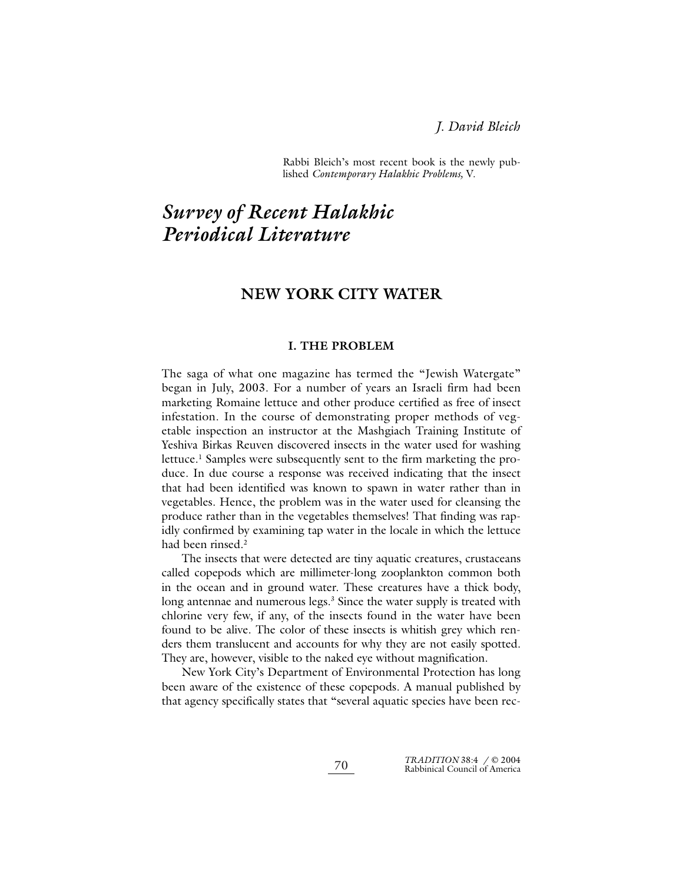*J. David Bleich*

Rabbi Bleich's most recent book is the newly published *Contemporary Halakhic Problems,* V.

# *Survey of Recent Halakhic Periodical Literature*

## NEW YORK CITY WATER

### I. THE PROBLEM

The saga of what one magazine has termed the "Jewish Watergate" began in July, 2003. For a number of years an Israeli firm had been marketing Romaine lettuce and other produce certified as free of insect infestation. In the course of demonstrating proper methods of vegetable inspection an instructor at the Mashgiach Training Institute of Yeshiva Birkas Reuven discovered insects in the water used for washing lettuce.[1] Samples were subsequently sent to the firm marketing the produce. In due course a response was received indicating that the insect that had been identified was known to spawn in water rather than in vegetables. Hence, the problem was in the water used for cleansing the produce rather than in the vegetables themselves! That finding was rapidly confirmed by examining tap water in the locale in which the lettuce had been rinsed.[2]

The insects that were detected are tiny aquatic creatures, crustaceans called copepods which are millimeter-long zooplankton common both in the ocean and in ground water. These creatures have a thick body, long antennae and numerous legs.[3] Since the water supply is treated with chlorine very few, if any, of the insects found in the water have been found to be alive. The color of these insects is whitish grey which renders them translucent and accounts for why they are not easily spotted. They are, however, visible to the naked eye without magnification.

New York City's Department of Environmental Protection has long been aware of the existence of these copepods. A manual published by that agency specifically states that "several aquatic species have been rec-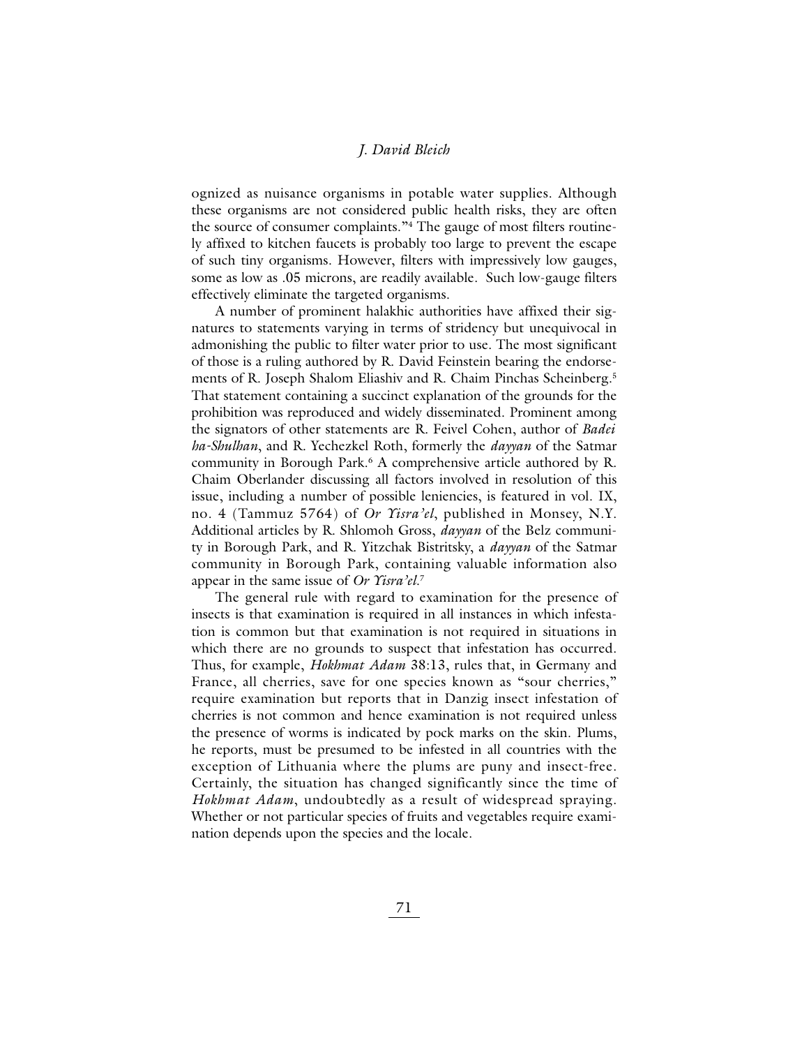ognized as nuisance organisms in potable water supplies. Although these organisms are not considered public health risks, they are often the source of consumer complaints."[4] The gauge of most filters routinely affixed to kitchen faucets is probably too large to prevent the escape of such tiny organisms. However, filters with impressively low gauges, some as low as .05 microns, are readily available. Such low-gauge filters effectively eliminate the targeted organisms.

A number of prominent halakhic authorities have affixed their signatures to statements varying in terms of stridency but unequivocal in admonishing the public to filter water prior to use. The most significant of those is a ruling authored by R. David Feinstein bearing the endorsements of R. Joseph Shalom Eliashiv and R. Chaim Pinchas Scheinberg.[5] That statement containing a succinct explanation of the grounds for the prohibition was reproduced and widely disseminated. Prominent among the signators of other statements are R. Feivel Cohen, author of *Badei ha-Shulhan*, and R. Yechezkel Roth, formerly the *dayyan* of the Satmar community in Borough Park.[6] A comprehensive article authored by R. Chaim Oberlander discussing all factors involved in resolution of this issue, including a number of possible leniencies, is featured in vol. IX, no. 4 (Tammuz 5764) of *Or Yisra'el*, published in Monsey, N.Y. Additional articles by R. Shlomoh Gross, *dayyan* of the Belz community in Borough Park, and R. Yitzchak Bistritsky, a *dayyan* of the Satmar community in Borough Park, containing valuable information also appear in the same issue of *Or Yisra'el*.[7]

The general rule with regard to examination for the presence of insects is that examination is required in all instances in which infestation is common but that examination is not required in situations in which there are no grounds to suspect that infestation has occurred. Thus, for example, *Hokhmat Adam* 38:13, rules that, in Germany and France, all cherries, save for one species known as "sour cherries," require examination but reports that in Danzig insect infestation of cherries is not common and hence examination is not required unless the presence of worms is indicated by pock marks on the skin. Plums, he reports, must be presumed to be infested in all countries with the exception of Lithuania where the plums are puny and insect-free. Certainly, the situation has changed significantly since the time of *Hokhmat Adam*, undoubtedly as a result of widespread spraying. Whether or not particular species of fruits and vegetables require examination depends upon the species and the locale.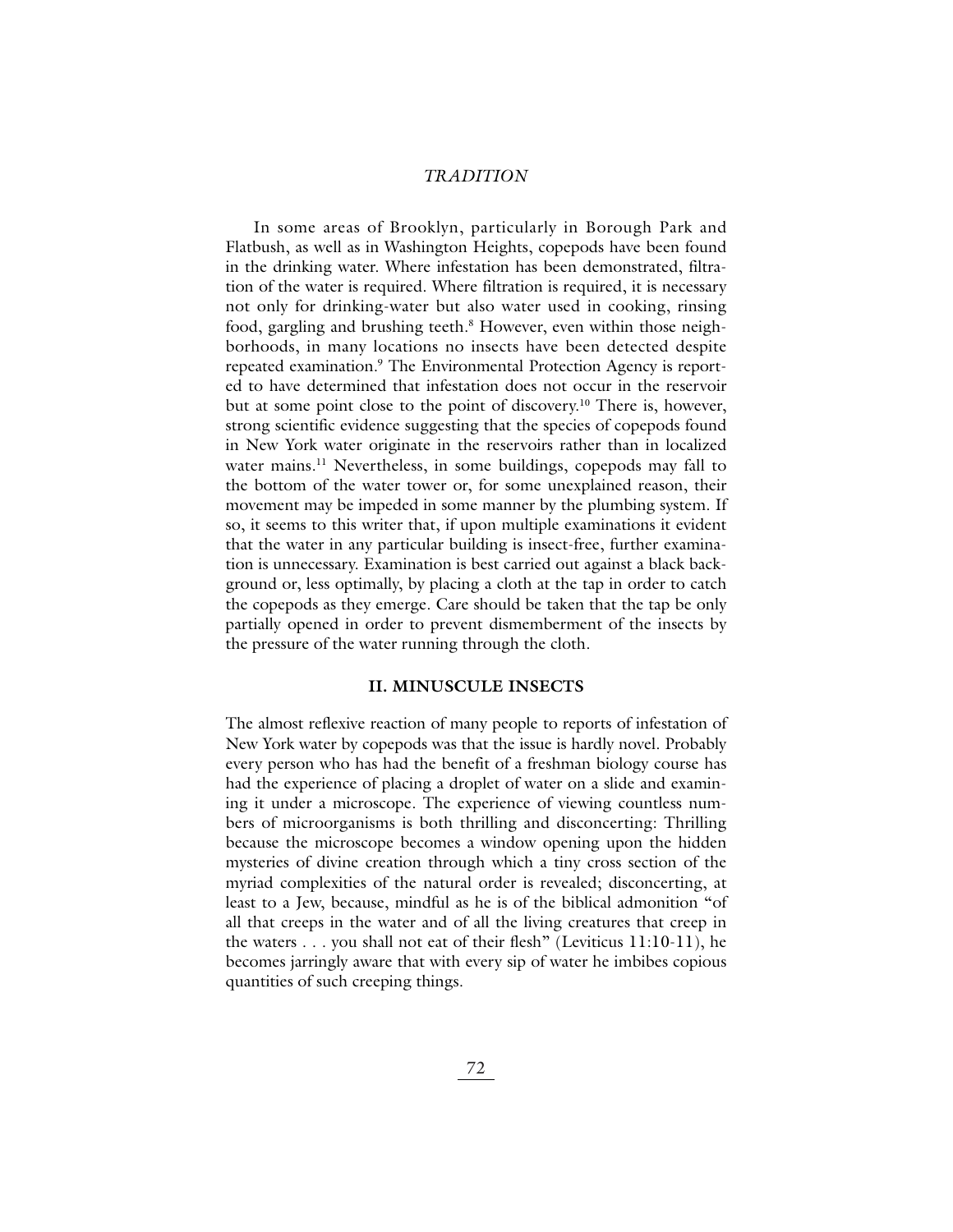In some areas of Brooklyn, particularly in Borough Park and Flatbush, as well as in Washington Heights, copepods have been found in the drinking water. Where infestation has been demonstrated, filtration of the water is required. Where filtration is required, it is necessary not only for drinking-water but also water used in cooking, rinsing food, gargling and brushing teeth.[8] However, even within those neighborhoods, in many locations no insects have been detected despite repeated examination.[9] The Environmental Protection Agency is reported to have determined that infestation does not occur in the reservoir but at some point close to the point of discovery.[10] There is, however, strong scientific evidence suggesting that the species of copepods found in New York water originate in the reservoirs rather than in localized water mains.[11] Nevertheless, in some buildings, copepods may fall to the bottom of the water tower or, for some unexplained reason, their movement may be impeded in some manner by the plumbing system. If so, it seems to this writer that, if upon multiple examinations it evident that the water in any particular building is insect-free, further examination is unnecessary. Examination is best carried out against a black background or, less optimally, by placing a cloth at the tap in order to catch the copepods as they emerge. Care should be taken that the tap be only partially opened in order to prevent dismemberment of the insects by the pressure of the water running through the cloth.

## II. MINUSCULE INSECTS

The almost reflexive reaction of many people to reports of infestation of New York water by copepods was that the issue is hardly novel. Probably every person who has had the benefit of a freshman biology course has had the experience of placing a droplet of water on a slide and examining it under a microscope. The experience of viewing countless numbers of microorganisms is both thrilling and disconcerting: Thrilling because the microscope becomes a window opening upon the hidden mysteries of divine creation through which a tiny cross section of the myriad complexities of the natural order is revealed; disconcerting, at least to a Jew, because, mindful as he is of the biblical admonition "of all that creeps in the water and of all the living creatures that creep in the waters . . . you shall not eat of their flesh" (Leviticus 11:10-11), he becomes jarringly aware that with every sip of water he imbibes copious quantities of such creeping things.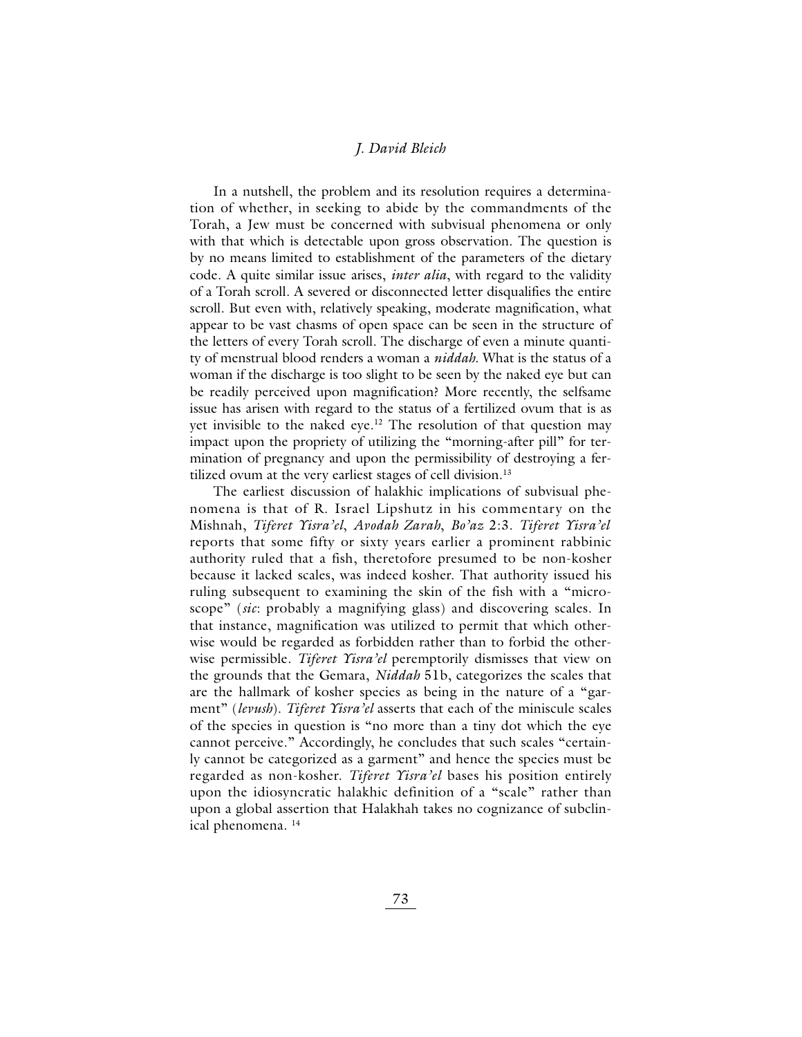In a nutshell, the problem and its resolution requires a determination of whether, in seeking to abide by the commandments of the Torah, a Jew must be concerned with subvisual phenomena or only with that which is detectable upon gross observation. The question is by no means limited to establishment of the parameters of the dietary code. A quite similar issue arises, *inter alia*, with regard to the validity of a Torah scroll. A severed or disconnected letter disqualifies the entire scroll. But even with, relatively speaking, moderate magnification, what appear to be vast chasms of open space can be seen in the structure of the letters of every Torah scroll. The discharge of even a minute quantity of menstrual blood renders a woman a *niddah*. What is the status of a woman if the discharge is too slight to be seen by the naked eye but can be readily perceived upon magnification? More recently, the selfsame issue has arisen with regard to the status of a fertilized ovum that is as yet invisible to the naked eye.[12] The resolution of that question may impact upon the propriety of utilizing the "morning-after pill" for termination of pregnancy and upon the permissibility of destroying a fertilized ovum at the very earliest stages of cell division.[13]

The earliest discussion of halakhic implications of subvisual phenomena is that of R. Israel Lipshutz in his commentary on the Mishnah, *Tiferet Yisra'el*, *Avodah Zarah*, *Bo'az* 2:3. *Tiferet Yisra'el* reports that some fifty or sixty years earlier a prominent rabbinic authority ruled that a fish, theretofore presumed to be non-kosher because it lacked scales, was indeed kosher. That authority issued his ruling subsequent to examining the skin of the fish with a "microscope" (*sic*: probably a magnifying glass) and discovering scales. In that instance, magnification was utilized to permit that which otherwise would be regarded as forbidden rather than to forbid the otherwise permissible. *Tiferet Yisra'el* peremptorily dismisses that view on the grounds that the Gemara, *Niddah* 51b, categorizes the scales that are the hallmark of kosher species as being in the nature of a "garment" (*levush*). *Tiferet Yisra'el* asserts that each of the miniscule scales of the species in question is "no more than a tiny dot which the eye cannot perceive." Accordingly, he concludes that such scales "certainly cannot be categorized as a garment" and hence the species must be regarded as non-kosher. *Tiferet Yisra'el* bases his position entirely upon the idiosyncratic halakhic definition of a "scale" rather than upon a global assertion that Halakhah takes no cognizance of subclinical phenomena. [14]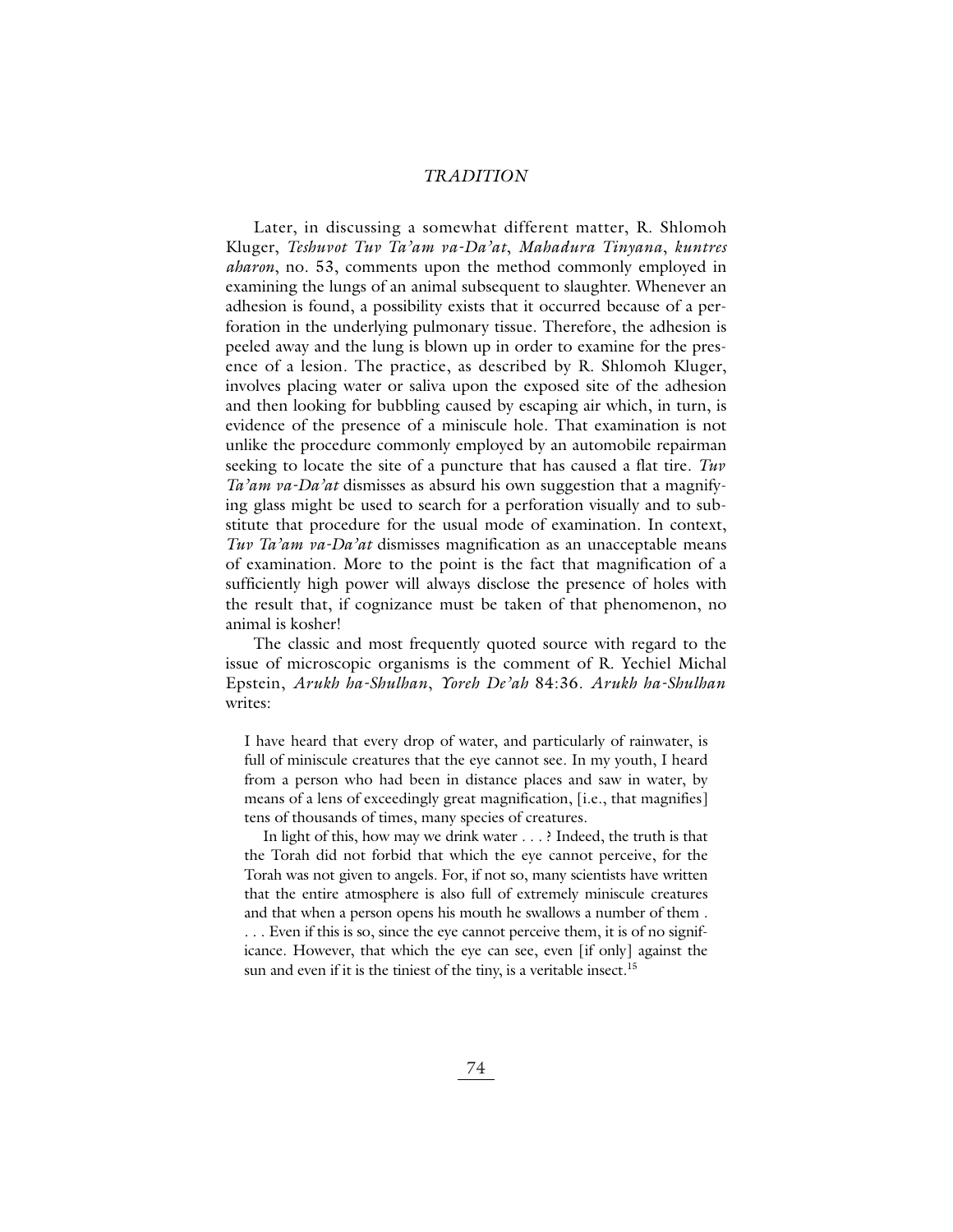Later, in discussing a somewhat different matter, R. Shlomoh Kluger, *Teshuvot Tuv Ta'am va-Da'at*, *Mahadura Tinyana*, *kuntres aharon*, no. 53, comments upon the method commonly employed in examining the lungs of an animal subsequent to slaughter. Whenever an adhesion is found, a possibility exists that it occurred because of a perforation in the underlying pulmonary tissue. Therefore, the adhesion is peeled away and the lung is blown up in order to examine for the presence of a lesion. The practice, as described by R. Shlomoh Kluger, involves placing water or saliva upon the exposed site of the adhesion and then looking for bubbling caused by escaping air which, in turn, is evidence of the presence of a miniscule hole. That examination is not unlike the procedure commonly employed by an automobile repairman seeking to locate the site of a puncture that has caused a flat tire. *Tuv Ta'am va-Da'at* dismisses as absurd his own suggestion that a magnifying glass might be used to search for a perforation visually and to substitute that procedure for the usual mode of examination. In context, *Tuv Ta'am va-Da'at* dismisses magnification as an unacceptable means of examination. More to the point is the fact that magnification of a sufficiently high power will always disclose the presence of holes with the result that, if cognizance must be taken of that phenomenon, no animal is kosher!

The classic and most frequently quoted source with regard to the issue of microscopic organisms is the comment of R. Yechiel Michal Epstein, *Arukh ha-Shulhan*, *Yoreh De'ah* 84:36. *Arukh ha-Shulhan* writes:

> I have heard that every drop of water, and particularly of rainwater, is full of miniscule creatures that the eye cannot see. In my youth, I heard from a person who had been in distance places and saw in water, by means of a lens of exceedingly great magnification, [i.e., that magnifies] tens of thousands of times, many species of creatures.
>
> In light of this, how may we drink water . . . ? Indeed, the truth is that the Torah did not forbid that which the eye cannot perceive, for the Torah was not given to angels. For, if not so, many scientists have written that the entire atmosphere is also full of extremely miniscule creatures and that when a person opens his mouth he swallows a number of them . . . . Even if this is so, since the eye cannot perceive them, it is of no significance. However, that which the eye can see, even [if only] against the sun and even if it is the tiniest of the tiny, is a veritable insect.[15]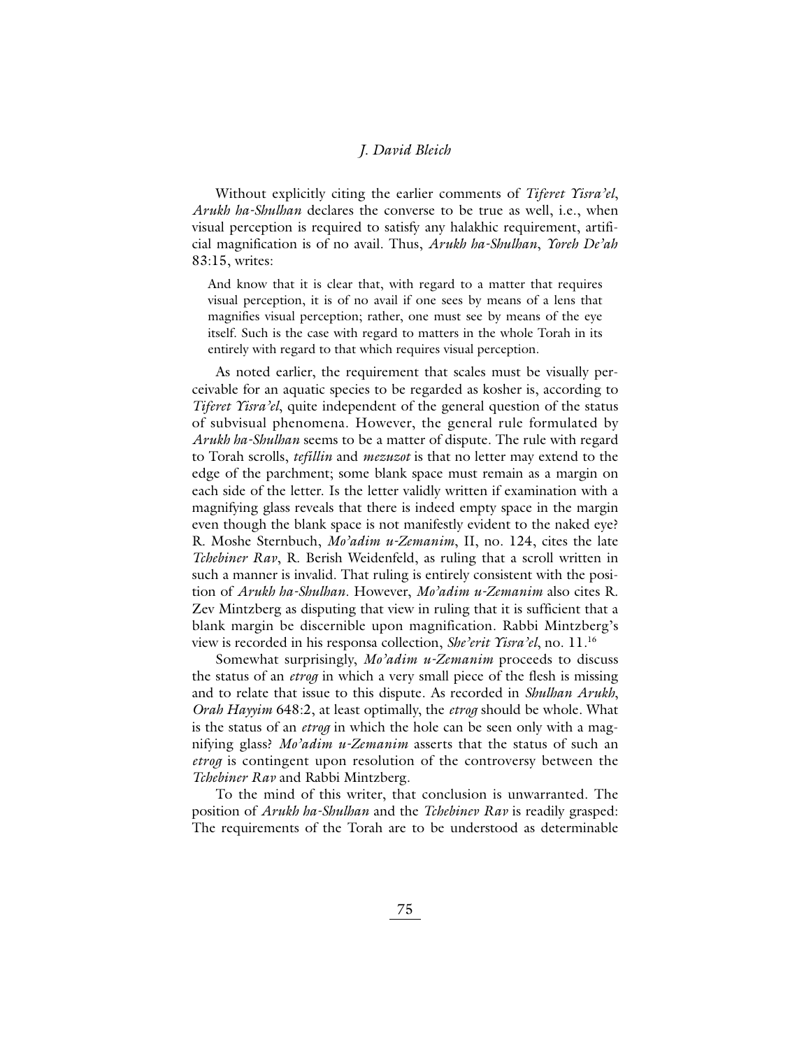Without explicitly citing the earlier comments of *Tiferet Yisra'el*, *Arukh ha-Shulhan* declares the converse to be true as well, i.e., when visual perception is required to satisfy any halakhic requirement, artificial magnification is of no avail. Thus, *Arukh ha-Shulhan*, *Yoreh De'ah* 83:15, writes:

> And know that it is clear that, with regard to a matter that requires visual perception, it is of no avail if one sees by means of a lens that magnifies visual perception; rather, one must see by means of the eye itself. Such is the case with regard to matters in the whole Torah in its entirely with regard to that which requires visual perception.

As noted earlier, the requirement that scales must be visually perceivable for an aquatic species to be regarded as kosher is, according to *Tiferet Yisra'el*, quite independent of the general question of the status of subvisual phenomena. However, the general rule formulated by *Arukh ha-Shulhan* seems to be a matter of dispute. The rule with regard to Torah scrolls, *tefillin* and *mezuzot* is that no letter may extend to the edge of the parchment; some blank space must remain as a margin on each side of the letter. Is the letter validly written if examination with a magnifying glass reveals that there is indeed empty space in the margin even though the blank space is not manifestly evident to the naked eye? R. Moshe Sternbuch, *Mo'adim u-Zemanim*, II, no. 124, cites the late *Tchebiner Rav*, R. Berish Weidenfeld, as ruling that a scroll written in such a manner is invalid. That ruling is entirely consistent with the position of *Arukh ha-Shulhan*. However, *Mo'adim u-Zemanim* also cites R. Zev Mintzberg as disputing that view in ruling that it is sufficient that a blank margin be discernible upon magnification. Rabbi Mintzberg's view is recorded in his responsa collection, *She'erit Yisra'el*, no. 11.[16]

Somewhat surprisingly, *Mo'adim u-Zemanim* proceeds to discuss the status of an *etrog* in which a very small piece of the flesh is missing and to relate that issue to this dispute. As recorded in *Shulhan Arukh*, *Orah Hayyim* 648:2, at least optimally, the *etrog* should be whole. What is the status of an *etrog* in which the hole can be seen only with a magnifying glass? *Mo'adim u-Zemanim* asserts that the status of such an *etrog* is contingent upon resolution of the controversy between the *Tchebiner Rav* and Rabbi Mintzberg.

To the mind of this writer, that conclusion is unwarranted. The position of *Arukh ha-Shulhan* and the *Tchebinev Rav* is readily grasped: The requirements of the Torah are to be understood as determinable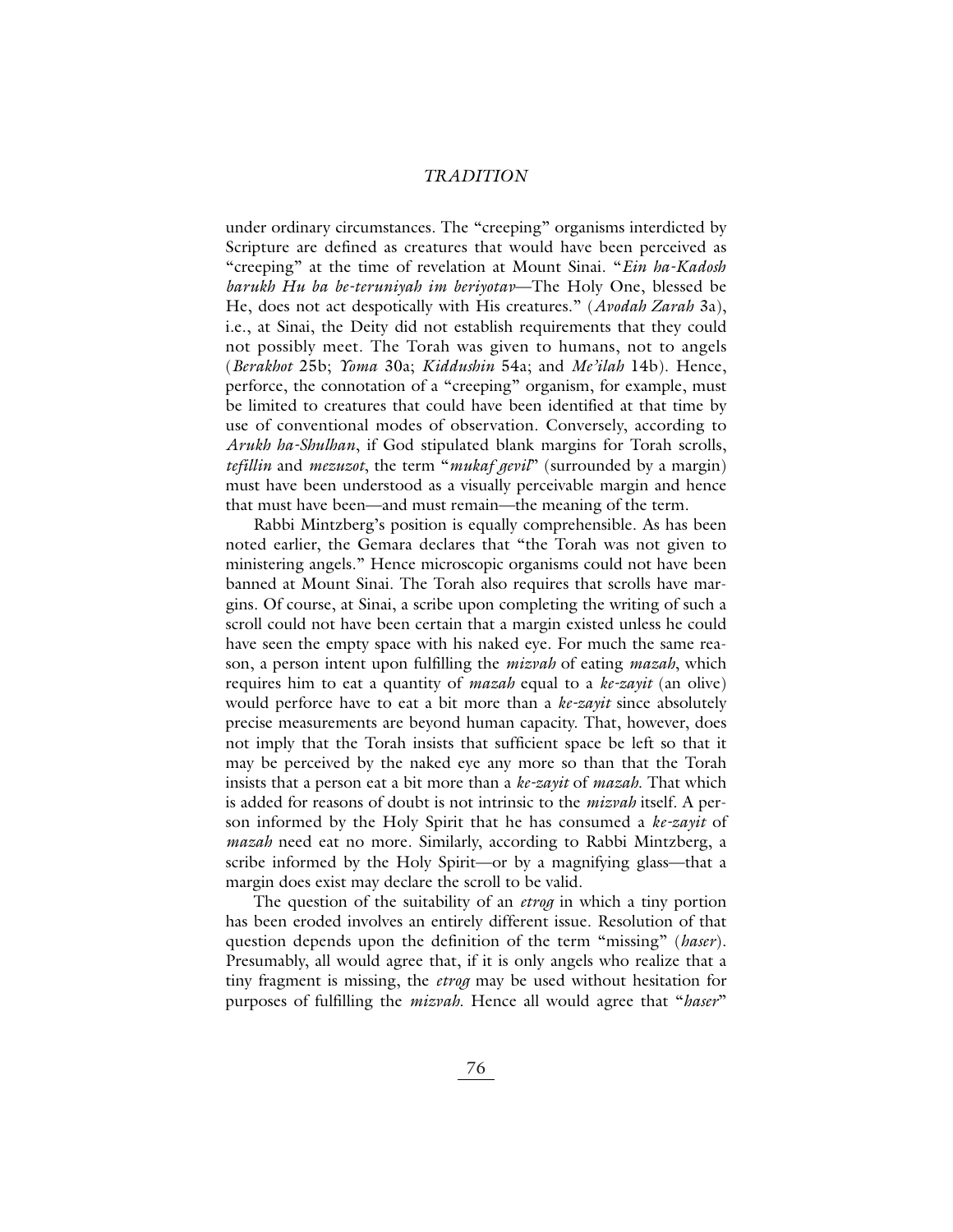under ordinary circumstances. The "creeping" organisms interdicted by Scripture are defined as creatures that would have been perceived as "creeping" at the time of revelation at Mount Sinai. "*Ein ha-Kadosh barukh Hu ba be-teruniyah im beriyotav*—The Holy One, blessed be He, does not act despotically with His creatures." (*Avodah Zarah* 3a), i.e., at Sinai, the Deity did not establish requirements that they could not possibly meet. The Torah was given to humans, not to angels (*Berakhot* 25b; *Yoma* 30a; *Kiddushin* 54a; and *Me'ilah* 14b). Hence, perforce, the connotation of a "creeping" organism, for example, must be limited to creatures that could have been identified at that time by use of conventional modes of observation. Conversely, according to *Arukh ha-Shulhan*, if God stipulated blank margins for Torah scrolls, *tefillin* and *mezuzot*, the term "*mukaf gevil*" (surrounded by a margin) must have been understood as a visually perceivable margin and hence that must have been—and must remain—the meaning of the term.

Rabbi Mintzberg's position is equally comprehensible. As has been noted earlier, the Gemara declares that "the Torah was not given to ministering angels." Hence microscopic organisms could not have been banned at Mount Sinai. The Torah also requires that scrolls have margins. Of course, at Sinai, a scribe upon completing the writing of such a scroll could not have been certain that a margin existed unless he could have seen the empty space with his naked eye. For much the same reason, a person intent upon fulfilling the *mizvah* of eating *mazah*, which requires him to eat a quantity of *mazah* equal to a *ke-zayit* (an olive) would perforce have to eat a bit more than a *ke-zayit* since absolutely precise measurements are beyond human capacity. That, however, does not imply that the Torah insists that sufficient space be left so that it may be perceived by the naked eye any more so than that the Torah insists that a person eat a bit more than a *ke-zayit* of *mazah*. That which is added for reasons of doubt is not intrinsic to the *mizvah* itself. A person informed by the Holy Spirit that he has consumed a *ke-zayit* of *mazah* need eat no more. Similarly, according to Rabbi Mintzberg, a scribe informed by the Holy Spirit—or by a magnifying glass—that a margin does exist may declare the scroll to be valid.

The question of the suitability of an *etrog* in which a tiny portion has been eroded involves an entirely different issue. Resolution of that question depends upon the definition of the term "missing" (*haser*). Presumably, all would agree that, if it is only angels who realize that a tiny fragment is missing, the *etrog* may be used without hesitation for purposes of fulfilling the *mizvah*. Hence all would agree that "*haser*"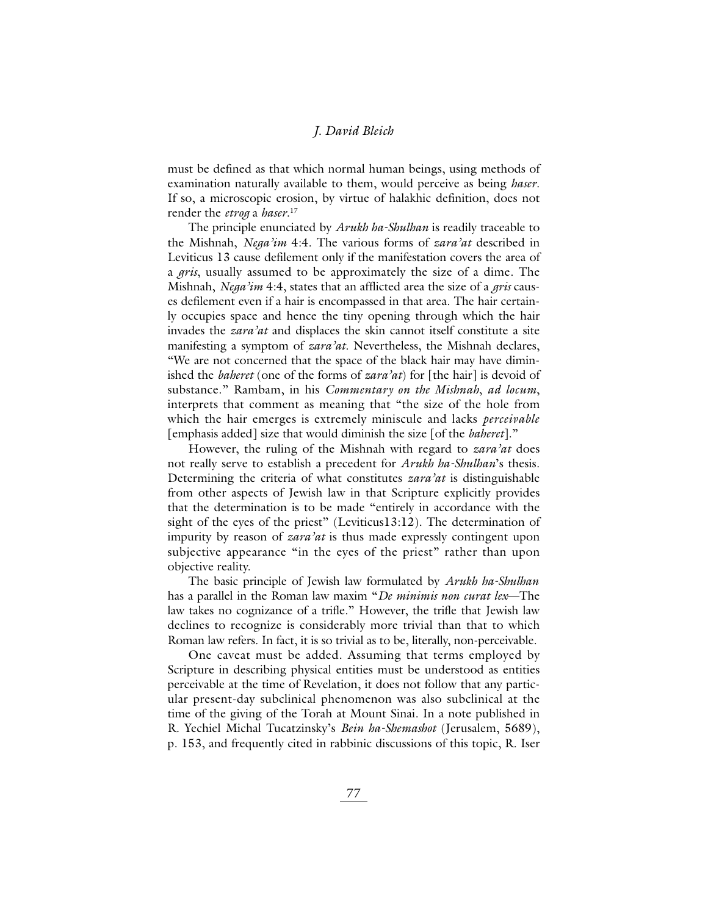must be defined as that which normal human beings, using methods of examination naturally available to them, would perceive as being *haser*. If so, a microscopic erosion, by virtue of halakhic definition, does not render the *etrog* a *haser*.[17]

The principle enunciated by *Arukh ha-Shulhan* is readily traceable to the Mishnah, *Nega'im* 4:4. The various forms of *zara'at* described in Leviticus 13 cause defilement only if the manifestation covers the area of a *gris*, usually assumed to be approximately the size of a dime. The Mishnah, *Nega'im* 4:4, states that an afflicted area the size of a *gris* causes defilement even if a hair is encompassed in that area. The hair certainly occupies space and hence the tiny opening through which the hair invades the *zara'at* and displaces the skin cannot itself constitute a site manifesting a symptom of *zara'at*. Nevertheless, the Mishnah declares, "We are not concerned that the space of the black hair may have diminished the *baheret* (one of the forms of *zara'at*) for [the hair] is devoid of substance." Rambam, in his *Commentary on the Mishnah*, *ad locum*, interprets that comment as meaning that "the size of the hole from which the hair emerges is extremely miniscule and lacks *perceivable* [emphasis added] size that would diminish the size [of the *baheret*]."

However, the ruling of the Mishnah with regard to *zara'at* does not really serve to establish a precedent for *Arukh ha-Shulhan*'s thesis. Determining the criteria of what constitutes *zara'at* is distinguishable from other aspects of Jewish law in that Scripture explicitly provides that the determination is to be made "entirely in accordance with the sight of the eyes of the priest" (Leviticus13:12). The determination of impurity by reason of *zara'at* is thus made expressly contingent upon subjective appearance "in the eyes of the priest" rather than upon objective reality.

The basic principle of Jewish law formulated by *Arukh ha-Shulhan* has a parallel in the Roman law maxim "*De minimis non curat lex*—The law takes no cognizance of a trifle." However, the trifle that Jewish law declines to recognize is considerably more trivial than that to which Roman law refers. In fact, it is so trivial as to be, literally, non-perceivable.

One caveat must be added. Assuming that terms employed by Scripture in describing physical entities must be understood as entities perceivable at the time of Revelation, it does not follow that any particular present-day subclinical phenomenon was also subclinical at the time of the giving of the Torah at Mount Sinai. In a note published in R. Yechiel Michal Tucatzinsky's *Bein ha-Shemashot* (Jerusalem, 5689), p. 153, and frequently cited in rabbinic discussions of this topic, R. Iser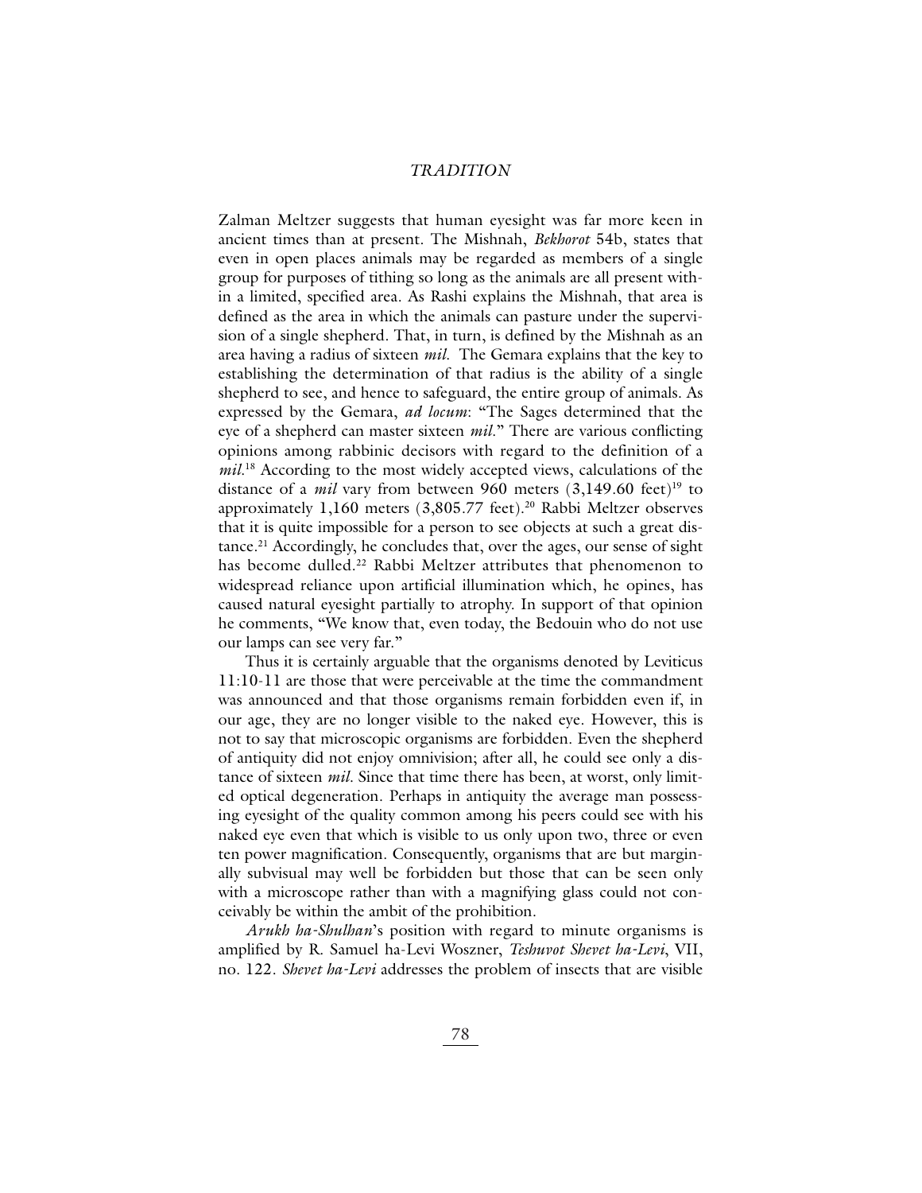Zalman Meltzer suggests that human eyesight was far more keen in ancient times than at present. The Mishnah, *Bekhorot* 54b, states that even in open places animals may be regarded as members of a single group for purposes of tithing so long as the animals are all present within a limited, specified area. As Rashi explains the Mishnah, that area is defined as the area in which the animals can pasture under the supervision of a single shepherd. That, in turn, is defined by the Mishnah as an area having a radius of sixteen *mil.* The Gemara explains that the key to establishing the determination of that radius is the ability of a single shepherd to see, and hence to safeguard, the entire group of animals. As expressed by the Gemara, *ad locum*: "The Sages determined that the eye of a shepherd can master sixteen *mil*." There are various conflicting opinions among rabbinic decisors with regard to the definition of a *mil*.[18] According to the most widely accepted views, calculations of the distance of a *mil* vary from between 960 meters (3,149.60 feet)[19] to approximately 1,160 meters (3,805.77 feet).[20] Rabbi Meltzer observes that it is quite impossible for a person to see objects at such a great distance.[21] Accordingly, he concludes that, over the ages, our sense of sight has become dulled.[22] Rabbi Meltzer attributes that phenomenon to widespread reliance upon artificial illumination which, he opines, has caused natural eyesight partially to atrophy. In support of that opinion he comments, "We know that, even today, the Bedouin who do not use our lamps can see very far."

Thus it is certainly arguable that the organisms denoted by Leviticus 11:10-11 are those that were perceivable at the time the commandment was announced and that those organisms remain forbidden even if, in our age, they are no longer visible to the naked eye. However, this is not to say that microscopic organisms are forbidden. Even the shepherd of antiquity did not enjoy omnivision; after all, he could see only a distance of sixteen *mil*. Since that time there has been, at worst, only limited optical degeneration. Perhaps in antiquity the average man possessing eyesight of the quality common among his peers could see with his naked eye even that which is visible to us only upon two, three or even ten power magnification. Consequently, organisms that are but marginally subvisual may well be forbidden but those that can be seen only with a microscope rather than with a magnifying glass could not conceivably be within the ambit of the prohibition.

*Arukh ha-Shulhan*'s position with regard to minute organisms is amplified by R. Samuel ha-Levi Woszner, *Teshuvot Shevet ha-Levi*, VII, no. 122. *Shevet ha-Levi* addresses the problem of insects that are visible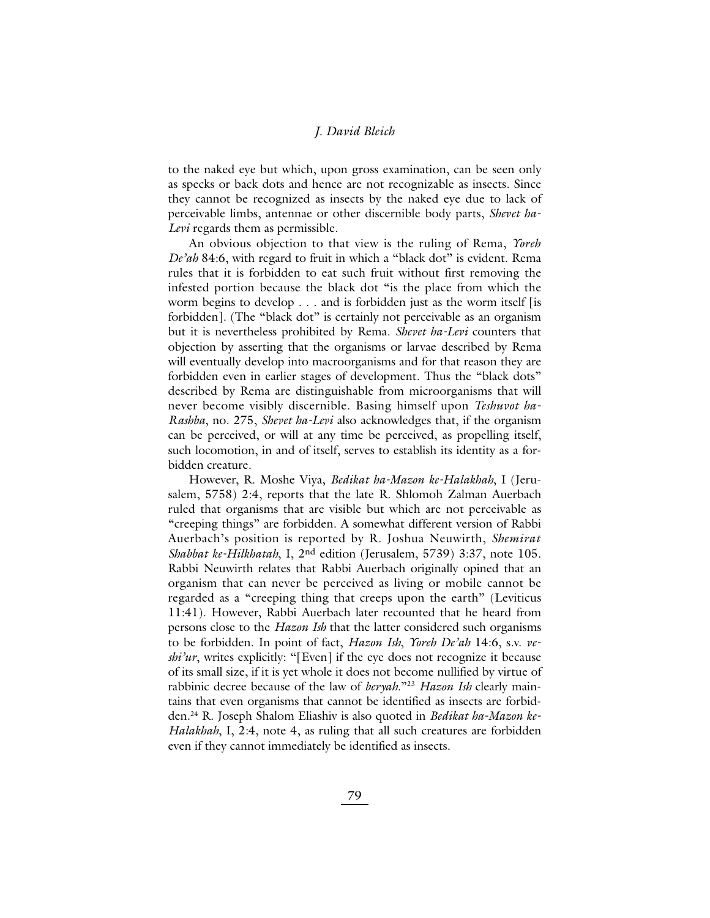to the naked eye but which, upon gross examination, can be seen only as specks or back dots and hence are not recognizable as insects. Since they cannot be recognized as insects by the naked eye due to lack of perceivable limbs, antennae or other discernible body parts, *Shevet ha-Levi* regards them as permissible.

An obvious objection to that view is the ruling of Rema, *Yoreh De'ah* 84:6, with regard to fruit in which a "black dot" is evident. Rema rules that it is forbidden to eat such fruit without first removing the infested portion because the black dot "is the place from which the worm begins to develop . . . and is forbidden just as the worm itself [is forbidden]. (The "black dot" is certainly not perceivable as an organism but it is nevertheless prohibited by Rema. *Shevet ha-Levi* counters that objection by asserting that the organisms or larvae described by Rema will eventually develop into macroorganisms and for that reason they are forbidden even in earlier stages of development. Thus the "black dots" described by Rema are distinguishable from microorganisms that will never become visibly discernible. Basing himself upon *Teshuvot ha-Rashba*, no. 275, *Shevet ha-Levi* also acknowledges that, if the organism can be perceived, or will at any time be perceived, as propelling itself, such locomotion, in and of itself, serves to establish its identity as a forbidden creature.

However, R. Moshe Viya, *Bedikat ha-Mazon ke-Halakhah*, I (Jerusalem, 5758) 2:4, reports that the late R. Shlomoh Zalman Auerbach ruled that organisms that are visible but which are not perceivable as "creeping things" are forbidden. A somewhat different version of Rabbi Auerbach's position is reported by R. Joshua Neuwirth, *Shemirat Shabbat ke-Hilkhatah*, I, 2nd edition (Jerusalem, 5739) 3:37, note 105. Rabbi Neuwirth relates that Rabbi Auerbach originally opined that an organism that can never be perceived as living or mobile cannot be regarded as a "creeping thing that creeps upon the earth" (Leviticus 11:41). However, Rabbi Auerbach later recounted that he heard from persons close to the *Hazon Ish* that the latter considered such organisms to be forbidden. In point of fact, *Hazon Ish*, *Yoreh De'ah* 14:6, s.v. *ve-shi'ur*, writes explicitly: "[Even] if the eye does not recognize it because of its small size, if it is yet whole it does not become nullified by virtue of rabbinic decree because of the law of *beryah*."[23] *Hazon Ish* clearly maintains that even organisms that cannot be identified as insects are forbidden.[24] R. Joseph Shalom Eliashiv is also quoted in *Bedikat ha-Mazon ke-Halakhah*, I, 2:4, note 4, as ruling that all such creatures are forbidden even if they cannot immediately be identified as insects.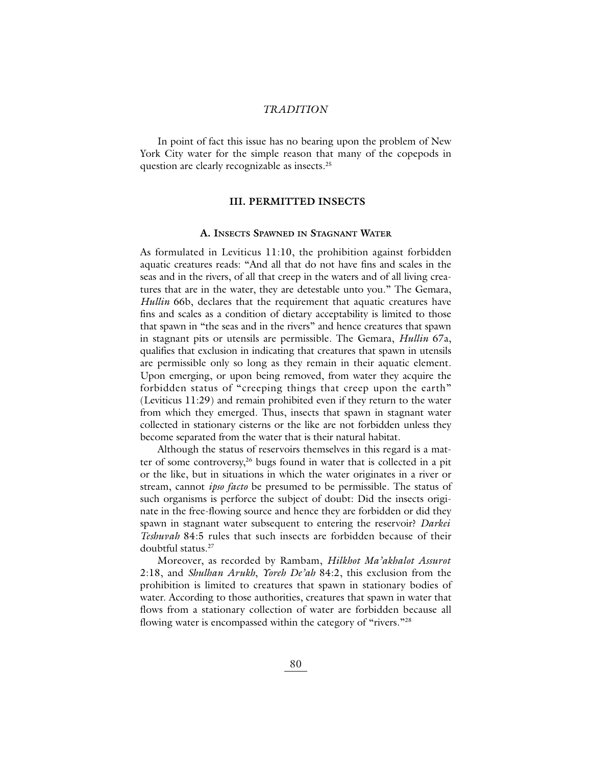In point of fact this issue has no bearing upon the problem of New York City water for the simple reason that many of the copepods in question are clearly recognizable as insects.[25]

## III. PERMITTED INSECTS

### A. Insects Spawned in Stagnant Water

As formulated in Leviticus 11:10, the prohibition against forbidden aquatic creatures reads: "And all that do not have fins and scales in the seas and in the rivers, of all that creep in the waters and of all living creatures that are in the water, they are detestable unto you." The Gemara, *Hullin* 66b, declares that the requirement that aquatic creatures have fins and scales as a condition of dietary acceptability is limited to those that spawn in "the seas and in the rivers" and hence creatures that spawn in stagnant pits or utensils are permissible. The Gemara, *Hullin* 67a, qualifies that exclusion in indicating that creatures that spawn in utensils are permissible only so long as they remain in their aquatic element. Upon emerging, or upon being removed, from water they acquire the forbidden status of "creeping things that creep upon the earth" (Leviticus 11:29) and remain prohibited even if they return to the water from which they emerged. Thus, insects that spawn in stagnant water collected in stationary cisterns or the like are not forbidden unless they become separated from the water that is their natural habitat.

Although the status of reservoirs themselves in this regard is a matter of some controversy,[26] bugs found in water that is collected in a pit or the like, but in situations in which the water originates in a river or stream, cannot *ipso facto* be presumed to be permissible. The status of such organisms is perforce the subject of doubt: Did the insects originate in the free-flowing source and hence they are forbidden or did they spawn in stagnant water subsequent to entering the reservoir? *Darkei Teshuvah* 84:5 rules that such insects are forbidden because of their doubtful status.[27]

Moreover, as recorded by Rambam, *Hilkhot Ma'akhalot Assurot* 2:18, and *Shulhan Arukh*, *Yoreh De'ah* 84:2, this exclusion from the prohibition is limited to creatures that spawn in stationary bodies of water. According to those authorities, creatures that spawn in water that flows from a stationary collection of water are forbidden because all flowing water is encompassed within the category of "rivers."[28]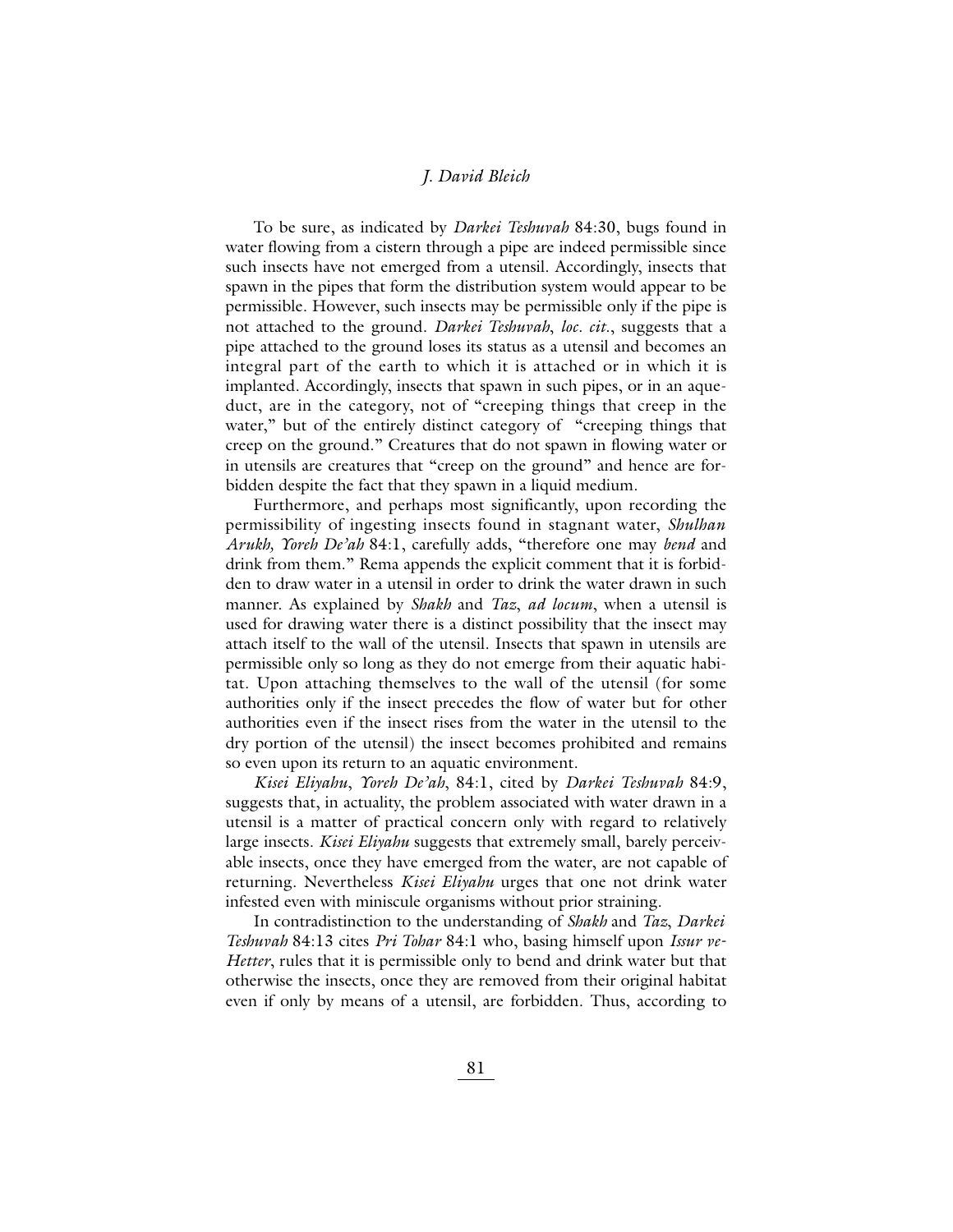To be sure, as indicated by *Darkei Teshuvah* 84:30, bugs found in water flowing from a cistern through a pipe are indeed permissible since such insects have not emerged from a utensil. Accordingly, insects that spawn in the pipes that form the distribution system would appear to be permissible. However, such insects may be permissible only if the pipe is not attached to the ground. *Darkei Teshuvah*, *loc. cit.*, suggests that a pipe attached to the ground loses its status as a utensil and becomes an integral part of the earth to which it is attached or in which it is implanted. Accordingly, insects that spawn in such pipes, or in an aqueduct, are in the category, not of "creeping things that creep in the water," but of the entirely distinct category of "creeping things that creep on the ground." Creatures that do not spawn in flowing water or in utensils are creatures that "creep on the ground" and hence are forbidden despite the fact that they spawn in a liquid medium.

Furthermore, and perhaps most significantly, upon recording the permissibility of ingesting insects found in stagnant water, *Shulhan Arukh, Yoreh De'ah* 84:1, carefully adds, "therefore one may *bend* and drink from them." Rema appends the explicit comment that it is forbidden to draw water in a utensil in order to drink the water drawn in such manner. As explained by *Shakh* and *Taz*, *ad locum*, when a utensil is used for drawing water there is a distinct possibility that the insect may attach itself to the wall of the utensil. Insects that spawn in utensils are permissible only so long as they do not emerge from their aquatic habitat. Upon attaching themselves to the wall of the utensil (for some authorities only if the insect precedes the flow of water but for other authorities even if the insect rises from the water in the utensil to the dry portion of the utensil) the insect becomes prohibited and remains so even upon its return to an aquatic environment.

*Kisei Eliyahu*, *Yoreh De'ah*, 84:1, cited by *Darkei Teshuvah* 84:9, suggests that, in actuality, the problem associated with water drawn in a utensil is a matter of practical concern only with regard to relatively large insects. *Kisei Eliyahu* suggests that extremely small, barely perceivable insects, once they have emerged from the water, are not capable of returning. Nevertheless *Kisei Eliyahu* urges that one not drink water infested even with miniscule organisms without prior straining.

In contradistinction to the understanding of *Shakh* and *Taz*, *Darkei Teshuvah* 84:13 cites *Pri Tohar* 84:1 who, basing himself upon *Issur ve-Hetter*, rules that it is permissible only to bend and drink water but that otherwise the insects, once they are removed from their original habitat even if only by means of a utensil, are forbidden. Thus, according to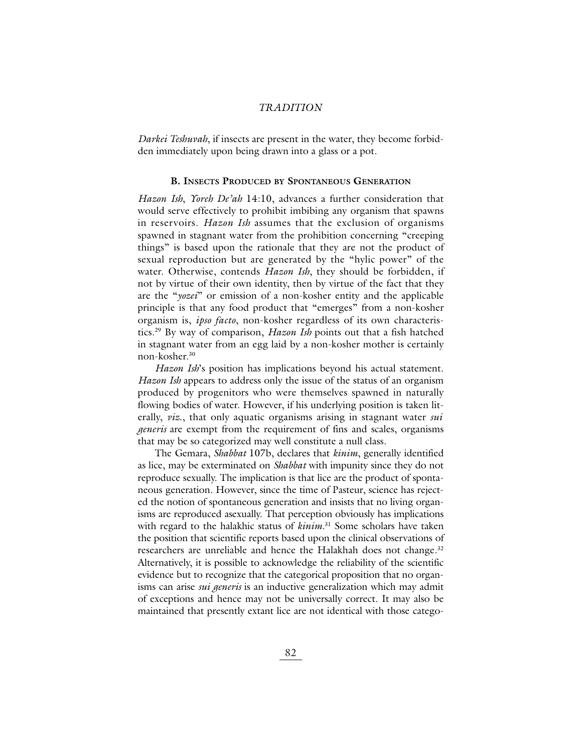*Darkei Teshuvah*, if insects are present in the water, they become forbidden immediately upon being drawn into a glass or a pot.

### B. Insects Produced by Spontaneous Generation

*Hazon Ish*, *Yoreh De'ah* 14:10, advances a further consideration that would serve effectively to prohibit imbibing any organism that spawns in reservoirs. *Hazon Ish* assumes that the exclusion of organisms spawned in stagnant water from the prohibition concerning "creeping things" is based upon the rationale that they are not the product of sexual reproduction but are generated by the "hylic power" of the water. Otherwise, contends *Hazon Ish*, they should be forbidden, if not by virtue of their own identity, then by virtue of the fact that they are the "*yozei*" or emission of a non-kosher entity and the applicable principle is that any food product that "emerges" from a non-kosher organism is, *ipso facto*, non-kosher regardless of its own characteristics.[29] By way of comparison, *Hazon Ish* points out that a fish hatched in stagnant water from an egg laid by a non-kosher mother is certainly non-kosher.[30]

*Hazon Ish*'s position has implications beyond his actual statement. *Hazon Ish* appears to address only the issue of the status of an organism produced by progenitors who were themselves spawned in naturally flowing bodies of water. However, if his underlying position is taken literally, *viz.*, that only aquatic organisms arising in stagnant water *sui generis* are exempt from the requirement of fins and scales, organisms that may be so categorized may well constitute a null class.

The Gemara, *Shabbat* 107b, declares that *kinim*, generally identified as lice, may be exterminated on *Shabbat* with impunity since they do not reproduce sexually. The implication is that lice are the product of spontaneous generation. However, since the time of Pasteur, science has rejected the notion of spontaneous generation and insists that no living organisms are reproduced asexually. That perception obviously has implications with regard to the halakhic status of *kinim*.[31] Some scholars have taken the position that scientific reports based upon the clinical observations of researchers are unreliable and hence the Halakhah does not change.[32] Alternatively, it is possible to acknowledge the reliability of the scientific evidence but to recognize that the categorical proposition that no organisms can arise *sui generis* is an inductive generalization which may admit of exceptions and hence may not be universally correct. It may also be maintained that presently extant lice are not identical with those catego-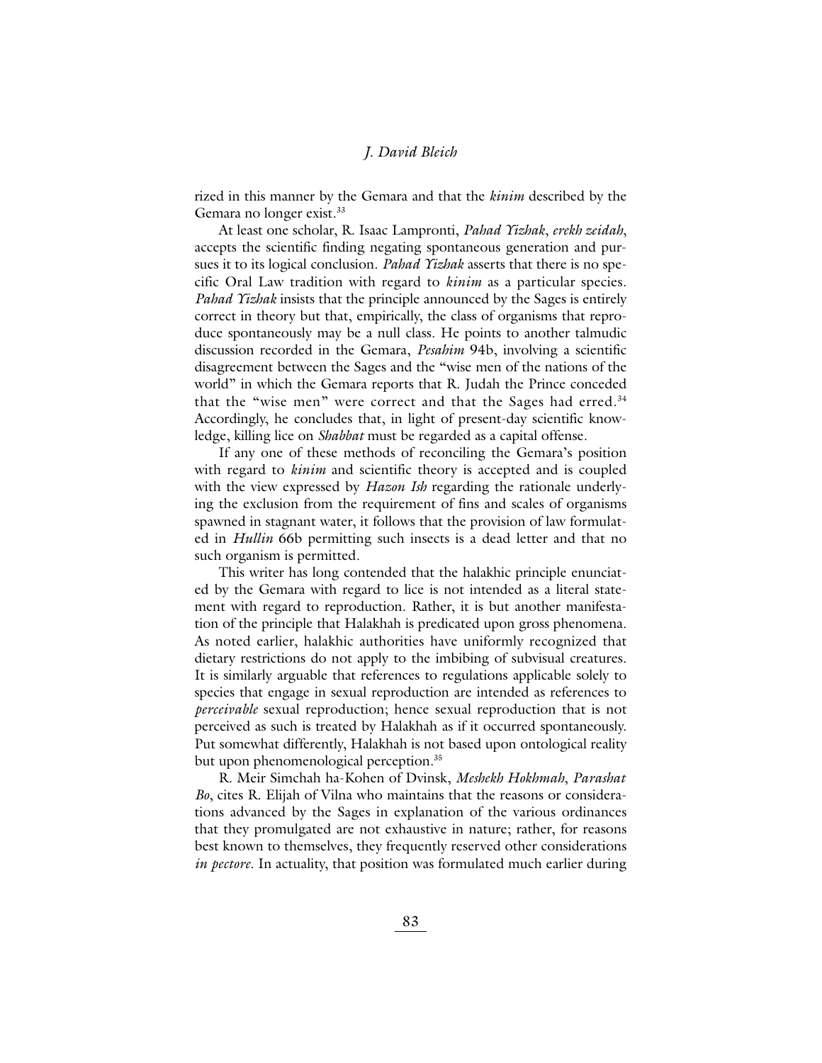rized in this manner by the Gemara and that the *kinim* described by the Gemara no longer exist.[33]

At least one scholar, R. Isaac Lampronti, *Pahad Yizhak*, *erekh zeidah*, accepts the scientific finding negating spontaneous generation and pursues it to its logical conclusion. *Pahad Yizhak* asserts that there is no specific Oral Law tradition with regard to *kinim* as a particular species. *Pahad Yizhak* insists that the principle announced by the Sages is entirely correct in theory but that, empirically, the class of organisms that reproduce spontaneously may be a null class. He points to another talmudic discussion recorded in the Gemara, *Pesahim* 94b, involving a scientific disagreement between the Sages and the "wise men of the nations of the world" in which the Gemara reports that R. Judah the Prince conceded that the "wise men" were correct and that the Sages had erred.[34] Accordingly, he concludes that, in light of present-day scientific knowledge, killing lice on *Shabbat* must be regarded as a capital offense.

If any one of these methods of reconciling the Gemara's position with regard to *kinim* and scientific theory is accepted and is coupled with the view expressed by *Hazon Ish* regarding the rationale underlying the exclusion from the requirement of fins and scales of organisms spawned in stagnant water, it follows that the provision of law formulated in *Hullin* 66b permitting such insects is a dead letter and that no such organism is permitted.

This writer has long contended that the halakhic principle enunciated by the Gemara with regard to lice is not intended as a literal statement with regard to reproduction. Rather, it is but another manifestation of the principle that Halakhah is predicated upon gross phenomena. As noted earlier, halakhic authorities have uniformly recognized that dietary restrictions do not apply to the imbibing of subvisual creatures. It is similarly arguable that references to regulations applicable solely to species that engage in sexual reproduction are intended as references to *perceivable* sexual reproduction; hence sexual reproduction that is not perceived as such is treated by Halakhah as if it occurred spontaneously. Put somewhat differently, Halakhah is not based upon ontological reality but upon phenomenological perception.[35]

R. Meir Simchah ha-Kohen of Dvinsk, *Meshekh Hokhmah*, *Parashat Bo*, cites R. Elijah of Vilna who maintains that the reasons or considerations advanced by the Sages in explanation of the various ordinances that they promulgated are not exhaustive in nature; rather, for reasons best known to themselves, they frequently reserved other considerations *in pectore*. In actuality, that position was formulated much earlier during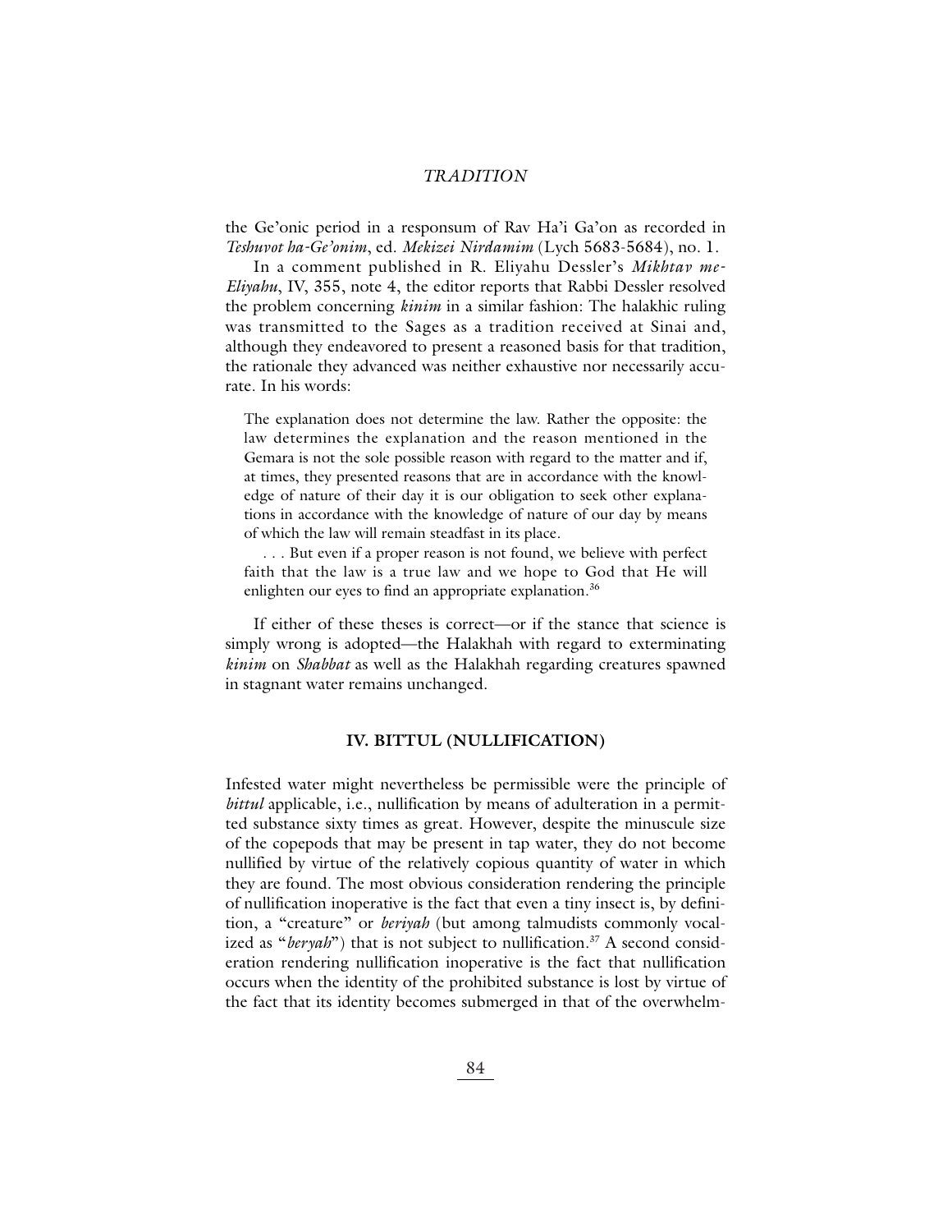the Ge'onic period in a responsum of Rav Ha'i Ga'on as recorded in *Teshuvot ha-Ge'onim*, ed. *Mekizei Nirdamim* (Lych 5683-5684), no. 1.

In a comment published in R. Eliyahu Dessler's *Mikhtav me-Eliyahu*, IV, 355, note 4, the editor reports that Rabbi Dessler resolved the problem concerning *kinim* in a similar fashion: The halakhic ruling was transmitted to the Sages as a tradition received at Sinai and, although they endeavored to present a reasoned basis for that tradition, the rationale they advanced was neither exhaustive nor necessarily accurate. In his words:

> The explanation does not determine the law. Rather the opposite: the law determines the explanation and the reason mentioned in the Gemara is not the sole possible reason with regard to the matter and if, at times, they presented reasons that are in accordance with the knowledge of nature of their day it is our obligation to seek other explanations in accordance with the knowledge of nature of our day by means of which the law will remain steadfast in its place.
>
> . . . But even if a proper reason is not found, we believe with perfect faith that the law is a true law and we hope to God that He will enlighten our eyes to find an appropriate explanation.[36]

If either of these theses is correct—or if the stance that science is simply wrong is adopted—the Halakhah with regard to exterminating *kinim* on *Shabbat* as well as the Halakhah regarding creatures spawned in stagnant water remains unchanged.

## IV. BITTUL (NULLIFICATION)

Infested water might nevertheless be permissible were the principle of *bittul* applicable, i.e., nullification by means of adulteration in a permitted substance sixty times as great. However, despite the minuscule size of the copepods that may be present in tap water, they do not become nullified by virtue of the relatively copious quantity of water in which they are found. The most obvious consideration rendering the principle of nullification inoperative is the fact that even a tiny insect is, by definition, a "creature" or *beriyah* (but among talmudists commonly vocalized as "*beryah*") that is not subject to nullification.[37] A second consideration rendering nullification inoperative is the fact that nullification occurs when the identity of the prohibited substance is lost by virtue of the fact that its identity becomes submerged in that of the overwhelm-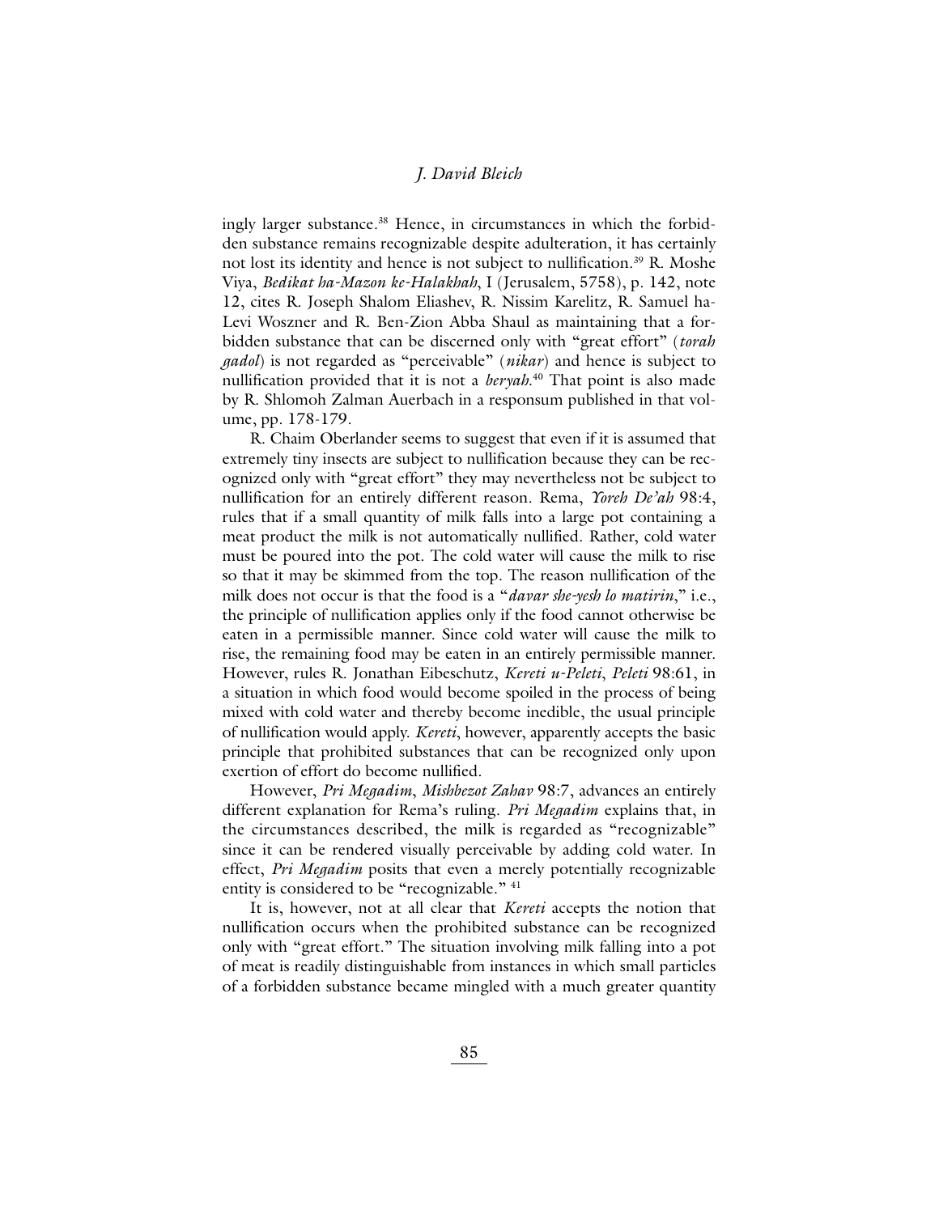ingly larger substance.[38] Hence, in circumstances in which the forbidden substance remains recognizable despite adulteration, it has certainly not lost its identity and hence is not subject to nullification.[39] R. Moshe Viya, *Bedikat ha-Mazon ke-Halakhah*, I (Jerusalem, 5758), p. 142, note 12, cites R. Joseph Shalom Eliashev, R. Nissim Karelitz, R. Samuel ha-Levi Woszner and R. Ben-Zion Abba Shaul as maintaining that a forbidden substance that can be discerned only with "great effort" (*torah gadol*) is not regarded as "perceivable" (*nikar*) and hence is subject to nullification provided that it is not a *beryah*.[40] That point is also made by R. Shlomoh Zalman Auerbach in a responsum published in that volume, pp. 178-179.

R. Chaim Oberlander seems to suggest that even if it is assumed that extremely tiny insects are subject to nullification because they can be recognized only with "great effort" they may nevertheless not be subject to nullification for an entirely different reason. Rema, *Yoreh De'ah* 98:4, rules that if a small quantity of milk falls into a large pot containing a meat product the milk is not automatically nullified. Rather, cold water must be poured into the pot. The cold water will cause the milk to rise so that it may be skimmed from the top. The reason nullification of the milk does not occur is that the food is a "*davar she-yesh lo matirin*," i.e., the principle of nullification applies only if the food cannot otherwise be eaten in a permissible manner. Since cold water will cause the milk to rise, the remaining food may be eaten in an entirely permissible manner. However, rules R. Jonathan Eibeschutz, *Kereti u-Peleti*, *Peleti* 98:61, in a situation in which food would become spoiled in the process of being mixed with cold water and thereby become inedible, the usual principle of nullification would apply. *Kereti*, however, apparently accepts the basic principle that prohibited substances that can be recognized only upon exertion of effort do become nullified.

However, *Pri Megadim*, *Mishbezot Zahav* 98:7, advances an entirely different explanation for Rema's ruling. *Pri Megadim* explains that, in the circumstances described, the milk is regarded as "recognizable" since it can be rendered visually perceivable by adding cold water. In effect, *Pri Megadim* posits that even a merely potentially recognizable entity is considered to be "recognizable." [41]

It is, however, not at all clear that *Kereti* accepts the notion that nullification occurs when the prohibited substance can be recognized only with "great effort." The situation involving milk falling into a pot of meat is readily distinguishable from instances in which small particles of a forbidden substance became mingled with a much greater quantity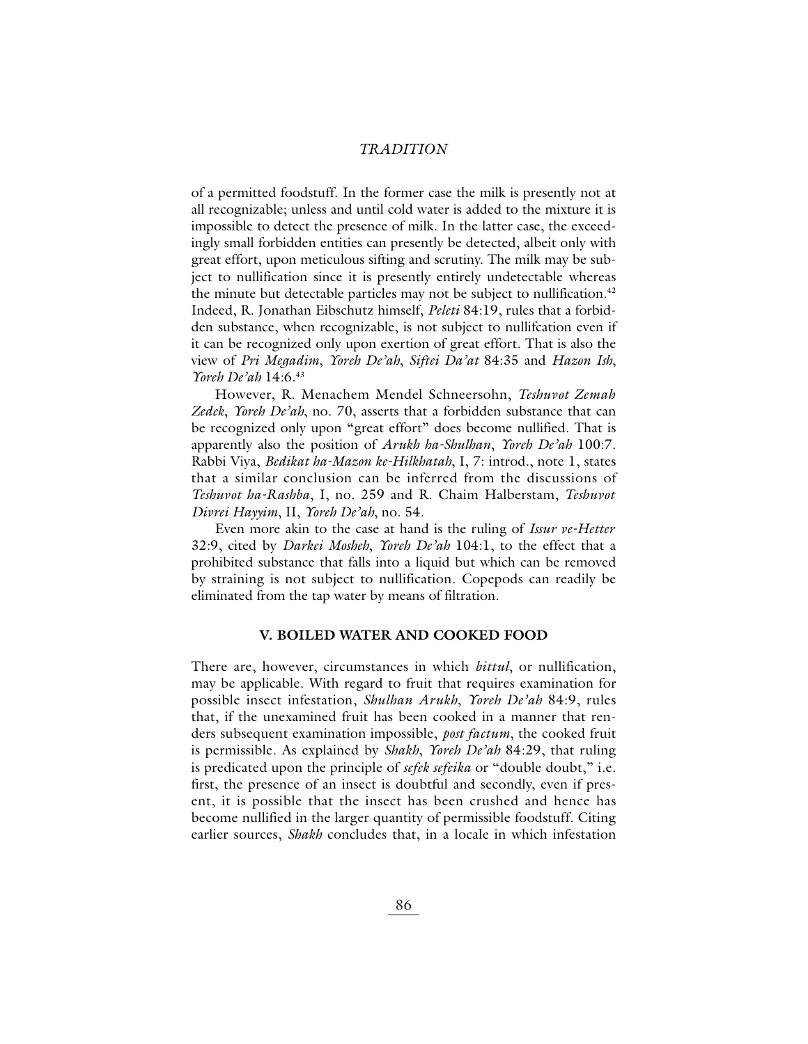of a permitted foodstuff. In the former case the milk is presently not at all recognizable; unless and until cold water is added to the mixture it is impossible to detect the presence of milk. In the latter case, the exceedingly small forbidden entities can presently be detected, albeit only with great effort, upon meticulous sifting and scrutiny. The milk may be subject to nullification since it is presently entirely undetectable whereas the minute but detectable particles may not be subject to nullification.[42] Indeed, R. Jonathan Eibschutz himself, *Peleti* 84:19, rules that a forbidden substance, when recognizable, is not subject to nullifcation even if it can be recognized only upon exertion of great effort. That is also the view of *Pri Megadim*, *Yoreh De'ah*, *Siftei Da'at* 84:35 and *Hazon Ish*, *Yoreh De'ah* 14:6.[43]

However, R. Menachem Mendel Schneersohn, *Teshuvot Zemah Zedek*, *Yoreh De'ah*, no. 70, asserts that a forbidden substance that can be recognized only upon "great effort" does become nullified. That is apparently also the position of *Arukh ha-Shulhan*, *Yoreh De'ah* 100:7. Rabbi Viya, *Bedikat ha-Mazon ke-Hilkhatah*, I, 7: introd., note 1, states that a similar conclusion can be inferred from the discussions of *Teshuvot ha-Rashba*, I, no. 259 and R. Chaim Halberstam, *Teshuvot Divrei Hayyim*, II, *Yoreh De'ah*, no. 54.

Even more akin to the case at hand is the ruling of *Issur ve-Hetter* 32:9, cited by *Darkei Mosheh*, *Yoreh De'ah* 104:1, to the effect that a prohibited substance that falls into a liquid but which can be removed by straining is not subject to nullification. Copepods can readily be eliminated from the tap water by means of filtration.

## V. BOILED WATER AND COOKED FOOD

There are, however, circumstances in which *bittul*, or nullification, may be applicable. With regard to fruit that requires examination for possible insect infestation, *Shulhan Arukh*, *Yoreh De'ah* 84:9, rules that, if the unexamined fruit has been cooked in a manner that renders subsequent examination impossible, *post factum*, the cooked fruit is permissible. As explained by *Shakh*, *Yoreh De'ah* 84:29, that ruling is predicated upon the principle of *sefek sefeika* or "double doubt," i.e. first, the presence of an insect is doubtful and secondly, even if present, it is possible that the insect has been crushed and hence has become nullified in the larger quantity of permissible foodstuff. Citing earlier sources, *Shakh* concludes that, in a locale in which infestation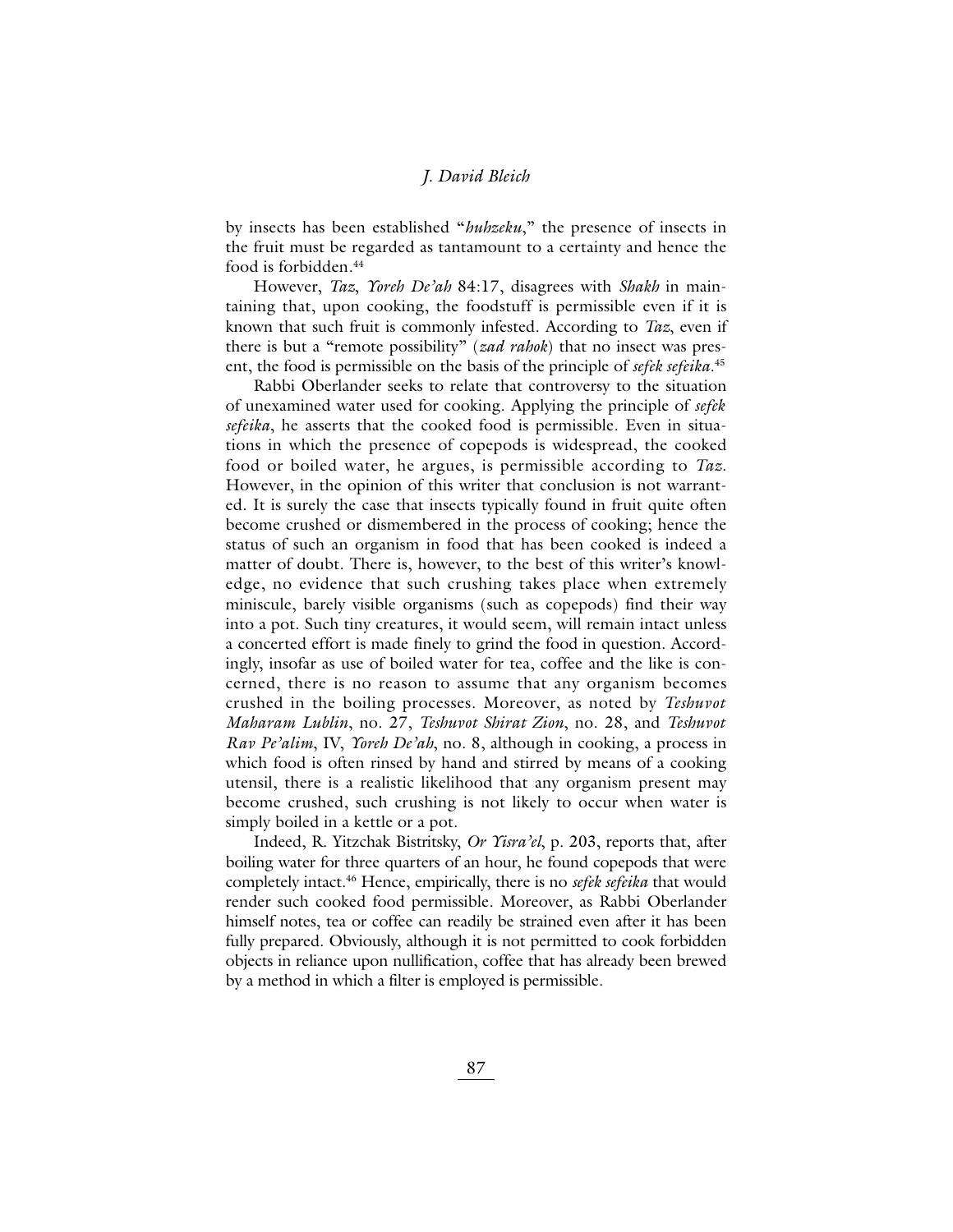by insects has been established "*huhzeku*," the presence of insects in the fruit must be regarded as tantamount to a certainty and hence the food is forbidden.[44]

However, *Taz*, *Yoreh De'ah* 84:17, disagrees with *Shakh* in maintaining that, upon cooking, the foodstuff is permissible even if it is known that such fruit is commonly infested. According to *Taz*, even if there is but a "remote possibility" (*zad rahok*) that no insect was present, the food is permissible on the basis of the principle of *sefek sefeika*.[45]

Rabbi Oberlander seeks to relate that controversy to the situation of unexamined water used for cooking. Applying the principle of *sefek sefeika*, he asserts that the cooked food is permissible. Even in situations in which the presence of copepods is widespread, the cooked food or boiled water, he argues, is permissible according to *Taz*. However, in the opinion of this writer that conclusion is not warranted. It is surely the case that insects typically found in fruit quite often become crushed or dismembered in the process of cooking; hence the status of such an organism in food that has been cooked is indeed a matter of doubt. There is, however, to the best of this writer's knowledge, no evidence that such crushing takes place when extremely miniscule, barely visible organisms (such as copepods) find their way into a pot. Such tiny creatures, it would seem, will remain intact unless a concerted effort is made finely to grind the food in question. Accordingly, insofar as use of boiled water for tea, coffee and the like is concerned, there is no reason to assume that any organism becomes crushed in the boiling processes. Moreover, as noted by *Teshuvot Maharam Lublin*, no. 27, *Teshuvot Shirat Zion*, no. 28, and *Teshuvot Rav Pe'alim*, IV, *Yoreh De'ah*, no. 8, although in cooking, a process in which food is often rinsed by hand and stirred by means of a cooking utensil, there is a realistic likelihood that any organism present may become crushed, such crushing is not likely to occur when water is simply boiled in a kettle or a pot.

Indeed, R. Yitzchak Bistritsky, *Or Yisra'el*, p. 203, reports that, after boiling water for three quarters of an hour, he found copepods that were completely intact.[46] Hence, empirically, there is no *sefek sefeika* that would render such cooked food permissible. Moreover, as Rabbi Oberlander himself notes, tea or coffee can readily be strained even after it has been fully prepared. Obviously, although it is not permitted to cook forbidden objects in reliance upon nullification, coffee that has already been brewed by a method in which a filter is employed is permissible.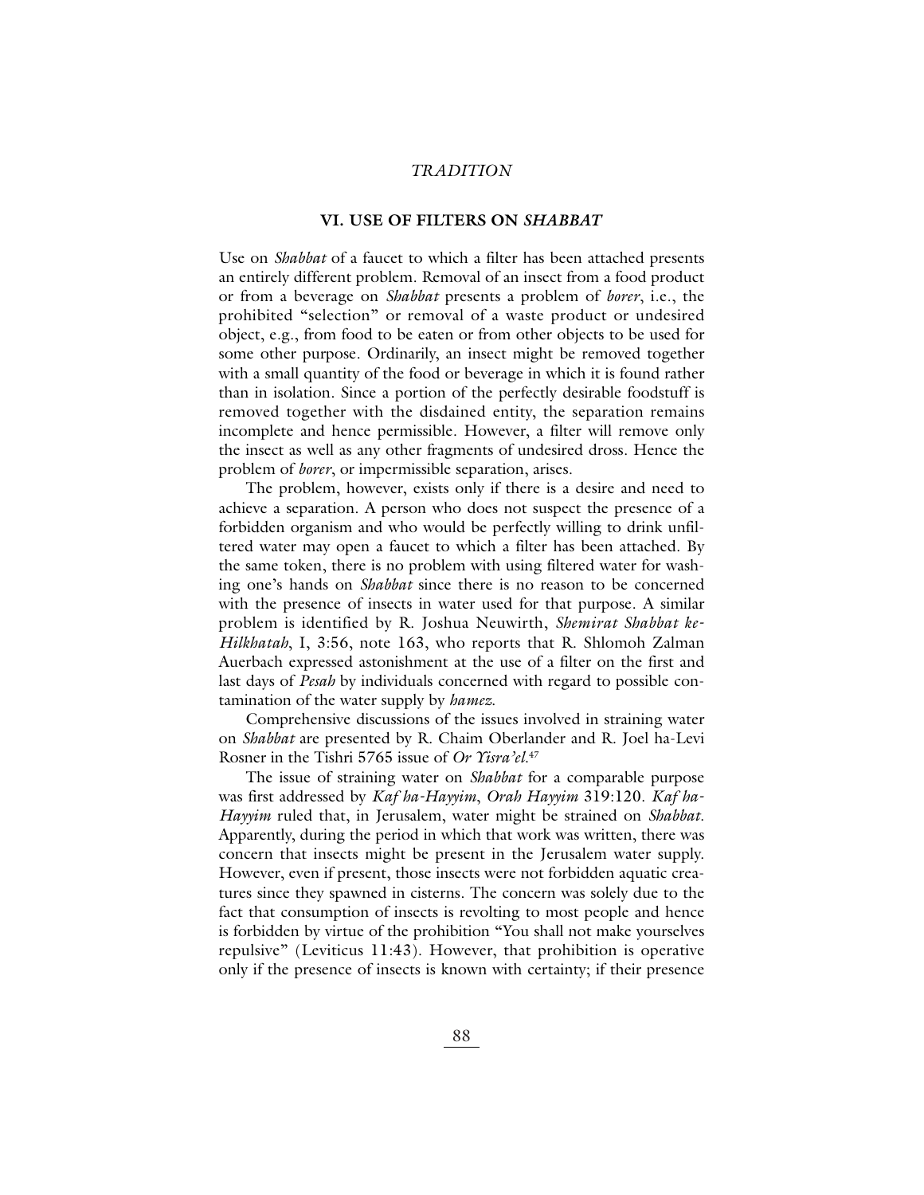## VI. USE OF FILTERS ON *SHABBAT*

Use on *Shabbat* of a faucet to which a filter has been attached presents an entirely different problem. Removal of an insect from a food product or from a beverage on *Shabbat* presents a problem of *borer*, i.e., the prohibited "selection" or removal of a waste product or undesired object, e.g., from food to be eaten or from other objects to be used for some other purpose. Ordinarily, an insect might be removed together with a small quantity of the food or beverage in which it is found rather than in isolation. Since a portion of the perfectly desirable foodstuff is removed together with the disdained entity, the separation remains incomplete and hence permissible. However, a filter will remove only the insect as well as any other fragments of undesired dross. Hence the problem of *borer*, or impermissible separation, arises.

The problem, however, exists only if there is a desire and need to achieve a separation. A person who does not suspect the presence of a forbidden organism and who would be perfectly willing to drink unfiltered water may open a faucet to which a filter has been attached. By the same token, there is no problem with using filtered water for washing one's hands on *Shabbat* since there is no reason to be concerned with the presence of insects in water used for that purpose. A similar problem is identified by R. Joshua Neuwirth, *Shemirat Shabbat ke-Hilkhatah*, I, 3:56, note 163, who reports that R. Shlomoh Zalman Auerbach expressed astonishment at the use of a filter on the first and last days of *Pesah* by individuals concerned with regard to possible contamination of the water supply by *hamez*.

Comprehensive discussions of the issues involved in straining water on *Shabbat* are presented by R. Chaim Oberlander and R. Joel ha-Levi Rosner in the Tishri 5765 issue of *Or Yisra'el*.[47]

The issue of straining water on *Shabbat* for a comparable purpose was first addressed by *Kaf ha-Hayyim*, *Orah Hayyim* 319:120. *Kaf ha-Hayyim* ruled that, in Jerusalem, water might be strained on *Shabbat*. Apparently, during the period in which that work was written, there was concern that insects might be present in the Jerusalem water supply. However, even if present, those insects were not forbidden aquatic creatures since they spawned in cisterns. The concern was solely due to the fact that consumption of insects is revolting to most people and hence is forbidden by virtue of the prohibition "You shall not make yourselves repulsive" (Leviticus 11:43). However, that prohibition is operative only if the presence of insects is known with certainty; if their presence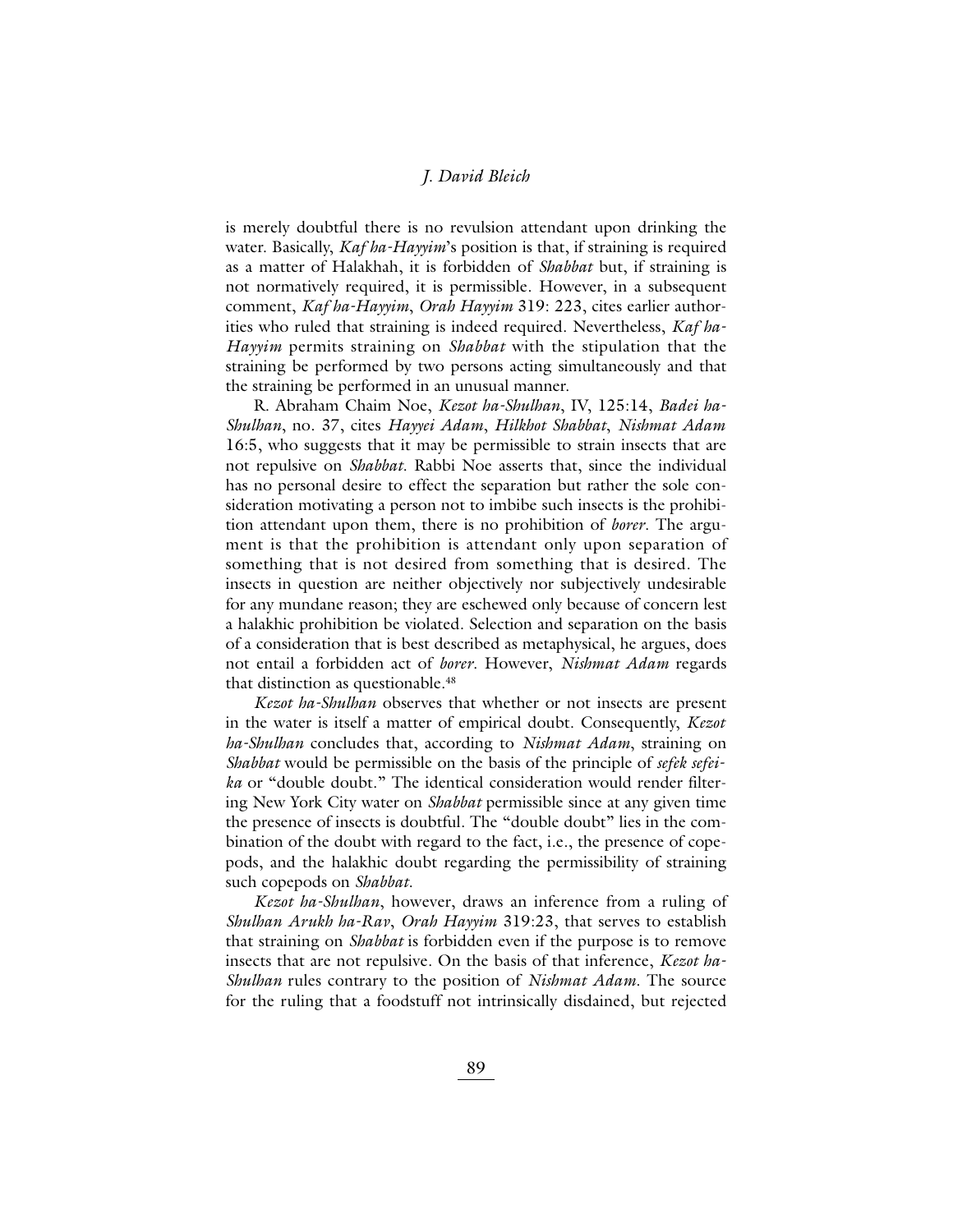is merely doubtful there is no revulsion attendant upon drinking the water. Basically, *Kaf ha-Hayyim*'s position is that, if straining is required as a matter of Halakhah, it is forbidden of *Shabbat* but, if straining is not normatively required, it is permissible. However, in a subsequent comment, *Kaf ha-Hayyim*, *Orah Hayyim* 319: 223, cites earlier authorities who ruled that straining is indeed required. Nevertheless, *Kaf ha-Hayyim* permits straining on *Shabbat* with the stipulation that the straining be performed by two persons acting simultaneously and that the straining be performed in an unusual manner.

R. Abraham Chaim Noe, *Kezot ha-Shulhan*, IV, 125:14, *Badei ha-Shulhan*, no. 37, cites *Hayyei Adam*, *Hilkhot Shabbat*, *Nishmat Adam* 16:5, who suggests that it may be permissible to strain insects that are not repulsive on *Shabbat*. Rabbi Noe asserts that, since the individual has no personal desire to effect the separation but rather the sole consideration motivating a person not to imbibe such insects is the prohibition attendant upon them, there is no prohibition of *borer*. The argument is that the prohibition is attendant only upon separation of something that is not desired from something that is desired. The insects in question are neither objectively nor subjectively undesirable for any mundane reason; they are eschewed only because of concern lest a halakhic prohibition be violated. Selection and separation on the basis of a consideration that is best described as metaphysical, he argues, does not entail a forbidden act of *borer*. However, *Nishmat Adam* regards that distinction as questionable.[48]

*Kezot ha-Shulhan* observes that whether or not insects are present in the water is itself a matter of empirical doubt. Consequently, *Kezot ha-Shulhan* concludes that, according to *Nishmat Adam*, straining on *Shabbat* would be permissible on the basis of the principle of *sefek sefeika* or "double doubt." The identical consideration would render filtering New York City water on *Shabbat* permissible since at any given time the presence of insects is doubtful. The "double doubt" lies in the combination of the doubt with regard to the fact, i.e., the presence of copepods, and the halakhic doubt regarding the permissibility of straining such copepods on *Shabbat*.

*Kezot ha-Shulhan*, however, draws an inference from a ruling of *Shulhan Arukh ha-Rav*, *Orah Hayyim* 319:23, that serves to establish that straining on *Shabbat* is forbidden even if the purpose is to remove insects that are not repulsive. On the basis of that inference, *Kezot ha-Shulhan* rules contrary to the position of *Nishmat Adam*. The source for the ruling that a foodstuff not intrinsically disdained, but rejected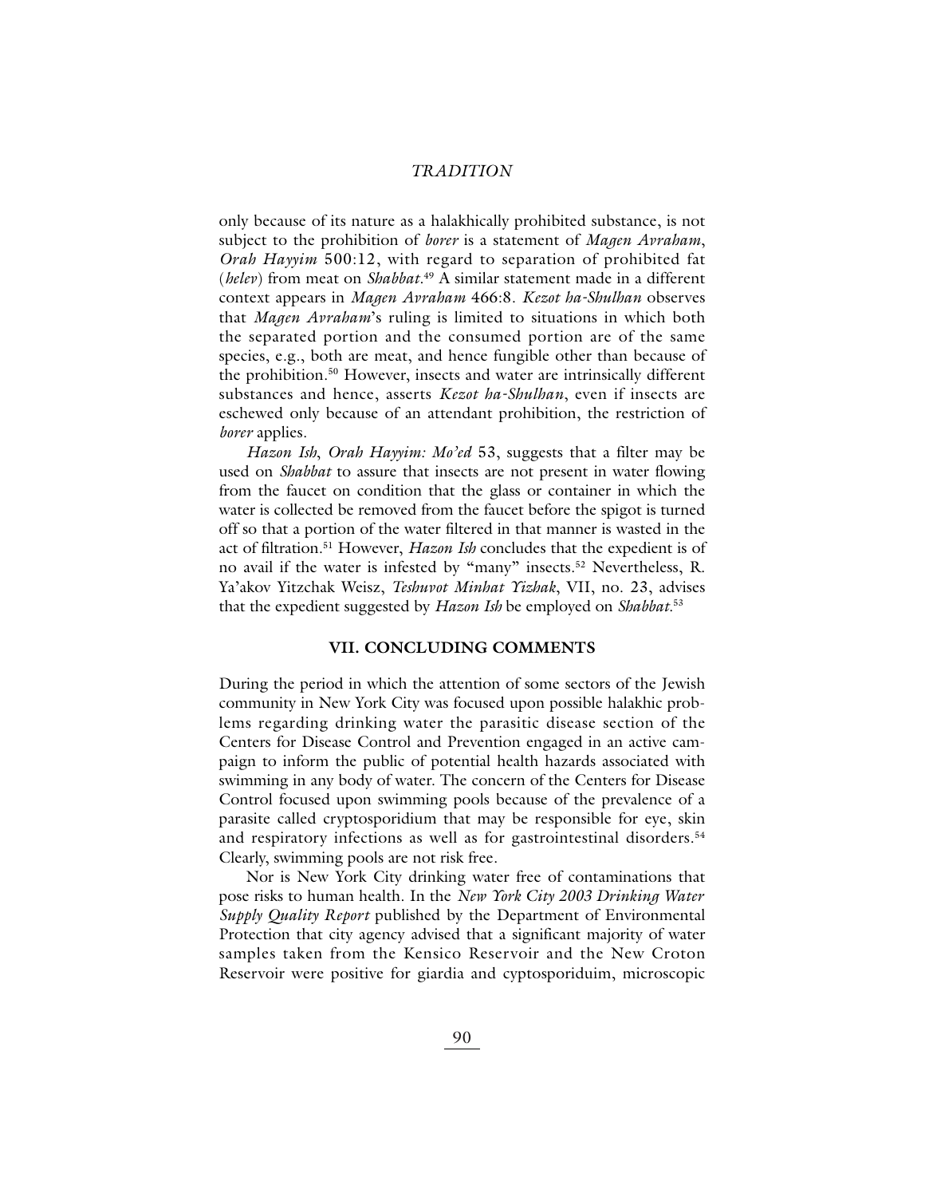only because of its nature as a halakhically prohibited substance, is not subject to the prohibition of *borer* is a statement of *Magen Avraham*, *Orah Hayyim* 500:12, with regard to separation of prohibited fat (*helev*) from meat on *Shabbat*.[49] A similar statement made in a different context appears in *Magen Avraham* 466:8. *Kezot ha-Shulhan* observes that *Magen Avraham*'s ruling is limited to situations in which both the separated portion and the consumed portion are of the same species, e.g., both are meat, and hence fungible other than because of the prohibition.[50] However, insects and water are intrinsically different substances and hence, asserts *Kezot ha-Shulhan*, even if insects are eschewed only because of an attendant prohibition, the restriction of *borer* applies.

*Hazon Ish*, *Orah Hayyim: Mo'ed* 53, suggests that a filter may be used on *Shabbat* to assure that insects are not present in water flowing from the faucet on condition that the glass or container in which the water is collected be removed from the faucet before the spigot is turned off so that a portion of the water filtered in that manner is wasted in the act of filtration.[51] However, *Hazon Ish* concludes that the expedient is of no avail if the water is infested by "many" insects.[52] Nevertheless, R. Ya'akov Yitzchak Weisz, *Teshuvot Minhat Yizhak*, VII, no. 23, advises that the expedient suggested by *Hazon Ish* be employed on *Shabbat*.[53]

## VII. CONCLUDING COMMENTS

During the period in which the attention of some sectors of the Jewish community in New York City was focused upon possible halakhic problems regarding drinking water the parasitic disease section of the Centers for Disease Control and Prevention engaged in an active campaign to inform the public of potential health hazards associated with swimming in any body of water. The concern of the Centers for Disease Control focused upon swimming pools because of the prevalence of a parasite called cryptosporidium that may be responsible for eye, skin and respiratory infections as well as for gastrointestinal disorders.[54] Clearly, swimming pools are not risk free.

Nor is New York City drinking water free of contaminations that pose risks to human health. In the *New York City 2003 Drinking Water Supply Quality Report* published by the Department of Environmental Protection that city agency advised that a significant majority of water samples taken from the Kensico Reservoir and the New Croton Reservoir were positive for giardia and cyptosporiduim, microscopic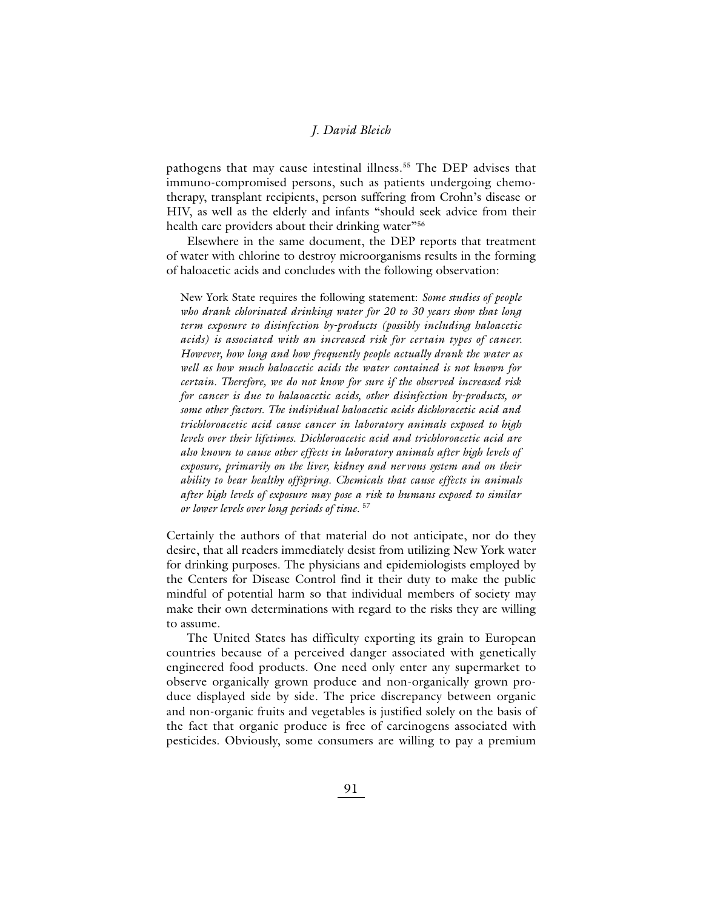pathogens that may cause intestinal illness.[55] The DEP advises that immuno-compromised persons, such as patients undergoing chemotherapy, transplant recipients, person suffering from Crohn's disease or HIV, as well as the elderly and infants "should seek advice from their health care providers about their drinking water"[56]

Elsewhere in the same document, the DEP reports that treatment of water with chlorine to destroy microorganisms results in the forming of haloacetic acids and concludes with the following observation:

> New York State requires the following statement: *Some studies of people who drank chlorinated drinking water for 20 to 30 years show that long term exposure to disinfection by-products (possibly including haloacetic acids) is associated with an increased risk for certain types of cancer. However, how long and how frequently people actually drank the water as well as how much haloacetic acids the water contained is not known for certain. Therefore, we do not know for sure if the observed increased risk for cancer is due to halaoacetic acids, other disinfection by-products, or some other factors. The individual haloacetic acids dichloracetic acid and trichloroacetic acid cause cancer in laboratory animals exposed to high levels over their lifetimes. Dichloroacetic acid and trichloroacetic acid are also known to cause other effects in laboratory animals after high levels of exposure, primarily on the liver, kidney and nervous system and on their ability to bear healthy offspring. Chemicals that cause effects in animals after high levels of exposure may pose a risk to humans exposed to similar or lower levels over long periods of time.* [57]

Certainly the authors of that material do not anticipate, nor do they desire, that all readers immediately desist from utilizing New York water for drinking purposes. The physicians and epidemiologists employed by the Centers for Disease Control find it their duty to make the public mindful of potential harm so that individual members of society may make their own determinations with regard to the risks they are willing to assume.

The United States has difficulty exporting its grain to European countries because of a perceived danger associated with genetically engineered food products. One need only enter any supermarket to observe organically grown produce and non-organically grown produce displayed side by side. The price discrepancy between organic and non-organic fruits and vegetables is justified solely on the basis of the fact that organic produce is free of carcinogens associated with pesticides. Obviously, some consumers are willing to pay a premium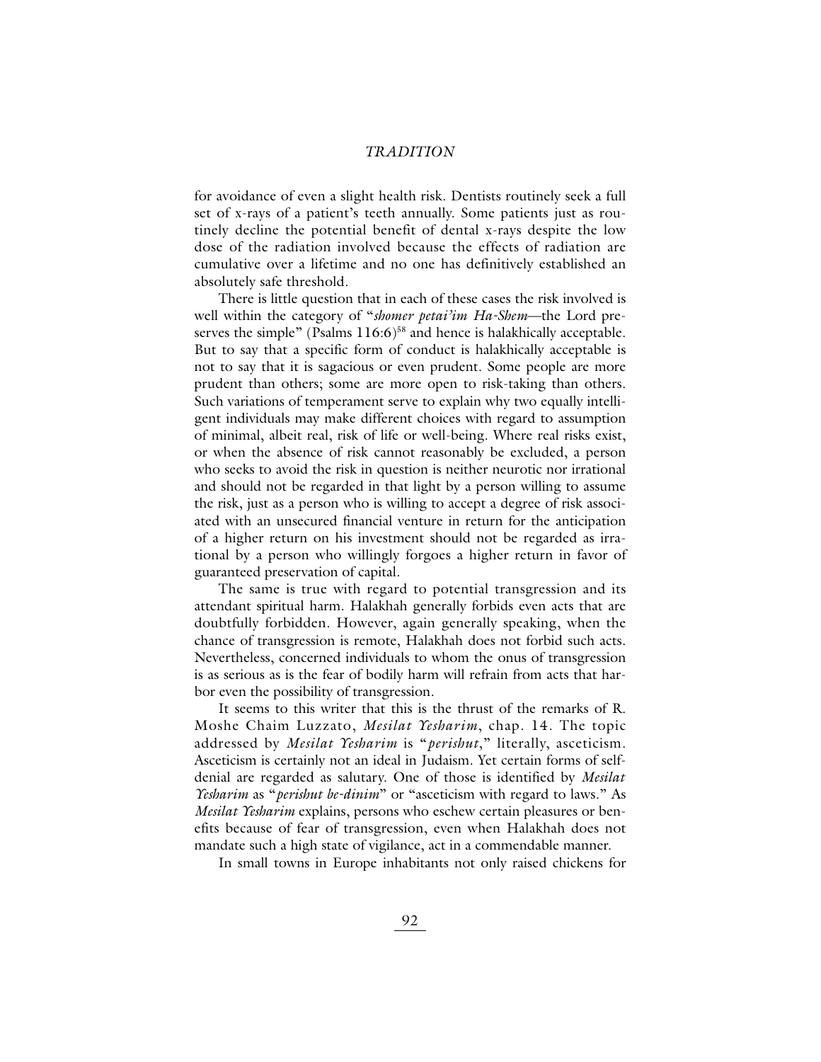for avoidance of even a slight health risk. Dentists routinely seek a full set of x-rays of a patient's teeth annually. Some patients just as routinely decline the potential benefit of dental x-rays despite the low dose of the radiation involved because the effects of radiation are cumulative over a lifetime and no one has definitively established an absolutely safe threshold.

There is little question that in each of these cases the risk involved is well within the category of "*shomer petai'im Ha-Shem*—the Lord preserves the simple" (Psalms 116:6)[58] and hence is halakhically acceptable. But to say that a specific form of conduct is halakhically acceptable is not to say that it is sagacious or even prudent. Some people are more prudent than others; some are more open to risk-taking than others. Such variations of temperament serve to explain why two equally intelligent individuals may make different choices with regard to assumption of minimal, albeit real, risk of life or well-being. Where real risks exist, or when the absence of risk cannot reasonably be excluded, a person who seeks to avoid the risk in question is neither neurotic nor irrational and should not be regarded in that light by a person willing to assume the risk, just as a person who is willing to accept a degree of risk associated with an unsecured financial venture in return for the anticipation of a higher return on his investment should not be regarded as irrational by a person who willingly forgoes a higher return in favor of guaranteed preservation of capital.

The same is true with regard to potential transgression and its attendant spiritual harm. Halakhah generally forbids even acts that are doubtfully forbidden. However, again generally speaking, when the chance of transgression is remote, Halakhah does not forbid such acts. Nevertheless, concerned individuals to whom the onus of transgression is as serious as is the fear of bodily harm will refrain from acts that harbor even the possibility of transgression.

It seems to this writer that this is the thrust of the remarks of R. Moshe Chaim Luzzato, *Mesilat Yesharim*, chap. 14. The topic addressed by *Mesilat Yesharim* is "*perishut*," literally, asceticism. Asceticism is certainly not an ideal in Judaism. Yet certain forms of self-denial are regarded as salutary. One of those is identified by *Mesilat Yesharim* as "*perishut be-dinim*" or "asceticism with regard to laws." As *Mesilat Yesharim* explains, persons who eschew certain pleasures or benefits because of fear of transgression, even when Halakhah does not mandate such a high state of vigilance, act in a commendable manner.

In small towns in Europe inhabitants not only raised chickens for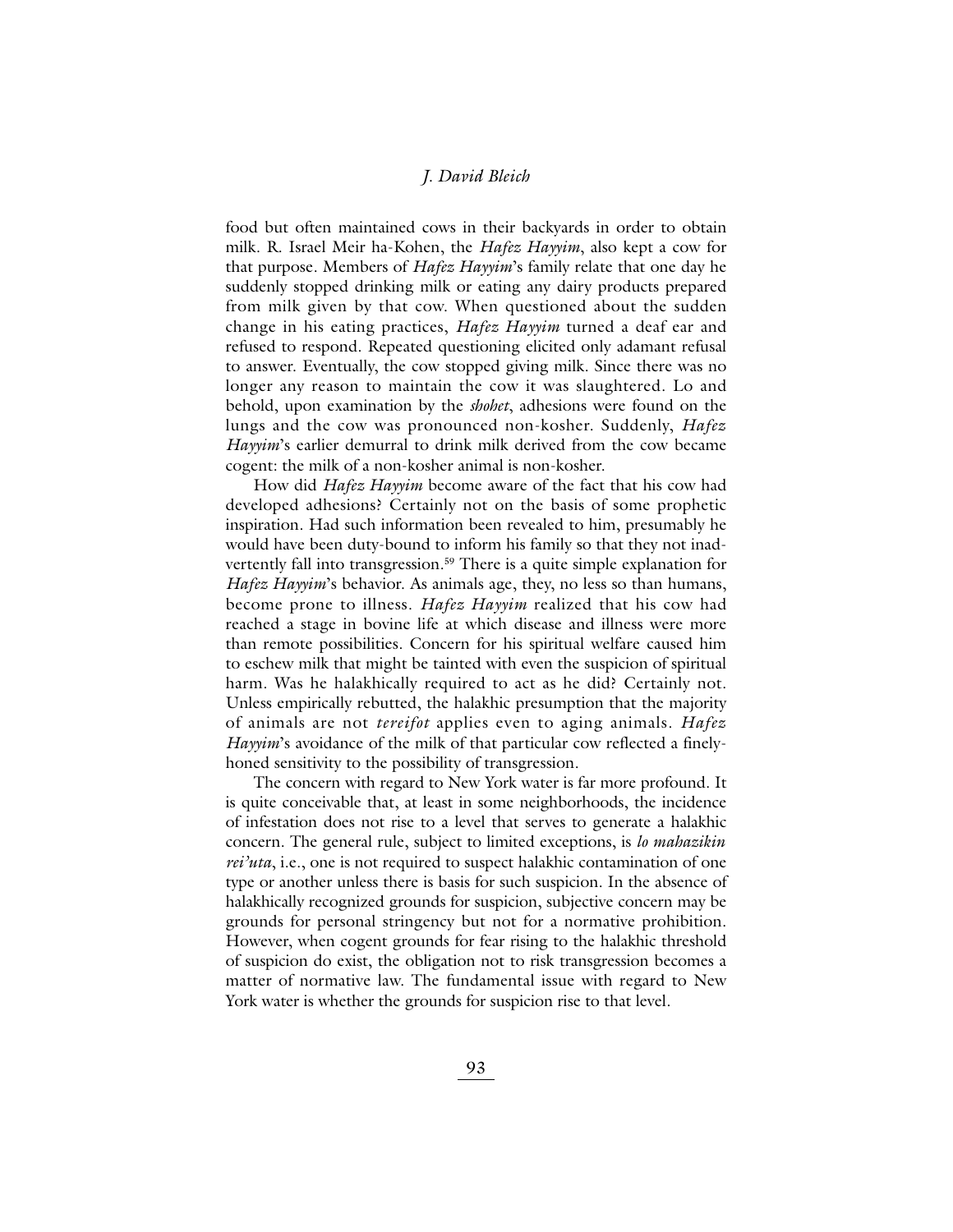food but often maintained cows in their backyards in order to obtain milk. R. Israel Meir ha-Kohen, the *Hafez Hayyim*, also kept a cow for that purpose. Members of *Hafez Hayyim*'s family relate that one day he suddenly stopped drinking milk or eating any dairy products prepared from milk given by that cow. When questioned about the sudden change in his eating practices, *Hafez Hayyim* turned a deaf ear and refused to respond. Repeated questioning elicited only adamant refusal to answer. Eventually, the cow stopped giving milk. Since there was no longer any reason to maintain the cow it was slaughtered. Lo and behold, upon examination by the *shohet*, adhesions were found on the lungs and the cow was pronounced non-kosher. Suddenly, *Hafez Hayyim*'s earlier demurral to drink milk derived from the cow became cogent: the milk of a non-kosher animal is non-kosher.

How did *Hafez Hayyim* become aware of the fact that his cow had developed adhesions? Certainly not on the basis of some prophetic inspiration. Had such information been revealed to him, presumably he would have been duty-bound to inform his family so that they not inadvertently fall into transgression.[59] There is a quite simple explanation for *Hafez Hayyim*'s behavior. As animals age, they, no less so than humans, become prone to illness. *Hafez Hayyim* realized that his cow had reached a stage in bovine life at which disease and illness were more than remote possibilities. Concern for his spiritual welfare caused him to eschew milk that might be tainted with even the suspicion of spiritual harm. Was he halakhically required to act as he did? Certainly not. Unless empirically rebutted, the halakhic presumption that the majority of animals are not *tereifot* applies even to aging animals. *Hafez Hayyim*'s avoidance of the milk of that particular cow reflected a finely-honed sensitivity to the possibility of transgression.

The concern with regard to New York water is far more profound. It is quite conceivable that, at least in some neighborhoods, the incidence of infestation does not rise to a level that serves to generate a halakhic concern. The general rule, subject to limited exceptions, is *lo mahazikin rei'uta*, i.e., one is not required to suspect halakhic contamination of one type or another unless there is basis for such suspicion. In the absence of halakhically recognized grounds for suspicion, subjective concern may be grounds for personal stringency but not for a normative prohibition. However, when cogent grounds for fear rising to the halakhic threshold of suspicion do exist, the obligation not to risk transgression becomes a matter of normative law. The fundamental issue with regard to New York water is whether the grounds for suspicion rise to that level.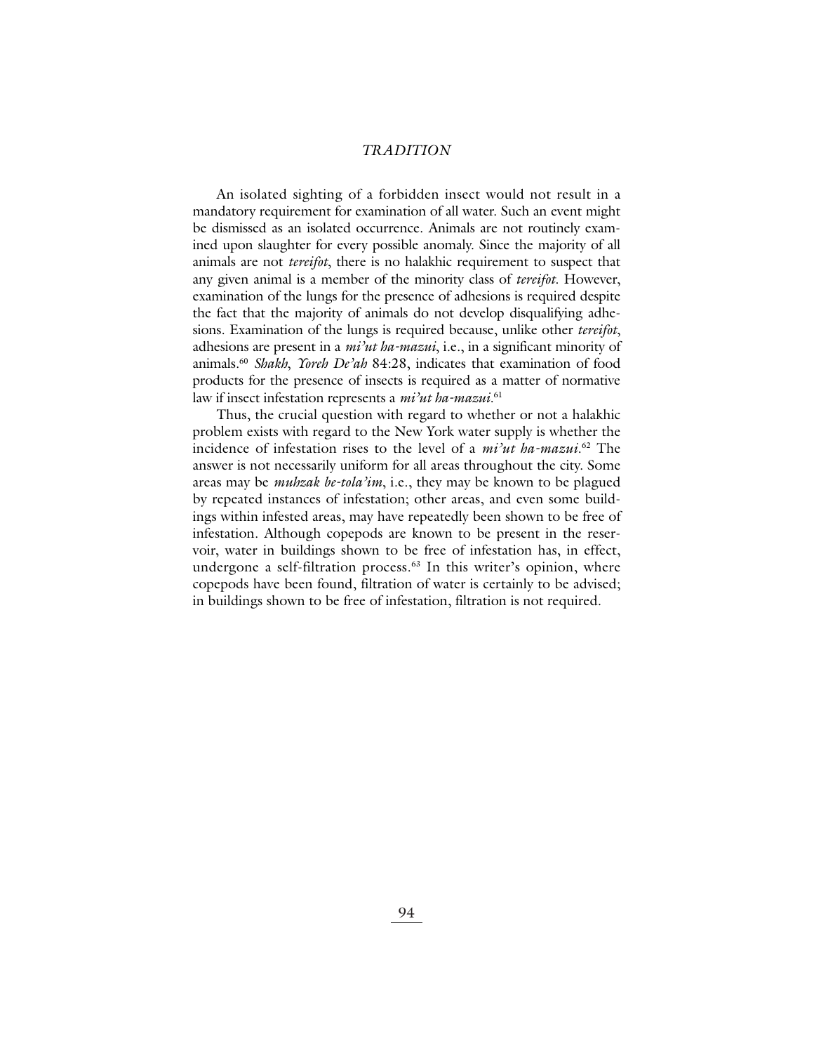An isolated sighting of a forbidden insect would not result in a mandatory requirement for examination of all water. Such an event might be dismissed as an isolated occurrence. Animals are not routinely examined upon slaughter for every possible anomaly. Since the majority of all animals are not *tereifot*, there is no halakhic requirement to suspect that any given animal is a member of the minority class of *tereifot*. However, examination of the lungs for the presence of adhesions is required despite the fact that the majority of animals do not develop disqualifying adhesions. Examination of the lungs is required because, unlike other *tereifot*, adhesions are present in a *mi'ut ha-mazui*, i.e., in a significant minority of animals.[60] *Shakh*, *Yoreh De'ah* 84:28, indicates that examination of food products for the presence of insects is required as a matter of normative law if insect infestation represents a *mi'ut ha-mazui*.[61]

Thus, the crucial question with regard to whether or not a halakhic problem exists with regard to the New York water supply is whether the incidence of infestation rises to the level of a *mi'ut ha-mazui*.[62] The answer is not necessarily uniform for all areas throughout the city. Some areas may be *muhzak be-tola'im*, i.e., they may be known to be plagued by repeated instances of infestation; other areas, and even some buildings within infested areas, may have repeatedly been shown to be free of infestation. Although copepods are known to be present in the reservoir, water in buildings shown to be free of infestation has, in effect, undergone a self-filtration process.[63] In this writer's opinion, where copepods have been found, filtration of water is certainly to be advised; in buildings shown to be free of infestation, filtration is not required.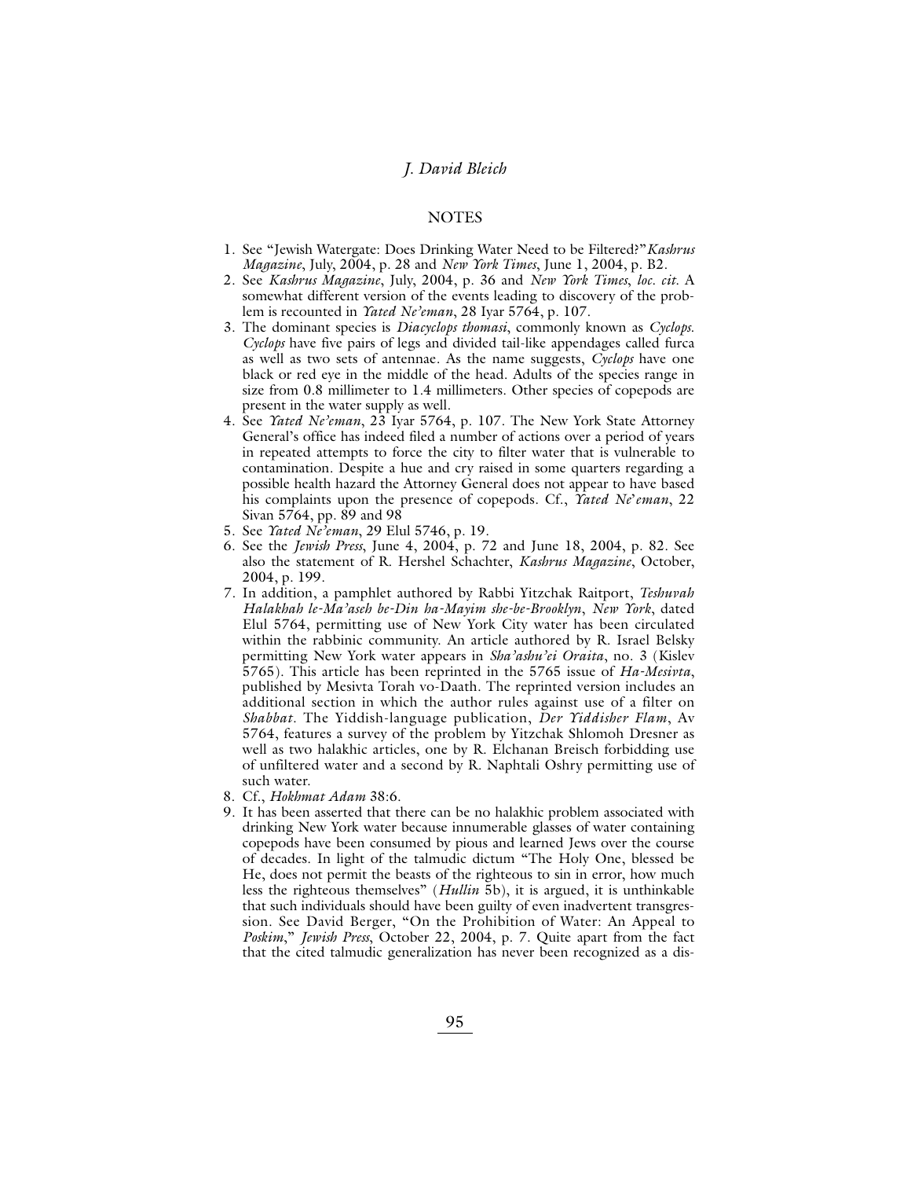## NOTES

1. See "Jewish Watergate: Does Drinking Water Need to be Filtered?" *Kashrus Magazine*, July, 2004, p. 28 and *New York Times*, June 1, 2004, p. B2.
2. See *Kashrus Magazine*, July, 2004, p. 36 and *New York Times*, *loc. cit.* A somewhat different version of the events leading to discovery of the problem is recounted in *Yated Ne'eman*, 28 Iyar 5764, p. 107.
3. The dominant species is *Diacyclops thomasi*, commonly known as *Cyclops. Cyclops* have five pairs of legs and divided tail-like appendages called furca as well as two sets of antennae. As the name suggests, *Cyclops* have one black or red eye in the middle of the head. Adults of the species range in size from 0.8 millimeter to 1.4 millimeters. Other species of copepods are present in the water supply as well.
4. See *Yated Ne'eman*, 23 Iyar 5764, p. 107. The New York State Attorney General's office has indeed filed a number of actions over a period of years in repeated attempts to force the city to filter water that is vulnerable to contamination. Despite a hue and cry raised in some quarters regarding a possible health hazard the Attorney General does not appear to have based his complaints upon the presence of copepods. Cf., *Yated Ne'eman*, 22 Sivan 5764, pp. 89 and 98
5. See *Yated Ne'eman*, 29 Elul 5746, p. 19.
6. See the *Jewish Press*, June 4, 2004, p. 72 and June 18, 2004, p. 82. See also the statement of R. Hershel Schachter, *Kashrus Magazine*, October, 2004, p. 199.
7. In addition, a pamphlet authored by Rabbi Yitzchak Raitport, *Teshuvah Halakhah le-Ma'aseh be-Din ha-Mayim she-be-Brooklyn*, *New York*, dated Elul 5764, permitting use of New York City water has been circulated within the rabbinic community. An article authored by R. Israel Belsky permitting New York water appears in *Sha'ashu'ei Oraita*, no. 3 (Kislev 5765). This article has been reprinted in the 5765 issue of *Ha-Mesivta*, published by Mesivta Torah vo-Daath. The reprinted version includes an additional section in which the author rules against use of a filter on *Shabbat*. The Yiddish-language publication, *Der Yiddisher Flam*, Av 5764, features a survey of the problem by Yitzchak Shlomoh Dresner as well as two halakhic articles, one by R. Elchanan Breisch forbidding use of unfiltered water and a second by R. Naphtali Oshry permitting use of such water.
8. Cf., *Hokhmat Adam* 38:6.
9. It has been asserted that there can be no halakhic problem associated with drinking New York water because innumerable glasses of water containing copepods have been consumed by pious and learned Jews over the course of decades. In light of the talmudic dictum "The Holy One, blessed be He, does not permit the beasts of the righteous to sin in error, how much less the righteous themselves" (*Hullin* 5b), it is argued, it is unthinkable that such individuals should have been guilty of even inadvertent transgression. See David Berger, "On the Prohibition of Water: An Appeal to *Poskim*," *Jewish Press*, October 22, 2004, p. 7. Quite apart from the fact that the cited talmudic generalization has never been recognized as a dis-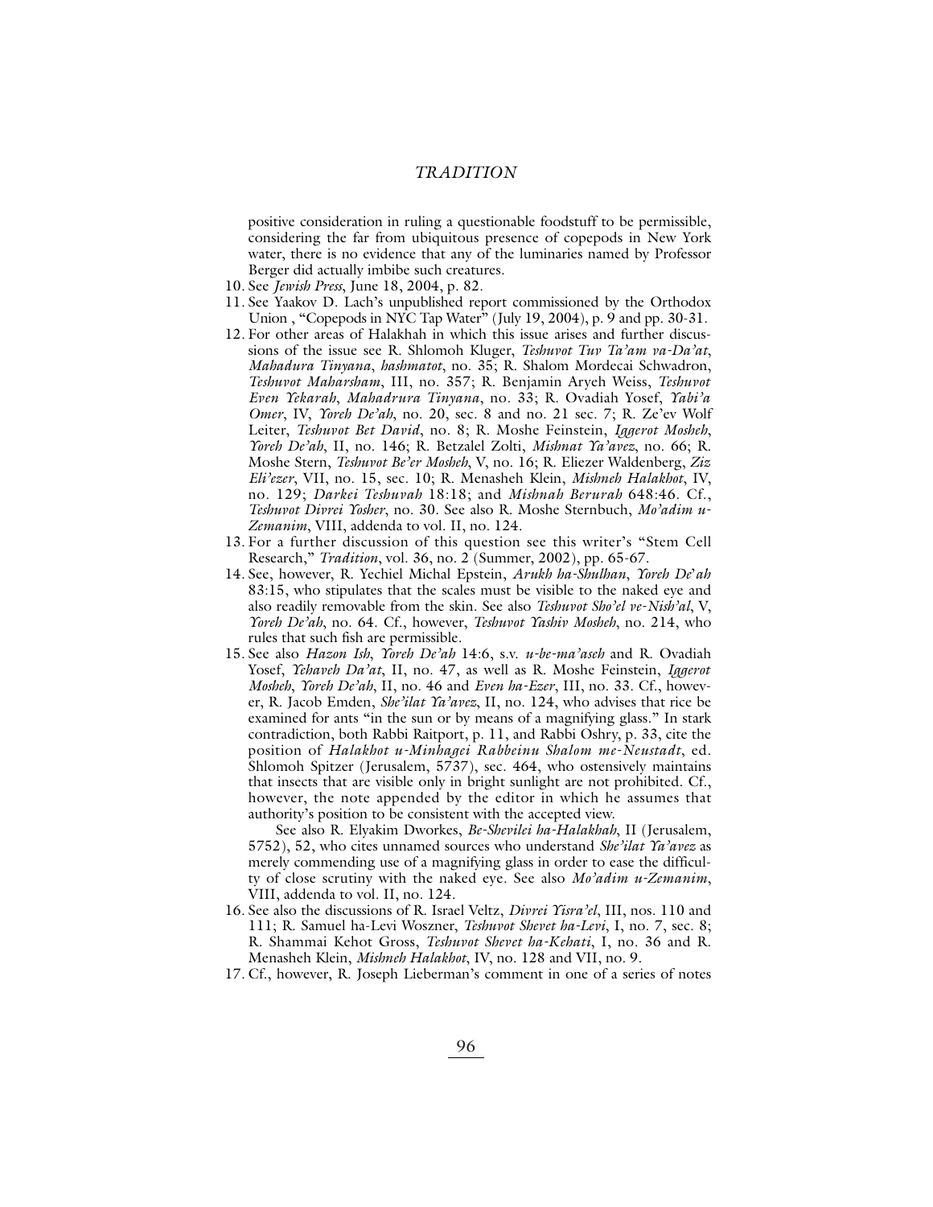positive consideration in ruling a questionable foodstuff to be permissible, considering the far from ubiquitous presence of copepods in New York water, there is no evidence that any of the luminaries named by Professor Berger did actually imbibe such creatures.

10. See *Jewish Press*, June 18, 2004, p. 82.
11. See Yaakov D. Lach's unpublished report commissioned by the Orthodox Union , "Copepods in NYC Tap Water" (July 19, 2004), p. 9 and pp. 30-31.
12. For other areas of Halakhah in which this issue arises and further discussions of the issue see R. Shlomoh Kluger, *Teshuvot Tuv Ta'am va-Da'at*, *Mahadura Tinyana*, *hashmatot*, no. 35; R. Shalom Mordecai Schwadron, *Teshuvot Maharsham*, III, no. 357; R. Benjamin Aryeh Weiss, *Teshuvot Even Yekarah*, *Mahadrura Tinyana*, no. 33; R. Ovadiah Yosef, *Yabi'a Omer*, IV, *Yoreh De'ah*, no. 20, sec. 8 and no. 21 sec. 7; R. Ze'ev Wolf Leiter, *Teshuvot Bet David*, no. 8; R. Moshe Feinstein, *Iggerot Mosheh*, *Yoreh De'ah*, II, no. 146; R. Betzalel Zolti, *Mishnat Ya'avez*, no. 66; R. Moshe Stern, *Teshuvot Be'er Mosheh*, V, no. 16; R. Eliezer Waldenberg, *Ziz Eli'ezer*, VII, no. 15, sec. 10; R. Menasheh Klein, *Mishneh Halakhot*, IV, no. 129; *Darkei Teshuvah* 18:18; and *Mishnah Berurah* 648:46. Cf., *Teshuvot Divrei Yosher*, no. 30. See also R. Moshe Sternbuch, *Mo'adim u-Zemanim*, VIII, addenda to vol. II, no. 124.
13. For a further discussion of this question see this writer's "Stem Cell Research," *Tradition*, vol. 36, no. 2 (Summer, 2002), pp. 65-67.
14. See, however, R. Yechiel Michal Epstein, *Arukh ha-Shulhan*, *Yoreh De'ah* 83:15, who stipulates that the scales must be visible to the naked eye and also readily removable from the skin. See also *Teshuvot Sho'el ve-Nish'al*, V, *Yoreh De'ah*, no. 64. Cf., however, *Teshuvot Yashiv Mosheh*, no. 214, who rules that such fish are permissible.
15. See also *Hazon Ish*, *Yoreh De'ah* 14:6, s.v. *u-be-ma'aseh* and R. Ovadiah Yosef, *Yehaveh Da'at*, II, no. 47, as well as R. Moshe Feinstein, *Iggerot Mosheh*, *Yoreh De'ah*, II, no. 46 and *Even ha-Ezer*, III, no. 33. Cf., however, R. Jacob Emden, *She'ilat Ya'avez*, II, no. 124, who advises that rice be examined for ants "in the sun or by means of a magnifying glass." In stark contradiction, both Rabbi Raitport, p. 11, and Rabbi Oshry, p. 33, cite the position of *Halakhot u-Minhagei Rabbeinu Shalom me-Neustadt*, ed. Shlomoh Spitzer (Jerusalem, 5737), sec. 464, who ostensively maintains that insects that are visible only in bright sunlight are not prohibited. Cf., however, the note appended by the editor in which he assumes that authority's position to be consistent with the accepted view.

    See also R. Elyakim Dworkes, *Be-Shevilei ha-Halakhah*, II (Jerusalem, 5752), 52, who cites unnamed sources who understand *She'ilat Ya'avez* as merely commending use of a magnifying glass in order to ease the difficulty of close scrutiny with the naked eye. See also *Mo'adim u-Zemanim*, VIII, addenda to vol. II, no. 124.
16. See also the discussions of R. Israel Veltz, *Divrei Yisra'el*, III, nos. 110 and 111; R. Samuel ha-Levi Woszner, *Teshuvot Shevet ha-Levi*, I, no. 7, sec. 8; R. Shammai Kehot Gross, *Teshuvot Shevet ha-Kehati*, I, no. 36 and R. Menasheh Klein, *Mishneh Halakhot*, IV, no. 128 and VII, no. 9.
17. Cf., however, R. Joseph Lieberman's comment in one of a series of notes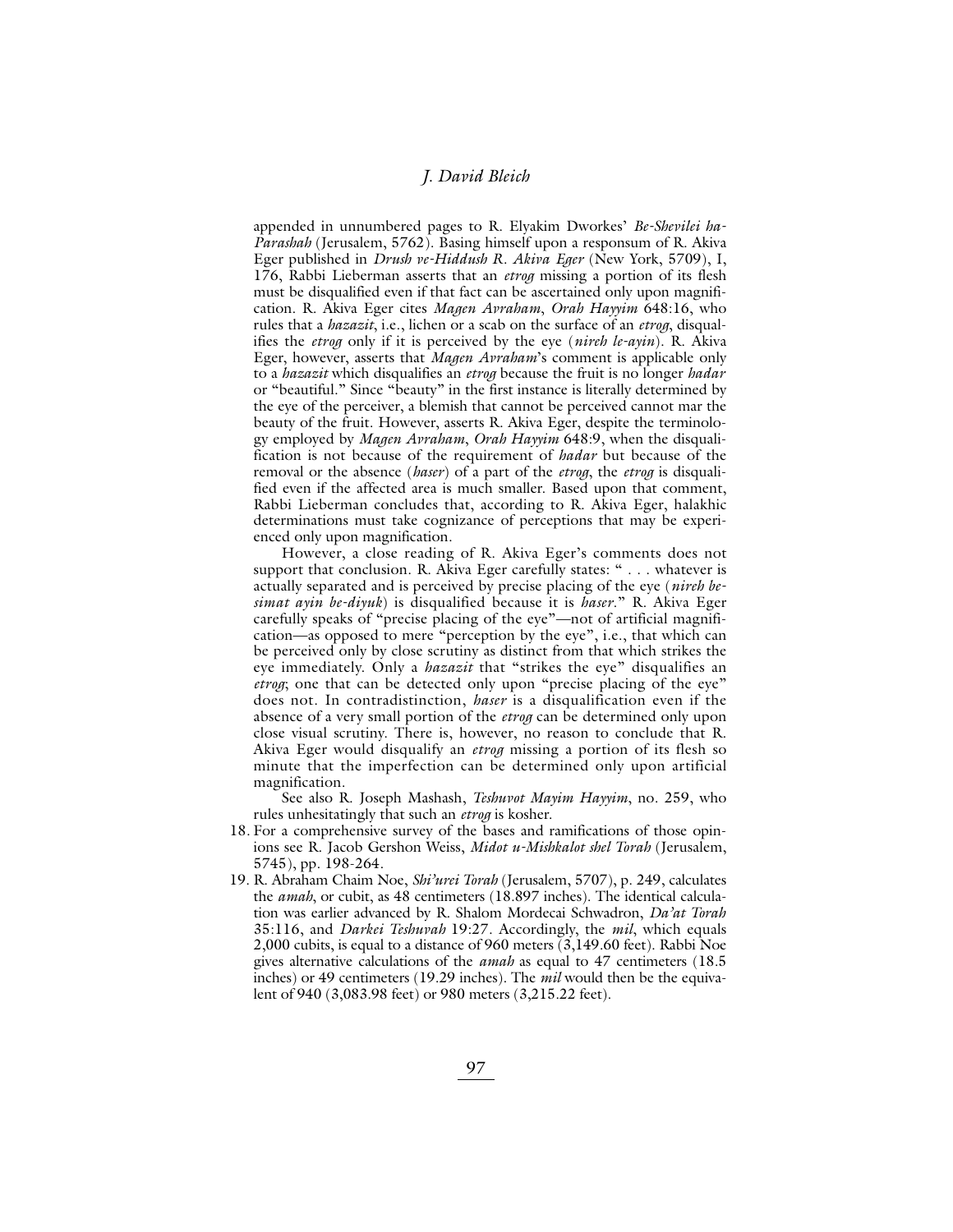appended in unnumbered pages to R. Elyakim Dworkes' *Be-Shevilei ha-Parashah* (Jerusalem, 5762). Basing himself upon a responsum of R. Akiva Eger published in *Drush ve-Hiddush R. Akiva Eger* (New York, 5709), I, 176, Rabbi Lieberman asserts that an *etrog* missing a portion of its flesh must be disqualified even if that fact can be ascertained only upon magnification. R. Akiva Eger cites *Magen Avraham*, *Orah Hayyim* 648:16, who rules that a *hazazit*, i.e., lichen or a scab on the surface of an *etrog*, disqualifies the *etrog* only if it is perceived by the eye (*nireh le-ayin*). R. Akiva Eger, however, asserts that *Magen Avraham*'s comment is applicable only to a *hazazit* which disqualifies an *etrog* because the fruit is no longer *hadar* or "beautiful." Since "beauty" in the first instance is literally determined by the eye of the perceiver, a blemish that cannot be perceived cannot mar the beauty of the fruit. However, asserts R. Akiva Eger, despite the terminology employed by *Magen Avraham*, *Orah Hayyim* 648:9, when the disqualification is not because of the requirement of *hadar* but because of the removal or the absence (*haser*) of a part of the *etrog*, the *etrog* is disqualified even if the affected area is much smaller. Based upon that comment, Rabbi Lieberman concludes that, according to R. Akiva Eger, halakhic determinations must take cognizance of perceptions that may be experienced only upon magnification.

However, a close reading of R. Akiva Eger's comments does not support that conclusion. R. Akiva Eger carefully states: " . . . whatever is actually separated and is perceived by precise placing of the eye (*nireh be-simat ayin be-diyuk*) is disqualified because it is *haser*." R. Akiva Eger carefully speaks of "precise placing of the eye"—not of artificial magnification—as opposed to mere "perception by the eye", i.e., that which can be perceived only by close scrutiny as distinct from that which strikes the eye immediately. Only a *hazazit* that "strikes the eye" disqualifies an *etrog*; one that can be detected only upon "precise placing of the eye" does not. In contradistinction, *haser* is a disqualification even if the absence of a very small portion of the *etrog* can be determined only upon close visual scrutiny. There is, however, no reason to conclude that R. Akiva Eger would disqualify an *etrog* missing a portion of its flesh so minute that the imperfection can be determined only upon artificial magnification.

See also R. Joseph Mashash, *Teshuvot Mayim Hayyim*, no. 259, who rules unhesitatingly that such an *etrog* is kosher.

18. For a comprehensive survey of the bases and ramifications of those opinions see R. Jacob Gershon Weiss, *Midot u-Mishkalot shel Torah* (Jerusalem, 5745), pp. 198-264.
19. R. Abraham Chaim Noe, *Shi'urei Torah* (Jerusalem, 5707), p. 249, calculates the *amah*, or cubit, as 48 centimeters (18.897 inches). The identical calculation was earlier advanced by R. Shalom Mordecai Schwadron, *Da'at Torah* 35:116, and *Darkei Teshuvah* 19:27. Accordingly, the *mil*, which equals 2,000 cubits, is equal to a distance of 960 meters (3,149.60 feet). Rabbi Noe gives alternative calculations of the *amah* as equal to 47 centimeters (18.5 inches) or 49 centimeters (19.29 inches). The *mil* would then be the equivalent of 940 (3,083.98 feet) or 980 meters (3,215.22 feet).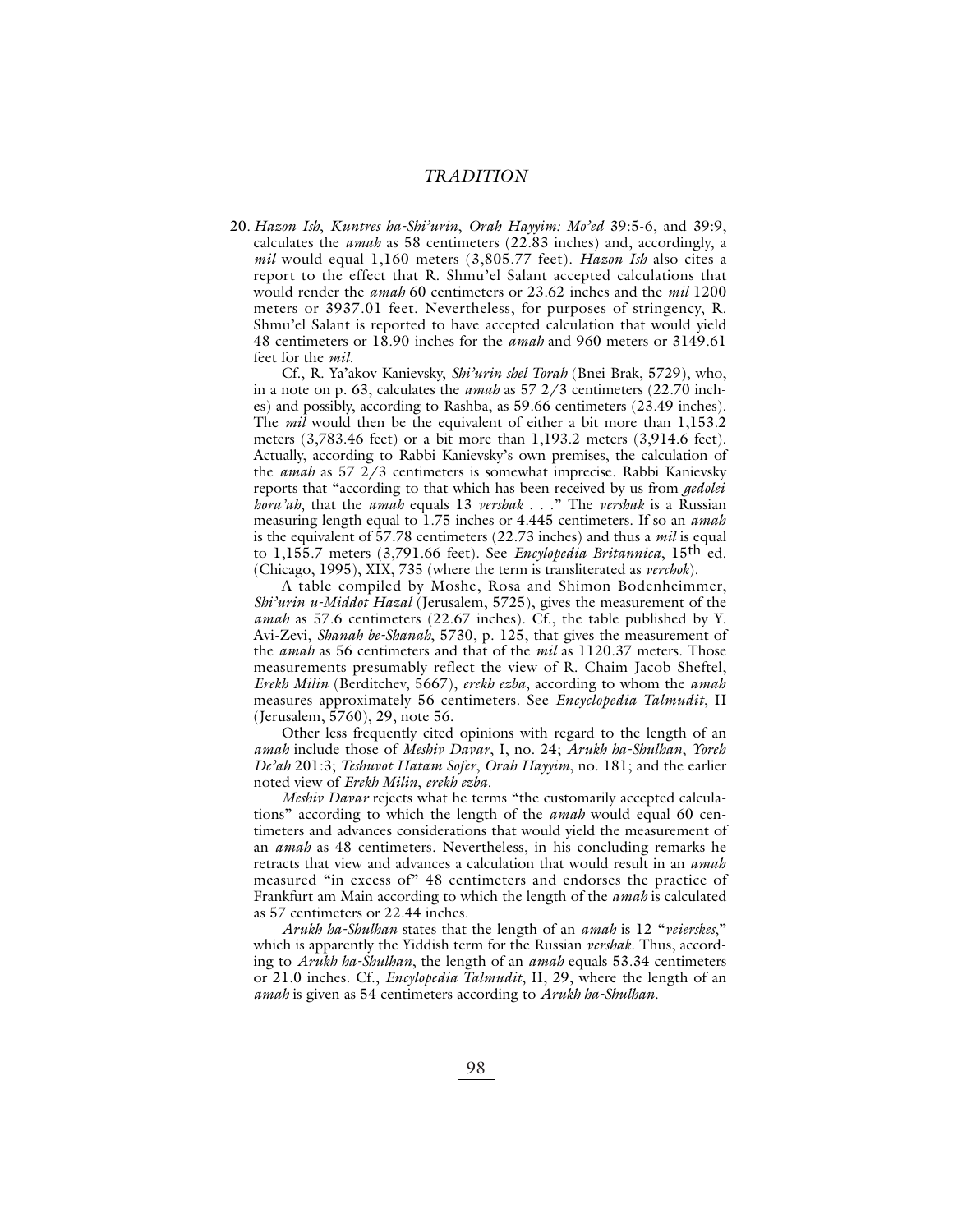20. *Hazon Ish*, *Kuntres ha-Shi'urin*, *Orah Hayyim: Mo'ed* 39:5-6, and 39:9, calculates the *amah* as 58 centimeters (22.83 inches) and, accordingly, a *mil* would equal 1,160 meters (3,805.77 feet). *Hazon Ish* also cites a report to the effect that R. Shmu'el Salant accepted calculations that would render the *amah* 60 centimeters or 23.62 inches and the *mil* 1200 meters or 3937.01 feet. Nevertheless, for purposes of stringency, R. Shmu'el Salant is reported to have accepted calculation that would yield 48 centimeters or 18.90 inches for the *amah* and 960 meters or 3149.61 feet for the *mil*.

Cf., R. Ya'akov Kanievsky, *Shi'urin shel Torah* (Bnei Brak, 5729), who, in a note on p. 63, calculates the *amah* as 57 2/3 centimeters (22.70 inches) and possibly, according to Rashba, as 59.66 centimeters (23.49 inches). The *mil* would then be the equivalent of either a bit more than 1,153.2 meters (3,783.46 feet) or a bit more than 1,193.2 meters (3,914.6 feet). Actually, according to Rabbi Kanievsky's own premises, the calculation of the *amah* as 57 2/3 centimeters is somewhat imprecise. Rabbi Kanievsky reports that "according to that which has been received by us from *gedolei hora'ah*, that the *amah* equals 13 *vershak* . . ." The *vershak* is a Russian measuring length equal to 1.75 inches or 4.445 centimeters. If so an *amah* is the equivalent of 57.78 centimeters (22.73 inches) and thus a *mil* is equal to 1,155.7 meters (3,791.66 feet). See *Encylopedia Britannica*, 15th ed. (Chicago, 1995), XIX, 735 (where the term is transliterated as *verchok*).

A table compiled by Moshe, Rosa and Shimon Bodenheimmer, *Shi'urin u-Middot Hazal* (Jerusalem, 5725), gives the measurement of the *amah* as 57.6 centimeters (22.67 inches). Cf., the table published by Y. Avi-Zevi, *Shanah be-Shanah*, 5730, p. 125, that gives the measurement of the *amah* as 56 centimeters and that of the *mil* as 1120.37 meters. Those measurements presumably reflect the view of R. Chaim Jacob Sheftel, *Erekh Milin* (Berditchev, 5667), *erekh ezba*, according to whom the *amah* measures approximately 56 centimeters. See *Encyclopedia Talmudit*, II (Jerusalem, 5760), 29, note 56.

Other less frequently cited opinions with regard to the length of an *amah* include those of *Meshiv Davar*, I, no. 24; *Arukh ha-Shulhan*, *Yoreh De'ah* 201:3; *Teshuvot Hatam Sofer*, *Orah Hayyim*, no. 181; and the earlier noted view of *Erekh Milin*, *erekh ezba*.

*Meshiv Davar* rejects what he terms "the customarily accepted calculations" according to which the length of the *amah* would equal 60 centimeters and advances considerations that would yield the measurement of an *amah* as 48 centimeters. Nevertheless, in his concluding remarks he retracts that view and advances a calculation that would result in an *amah* measured "in excess of" 48 centimeters and endorses the practice of Frankfurt am Main according to which the length of the *amah* is calculated as 57 centimeters or 22.44 inches.

*Arukh ha-Shulhan* states that the length of an *amah* is 12 "*veierskes*," which is apparently the Yiddish term for the Russian *vershak*. Thus, according to *Arukh ha-Shulhan*, the length of an *amah* equals 53.34 centimeters or 21.0 inches. Cf., *Encylopedia Talmudit*, II, 29, where the length of an *amah* is given as 54 centimeters according to *Arukh ha-Shulhan*.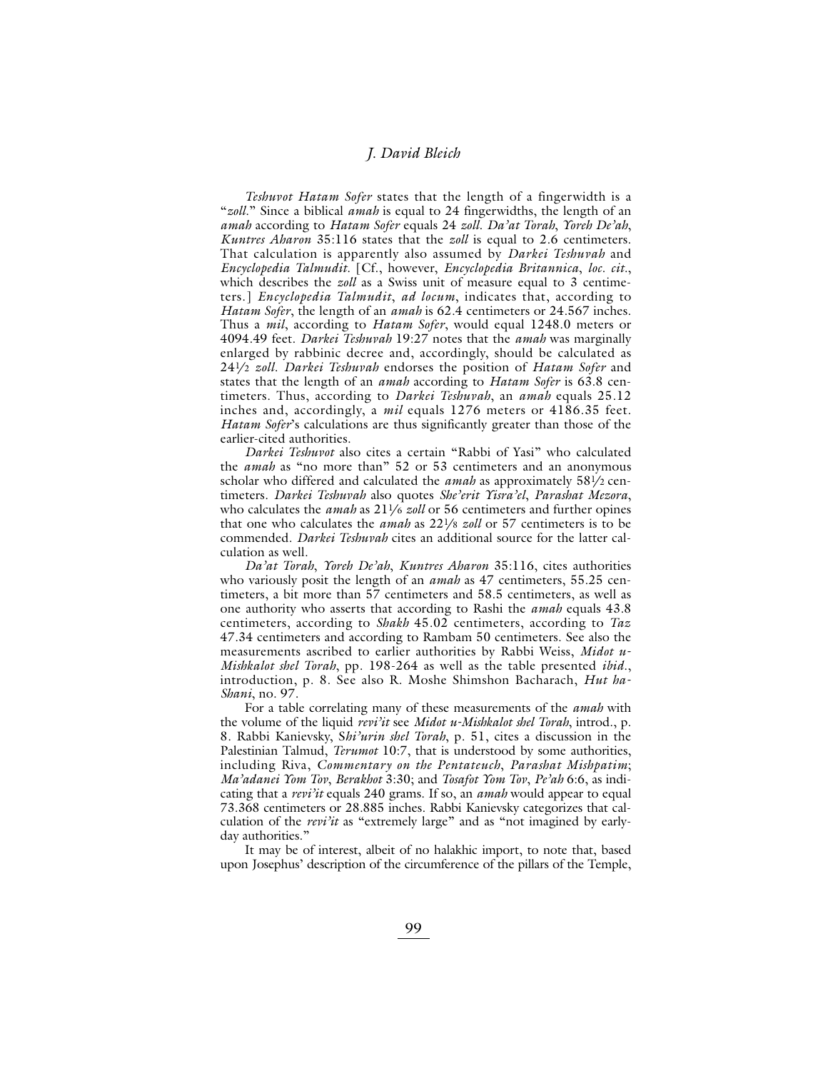*Teshuvot Hatam Sofer* states that the length of a fingerwidth is a "*zoll*." Since a biblical *amah* is equal to 24 fingerwidths, the length of an *amah* according to *Hatam Sofer* equals 24 *zoll*. *Da'at Torah*, *Yoreh De'ah*, *Kuntres Aharon* 35:116 states that the *zoll* is equal to 2.6 centimeters. That calculation is apparently also assumed by *Darkei Teshuvah* and *Encyclopedia Talmudit*. [Cf., however, *Encyclopedia Britannica*, *loc. cit.*, which describes the *zoll* as a Swiss unit of measure equal to 3 centimeters.] *Encyclopedia Talmudit*, *ad locum*, indicates that, according to *Hatam Sofer*, the length of an *amah* is 62.4 centimeters or 24.567 inches. Thus a *mil*, according to *Hatam Sofer*, would equal 1248.0 meters or 4094.49 feet. *Darkei Teshuvah* 19:27 notes that the *amah* was marginally enlarged by rabbinic decree and, accordingly, should be calculated as 24½ *zoll*. *Darkei Teshuvah* endorses the position of *Hatam Sofer* and states that the length of an *amah* according to *Hatam Sofer* is 63.8 centimeters. Thus, according to *Darkei Teshuvah*, an *amah* equals 25.12 inches and, accordingly, a *mil* equals 1276 meters or 4186.35 feet. *Hatam Sofer*'s calculations are thus significantly greater than those of the earlier-cited authorities.

*Darkei Teshuvot* also cites a certain "Rabbi of Yasi" who calculated the *amah* as "no more than" 52 or 53 centimeters and an anonymous scholar who differed and calculated the *amah* as approximately 58½ centimeters. *Darkei Teshuvah* also quotes *She'erit Yisra'el*, *Parashat Mezora*, who calculates the *amah* as 21⅙ *zoll* or 56 centimeters and further opines that one who calculates the *amah* as 22⅛ *zoll* or 57 centimeters is to be commended. *Darkei Teshuvah* cites an additional source for the latter calculation as well.

*Da'at Torah*, *Yoreh De'ah*, *Kuntres Aharon* 35:116, cites authorities who variously posit the length of an *amah* as 47 centimeters, 55.25 centimeters, a bit more than 57 centimeters and 58.5 centimeters, as well as one authority who asserts that according to Rashi the *amah* equals 43.8 centimeters, according to *Shakh* 45.02 centimeters, according to *Taz* 47.34 centimeters and according to Rambam 50 centimeters. See also the measurements ascribed to earlier authorities by Rabbi Weiss, *Midot u-Mishkalot shel Torah*, pp. 198-264 as well as the table presented *ibid.*, introduction, p. 8. See also R. Moshe Shimshon Bacharach, *Hut ha-Shani*, no. 97.

For a table correlating many of these measurements of the *amah* with the volume of the liquid *revi'it* see *Midot u-Mishkalot shel Torah*, introd., p. 8. Rabbi Kanievsky, *Shi'urin shel Torah*, p. 51, cites a discussion in the Palestinian Talmud, *Terumot* 10:7, that is understood by some authorities, including Riva, *Commentary on the Pentateuch*, *Parashat Mishpatim*; *Ma'adanei Yom Tov*, *Berakhot* 3:30; and *Tosafot Yom Tov*, *Pe'ah* 6:6, as indicating that a *revi'it* equals 240 grams. If so, an *amah* would appear to equal 73.368 centimeters or 28.885 inches. Rabbi Kanievsky categorizes that calculation of the *revi'it* as "extremely large" and as "not imagined by early-day authorities."

It may be of interest, albeit of no halakhic import, to note that, based upon Josephus' description of the circumference of the pillars of the Temple,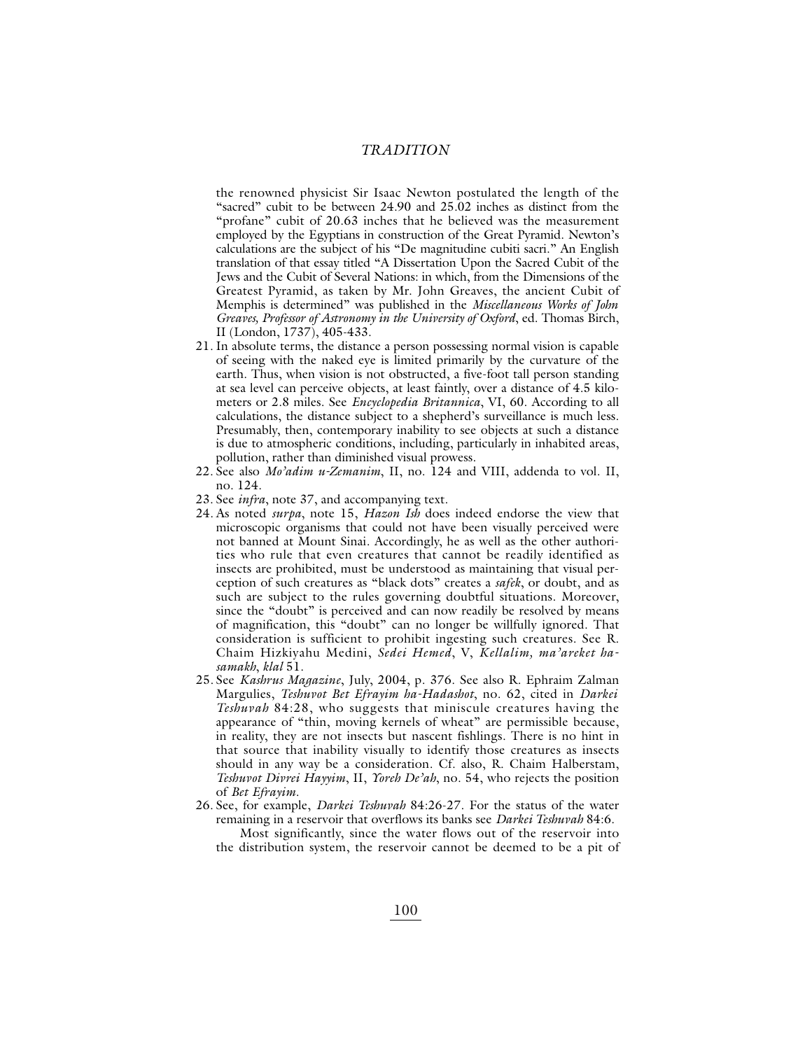the renowned physicist Sir Isaac Newton postulated the length of the "sacred" cubit to be between 24.90 and 25.02 inches as distinct from the "profane" cubit of 20.63 inches that he believed was the measurement employed by the Egyptians in construction of the Great Pyramid. Newton's calculations are the subject of his "De magnitudine cubiti sacri." An English translation of that essay titled "A Dissertation Upon the Sacred Cubit of the Jews and the Cubit of Several Nations: in which, from the Dimensions of the Greatest Pyramid, as taken by Mr. John Greaves, the ancient Cubit of Memphis is determined" was published in the *Miscellaneous Works of John Greaves, Professor of Astronomy in the University of Oxford*, ed. Thomas Birch, II (London, 1737), 405-433.

21. In absolute terms, the distance a person possessing normal vision is capable of seeing with the naked eye is limited primarily by the curvature of the earth. Thus, when vision is not obstructed, a five-foot tall person standing at sea level can perceive objects, at least faintly, over a distance of 4.5 kilometers or 2.8 miles. See *Encyclopedia Britannica*, VI, 60. According to all calculations, the distance subject to a shepherd's surveillance is much less. Presumably, then, contemporary inability to see objects at such a distance is due to atmospheric conditions, including, particularly in inhabited areas, pollution, rather than diminished visual prowess.
22. See also *Mo'adim u-Zemanim*, II, no. 124 and VIII, addenda to vol. II, no. 124.
23. See *infra*, note 37, and accompanying text.
24. As noted *surpa*, note 15, *Hazon Ish* does indeed endorse the view that microscopic organisms that could not have been visually perceived were not banned at Mount Sinai. Accordingly, he as well as the other authorities who rule that even creatures that cannot be readily identified as insects are prohibited, must be understood as maintaining that visual perception of such creatures as "black dots" creates a *safek*, or doubt, and as such are subject to the rules governing doubtful situations. Moreover, since the "doubt" is perceived and can now readily be resolved by means of magnification, this "doubt" can no longer be willfully ignored. That consideration is sufficient to prohibit ingesting such creatures. See R. Chaim Hizkiyahu Medini, *Sedei Hemed*, V, *Kellalim, ma'areket ha-samakh*, *klal* 51.
25. See *Kashrus Magazine*, July, 2004, p. 376. See also R. Ephraim Zalman Margulies, *Teshuvot Bet Efrayim ha-Hadashot*, no. 62, cited in *Darkei Teshuvah* 84:28, who suggests that miniscule creatures having the appearance of "thin, moving kernels of wheat" are permissible because, in reality, they are not insects but nascent fishlings. There is no hint in that source that inability visually to identify those creatures as insects should in any way be a consideration. Cf. also, R. Chaim Halberstam, *Teshuvot Divrei Hayyim*, II, *Yoreh De'ah*, no. 54, who rejects the position of *Bet Efrayim*.
26. See, for example, *Darkei Teshuvah* 84:26-27. For the status of the water remaining in a reservoir that overflows its banks see *Darkei Teshuvah* 84:6.

    Most significantly, since the water flows out of the reservoir into the distribution system, the reservoir cannot be deemed to be a pit of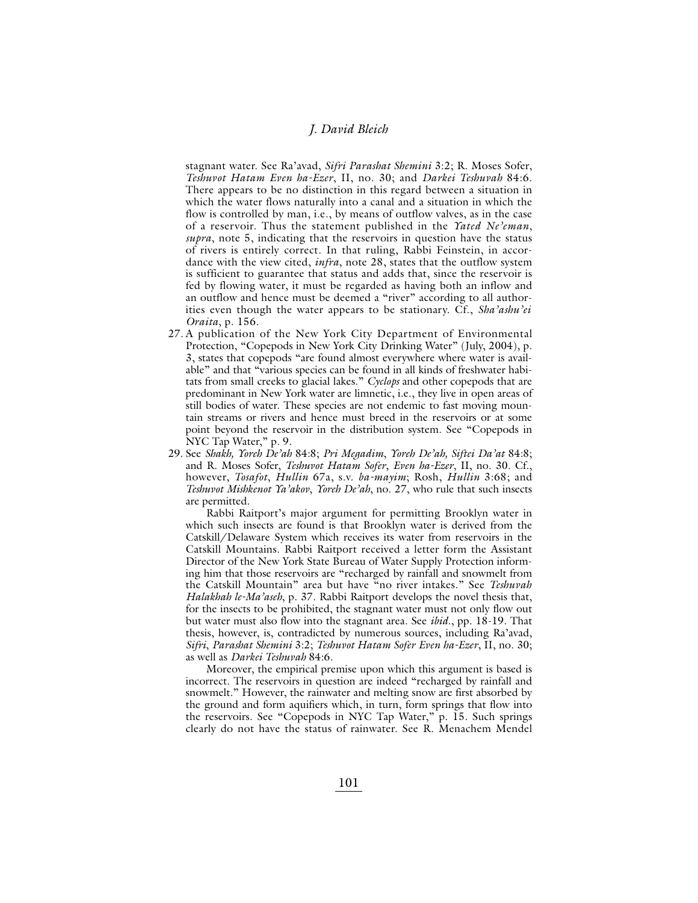stagnant water. See Ra'avad, *Sifri Parashat Shemini* 3:2; R. Moses Sofer, *Teshuvot Hatam Even ha-Ezer*, II, no. 30; and *Darkei Teshuvah* 84:6. There appears to be no distinction in this regard between a situation in which the water flows naturally into a canal and a situation in which the flow is controlled by man, i.e., by means of outflow valves, as in the case of a reservoir. Thus the statement published in the *Yated Ne'eman*, *supra*, note 5, indicating that the reservoirs in question have the status of rivers is entirely correct. In that ruling, Rabbi Feinstein, in accordance with the view cited, *infra*, note 28, states that the outflow system is sufficient to guarantee that status and adds that, since the reservoir is fed by flowing water, it must be regarded as having both an inflow and an outflow and hence must be deemed a "river" according to all authorities even though the water appears to be stationary. Cf., *Sha'ashu'ei Oraita*, p. 156.

27. A publication of the New York City Department of Environmental Protection, "Copepods in New York City Drinking Water" (July, 2004), p. 3, states that copepods "are found almost everywhere where water is available" and that "various species can be found in all kinds of freshwater habitats from small creeks to glacial lakes." *Cyclops* and other copepods that are predominant in New York water are limnetic, i.e., they live in open areas of still bodies of water. These species are not endemic to fast moving mountain streams or rivers and hence must breed in the reservoirs or at some point beyond the reservoir in the distribution system. See "Copepods in NYC Tap Water," p. 9.

29. See *Shakh, Yoreh De'ah* 84:8; *Pri Megadim*, *Yoreh De'ah, Siftei Da'at* 84:8; and R. Moses Sofer, *Teshuvot Hatam Sofer*, *Even ha-Ezer*, II, no. 30. Cf., however, *Tosafot*, *Hullin* 67a, s.v. *ba-mayim*; Rosh, *Hullin* 3:68; and *Teshuvot Mishkenot Ya'akov*, *Yoreh De'ah*, no. 27, who rule that such insects are permitted.

   Rabbi Raitport's major argument for permitting Brooklyn water in which such insects are found is that Brooklyn water is derived from the Catskill/Delaware System which receives its water from reservoirs in the Catskill Mountains. Rabbi Raitport received a letter form the Assistant Director of the New York State Bureau of Water Supply Protection informing him that those reservoirs are "recharged by rainfall and snowmelt from the Catskill Mountain" area but have "no river intakes." See *Teshuvah Halakhah le-Ma'aseh*, p. 37. Rabbi Raitport develops the novel thesis that, for the insects to be prohibited, the stagnant water must not only flow out but water must also flow into the stagnant area. See *ibid.*, pp. 18-19. That thesis, however, is, contradicted by numerous sources, including Ra'avad, *Sifri*, *Parashat Shemini* 3:2; *Teshuvot Hatam Sofer Even ha-Ezer*, II, no. 30; as well as *Darkei Teshuvah* 84:6.

   Moreover, the empirical premise upon which this argument is based is incorrect. The reservoirs in question are indeed "recharged by rainfall and snowmelt." However, the rainwater and melting snow are first absorbed by the ground and form aquifiers which, in turn, form springs that flow into the reservoirs. See "Copepods in NYC Tap Water," p. 15. Such springs clearly do not have the status of rainwater. See R. Menachem Mendel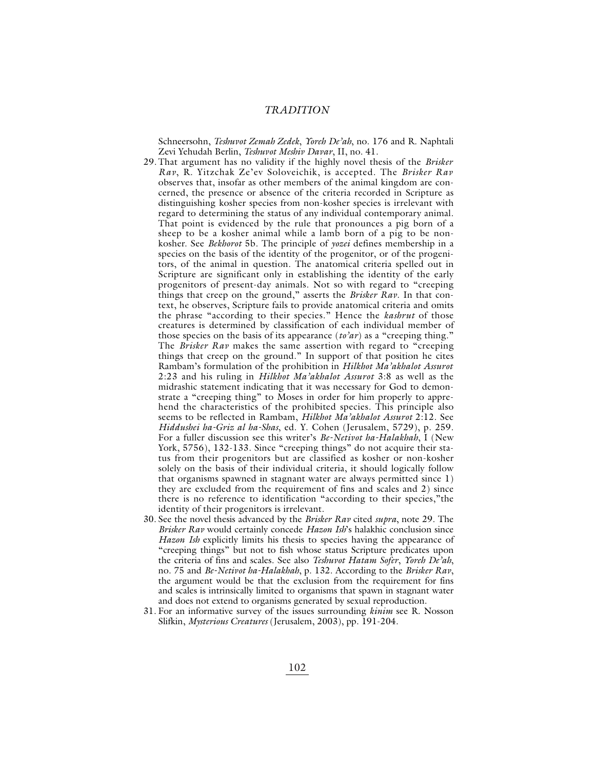Schneersohn, *Teshuvot Zemah Zedek*, *Yoreh De'ah*, no. 176 and R. Naphtali Zevi Yehudah Berlin, *Teshuvot Meshiv Davar*, II, no. 41.

29. That argument has no validity if the highly novel thesis of the *Brisker Rav*, R. Yitzchak Ze'ev Soloveichik, is accepted. The *Brisker Rav* observes that, insofar as other members of the animal kingdom are concerned, the presence or absence of the criteria recorded in Scripture as distinguishing kosher species from non-kosher species is irrelevant with regard to determining the status of any individual contemporary animal. That point is evidenced by the rule that pronounces a pig born of a sheep to be a kosher animal while a lamb born of a pig to be non-kosher. See *Bekhorot* 5b. The principle of *yozei* defines membership in a species on the basis of the identity of the progenitor, or of the progenitors, of the animal in question. The anatomical criteria spelled out in Scripture are significant only in establishing the identity of the early progenitors of present-day animals. Not so with regard to "creeping things that creep on the ground," asserts the *Brisker Rav*. In that context, he observes, Scripture fails to provide anatomical criteria and omits the phrase "according to their species." Hence the *kashrut* of those creatures is determined by classification of each individual member of those species on the basis of its appearance (*to'ar*) as a "creeping thing." The *Brisker Rav* makes the same assertion with regard to "creeping things that creep on the ground." In support of that position he cites Rambam's formulation of the prohibition in *Hilkhot Ma'akhalot Assurot* 2:23 and his ruling in *Hilkhot Ma'akhalot Assurot* 3:8 as well as the midrashic statement indicating that it was necessary for God to demonstrate a "creeping thing" to Moses in order for him properly to apprehend the characteristics of the prohibited species. This principle also seems to be reflected in Rambam, *Hilkhot Ma'akhalot Assurot* 2:12. See *Hiddushei ha-Griz al ha-Shas*, ed. Y. Cohen (Jerusalem, 5729), p. 259. For a fuller discussion see this writer's *Be-Netivot ha-Halakhah*, I (New York, 5756), 132-133. Since "creeping things" do not acquire their status from their progenitors but are classified as kosher or non-kosher solely on the basis of their individual criteria, it should logically follow that organisms spawned in stagnant water are always permitted since 1) they are excluded from the requirement of fins and scales and 2) since there is no reference to identification "according to their species,"the identity of their progenitors is irrelevant.

30. See the novel thesis advanced by the *Brisker Rav* cited *supra*, note 29. The *Brisker Rav* would certainly concede *Hazon Ish*'s halakhic conclusion since *Hazon Ish* explicitly limits his thesis to species having the appearance of "creeping things" but not to fish whose status Scripture predicates upon the criteria of fins and scales. See also *Teshuvot Hatam Sofer*, *Yoreh De'ah*, no. 75 and *Be-Netivot ha-Halakhah*, p. 132. According to the *Brisker Rav*, the argument would be that the exclusion from the requirement for fins and scales is intrinsically limited to organisms that spawn in stagnant water and does not extend to organisms generated by sexual reproduction.

31. For an informative survey of the issues surrounding *kinim* see R. Nosson Slifkin, *Mysterious Creatures* (Jerusalem, 2003), pp. 191-204.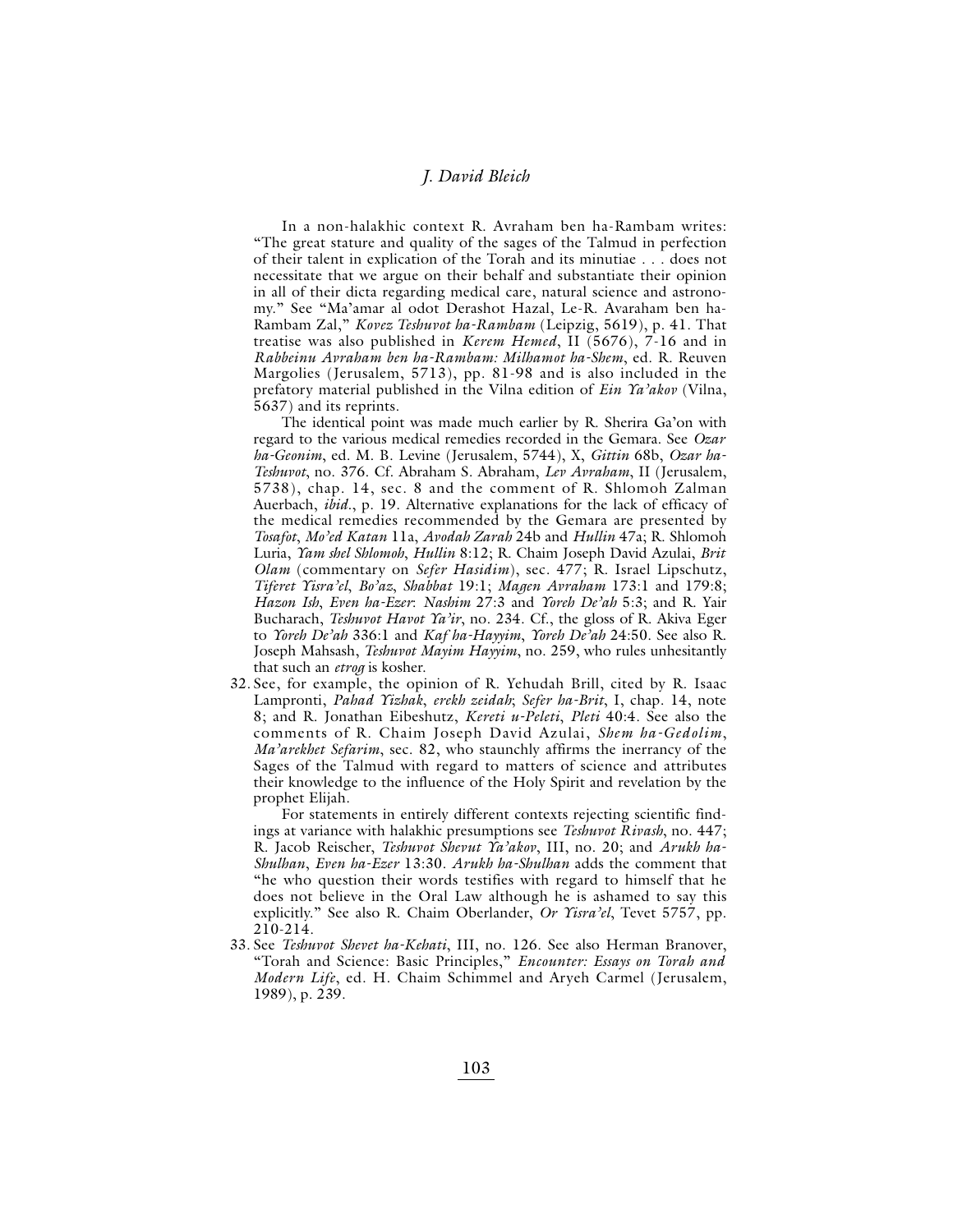In a non-halakhic context R. Avraham ben ha-Rambam writes: "The great stature and quality of the sages of the Talmud in perfection of their talent in explication of the Torah and its minutiae . . . does not necessitate that we argue on their behalf and substantiate their opinion in all of their dicta regarding medical care, natural science and astronomy." See "Ma'amar al odot Derashot Hazal, Le-R. Avaraham ben ha-Rambam Zal," *Kovez Teshuvot ha-Rambam* (Leipzig, 5619), p. 41. That treatise was also published in *Kerem Hemed*, II (5676), 7-16 and in *Rabbeinu Avraham ben ha-Rambam: Milhamot ha-Shem*, ed. R. Reuven Margolies (Jerusalem, 5713), pp. 81-98 and is also included in the prefatory material published in the Vilna edition of *Ein Ya'akov* (Vilna, 5637) and its reprints.

The identical point was made much earlier by R. Sherira Ga'on with regard to the various medical remedies recorded in the Gemara. See *Ozar ha-Geonim*, ed. M. B. Levine (Jerusalem, 5744), X, *Gittin* 68b, *Ozar ha-Teshuvot*, no. 376. Cf. Abraham S. Abraham, *Lev Avraham*, II (Jerusalem, 5738), chap. 14, sec. 8 and the comment of R. Shlomoh Zalman Auerbach, *ibid*., p. 19. Alternative explanations for the lack of efficacy of the medical remedies recommended by the Gemara are presented by *Tosafot*, *Mo'ed Katan* 11a, *Avodah Zarah* 24b and *Hullin* 47a; R. Shlomoh Luria, *Yam shel Shlomoh*, *Hullin* 8:12; R. Chaim Joseph David Azulai, *Brit Olam* (commentary on *Sefer Hasidim*), sec. 477; R. Israel Lipschutz, *Tiferet Yisra'el*, *Bo'az*, *Shabbat* 19:1; *Magen Avraham* 173:1 and 179:8; *Hazon Ish*, *Even ha-Ezer*: *Nashim* 27:3 and *Yoreh De'ah* 5:3; and R. Yair Bucharach, *Teshuvot Havot Ya'ir*, no. 234. Cf., the gloss of R. Akiva Eger to *Yoreh De'ah* 336:1 and *Kaf ha-Hayyim*, *Yoreh De'ah* 24:50. See also R. Joseph Mahsash, *Teshuvot Mayim Hayyim*, no. 259, who rules unhesitantly that such an *etrog* is kosher.

32. See, for example, the opinion of R. Yehudah Brill, cited by R. Isaac Lampronti, *Pahad Yizhak*, *erekh zeidah*; *Sefer ha-Brit*, I, chap. 14, note 8; and R. Jonathan Eibeshutz, *Kereti u-Peleti*, *Pleti* 40:4. See also the comments of R. Chaim Joseph David Azulai, *Shem ha-Gedolim*, *Ma'arekhet Sefarim*, sec. 82, who staunchly affirms the inerrancy of the Sages of the Talmud with regard to matters of science and attributes their knowledge to the influence of the Holy Spirit and revelation by the prophet Elijah.

    For statements in entirely different contexts rejecting scientific findings at variance with halakhic presumptions see *Teshuvot Rivash*, no. 447; R. Jacob Reischer, *Teshuvot Shevut Ya'akov*, III, no. 20; and *Arukh ha-Shulhan*, *Even ha-Ezer* 13:30. *Arukh ha-Shulhan* adds the comment that "he who question their words testifies with regard to himself that he does not believe in the Oral Law although he is ashamed to say this explicitly." See also R. Chaim Oberlander, *Or Yisra'el*, Tevet 5757, pp. 210-214.

33. See *Teshuvot Shevet ha-Kehati*, III, no. 126. See also Herman Branover, "Torah and Science: Basic Principles," *Encounter: Essays on Torah and Modern Life*, ed. H. Chaim Schimmel and Aryeh Carmel (Jerusalem, 1989), p. 239.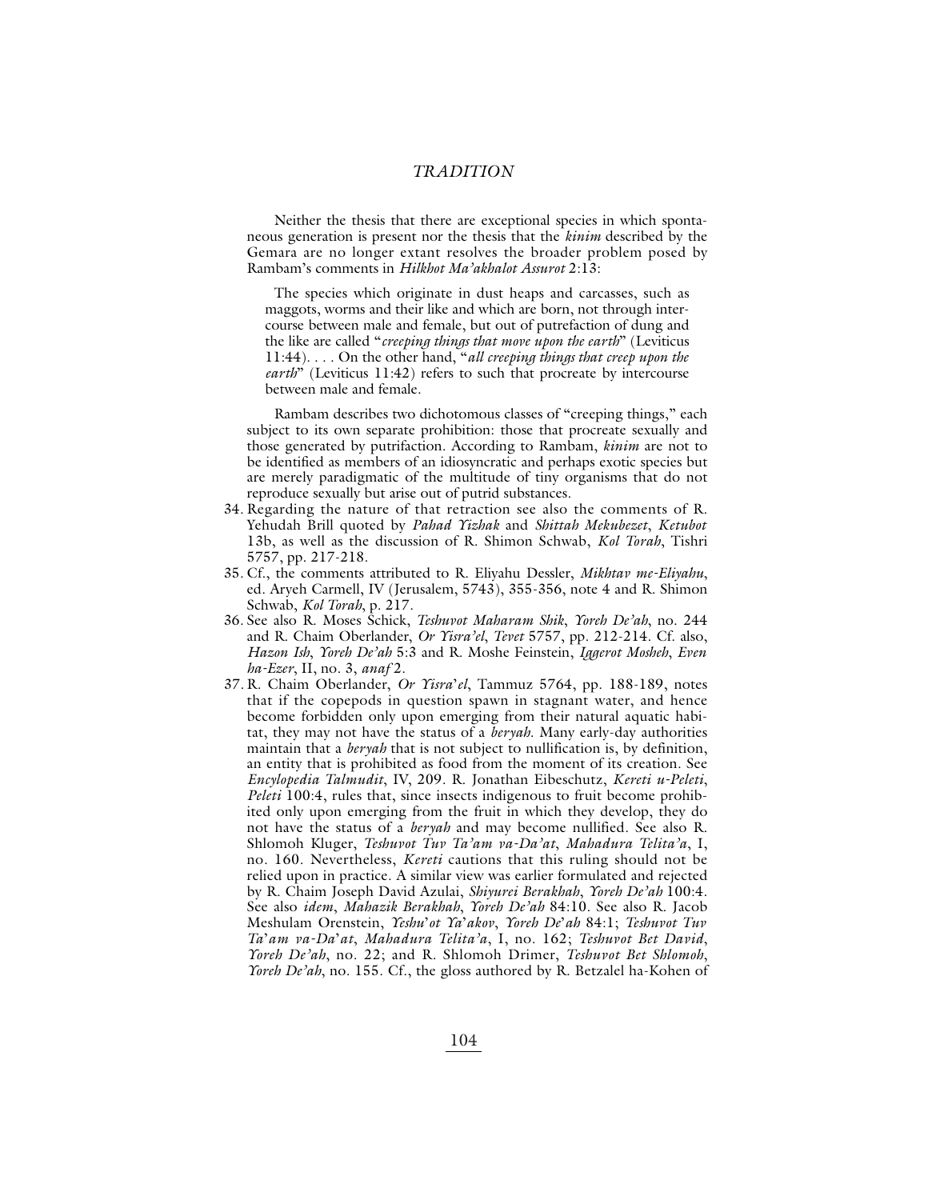Neither the thesis that there are exceptional species in which spontaneous generation is present nor the thesis that the *kinim* described by the Gemara are no longer extant resolves the broader problem posed by Rambam's comments in *Hilkhot Ma'akhalot Assurot* 2:13:

> The species which originate in dust heaps and carcasses, such as maggots, worms and their like and which are born, not through intercourse between male and female, but out of putrefaction of dung and the like are called "*creeping things that move upon the earth*" (Leviticus 11:44). . . . On the other hand, "*all creeping things that creep upon the earth*" (Leviticus 11:42) refers to such that procreate by intercourse between male and female.

Rambam describes two dichotomous classes of "creeping things," each subject to its own separate prohibition: those that procreate sexually and those generated by putrifaction. According to Rambam, *kinim* are not to be identified as members of an idiosyncratic and perhaps exotic species but are merely paradigmatic of the multitude of tiny organisms that do not reproduce sexually but arise out of putrid substances.

34. Regarding the nature of that retraction see also the comments of R. Yehudah Brill quoted by *Pahad Yizhak* and *Shittah Mekubezet*, *Ketubot* 13b, as well as the discussion of R. Shimon Schwab, *Kol Torah*, Tishri 5757, pp. 217-218.
35. Cf., the comments attributed to R. Eliyahu Dessler, *Mikhtav me-Eliyahu*, ed. Aryeh Carmell, IV (Jerusalem, 5743), 355-356, note 4 and R. Shimon Schwab, *Kol Torah*, p. 217.
36. See also R. Moses Schick, *Teshuvot Maharam Shik*, *Yoreh De'ah*, no. 244 and R. Chaim Oberlander, *Or Yisra'el*, *Tevet* 5757, pp. 212-214. Cf. also, *Hazon Ish*, *Yoreh De'ah* 5:3 and R. Moshe Feinstein, *Iggerot Mosheh*, *Even ha-Ezer*, II, no. 3, *anaf* 2.
37. R. Chaim Oberlander, *Or Yisra'el*, Tammuz 5764, pp. 188-189, notes that if the copepods in question spawn in stagnant water, and hence become forbidden only upon emerging from their natural aquatic habitat, they may not have the status of a *beryah*. Many early-day authorities maintain that a *beryah* that is not subject to nullification is, by definition, an entity that is prohibited as food from the moment of its creation. See *Encylopedia Talmudit*, IV, 209. R. Jonathan Eibeschutz, *Kereti u-Peleti*, *Peleti* 100:4, rules that, since insects indigenous to fruit become prohibited only upon emerging from the fruit in which they develop, they do not have the status of a *beryah* and may become nullified. See also R. Shlomoh Kluger, *Teshuvot Tuv Ta'am va-Da'at*, *Mahadura Telita'a*, I, no. 160. Nevertheless, *Kereti* cautions that this ruling should not be relied upon in practice. A similar view was earlier formulated and rejected by R. Chaim Joseph David Azulai, *Shiyurei Berakhah*, *Yoreh De'ah* 100:4. See also *idem*, *Mahazik Berakhah*, *Yoreh De'ah* 84:10. See also R. Jacob Meshulam Orenstein, *Yeshu'ot Ya'akov*, *Yoreh De'ah* 84:1; *Teshuvot Tuv Ta'am va-Da'at*, *Mahadura Telita'a*, I, no. 162; *Teshuvot Bet David*, *Yoreh De'ah*, no. 22; and R. Shlomoh Drimer, *Teshuvot Bet Shlomoh*, *Yoreh De'ah*, no. 155. Cf., the gloss authored by R. Betzalel ha-Kohen of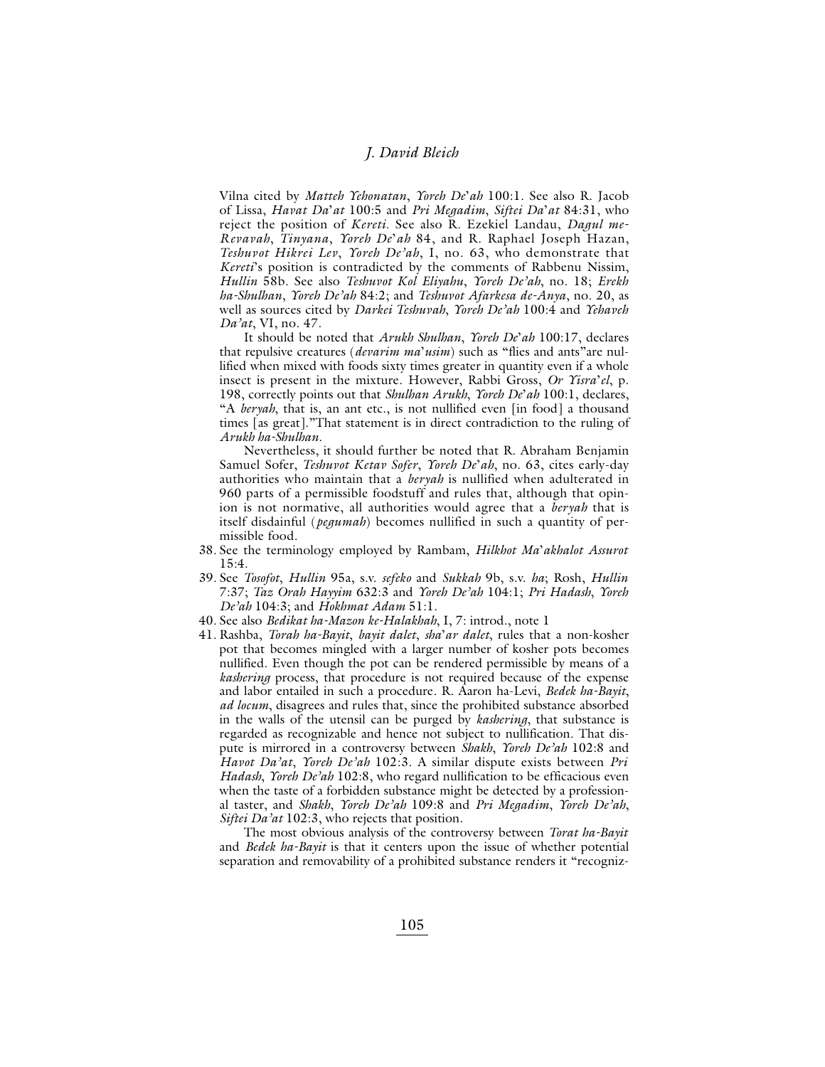Vilna cited by *Matteh Yehonatan*, *Yoreh De'ah* 100:1. See also R. Jacob of Lissa, *Havat Da'at* 100:5 and *Pri Megadim*, *Siftei Da'at* 84:31, who reject the position of *Kereti*. See also R. Ezekiel Landau, *Dagul me-Revavah*, *Tinyana*, *Yoreh De'ah* 84, and R. Raphael Joseph Hazan, *Teshuvot Hikrei Lev*, *Yoreh De'ah*, I, no. 63, who demonstrate that *Kereti*'s position is contradicted by the comments of Rabbenu Nissim, *Hullin* 58b. See also *Teshuvot Kol Eliyahu*, *Yoreh De'ah*, no. 18; *Erekh ha-Shulhan*, *Yoreh De'ah* 84:2; and *Teshuvot Afarkesa de-Anya*, no. 20, as well as sources cited by *Darkei Teshuvah*, *Yoreh De'ah* 100:4 and *Yehaveh Da'at*, VI, no. 47.

It should be noted that *Arukh Shulhan*, *Yoreh De'ah* 100:17, declares that repulsive creatures (*devarim ma'usim*) such as "flies and ants"are nullified when mixed with foods sixty times greater in quantity even if a whole insect is present in the mixture. However, Rabbi Gross, *Or Yisra'el*, p. 198, correctly points out that *Shulhan Arukh*, *Yoreh De'ah* 100:1, declares, "A *beryah*, that is, an ant etc., is not nullified even [in food] a thousand times [as great]."That statement is in direct contradiction to the ruling of *Arukh ha-Shulhan*.

Nevertheless, it should further be noted that R. Abraham Benjamin Samuel Sofer, *Teshuvot Ketav Sofer*, *Yoreh De'ah*, no. 63, cites early-day authorities who maintain that a *beryah* is nullified when adulterated in 960 parts of a permissible foodstuff and rules that, although that opinion is not normative, all authorities would agree that a *beryah* that is itself disdainful (*pegumah*) becomes nullified in such a quantity of permissible food.

38. See the terminology employed by Rambam, *Hilkhot Ma'akhalot Assurot* 15:4.
39. See *Tosofot*, *Hullin* 95a, s.v. *sefeko* and *Sukkah* 9b, s.v. *ha*; Rosh, *Hullin* 7:37; *Taz Orah Hayyim* 632:3 and *Yoreh De'ah* 104:1; *Pri Hadash*, *Yoreh De'ah* 104:3; and *Hokhmat Adam* 51:1.
40. See also *Bedikat ha-Mazon ke-Halakhah*, I, 7: introd., note 1
41. Rashba, *Torah ha-Bayit*, *bayit dalet*, *sha'ar dalet*, rules that a non-kosher pot that becomes mingled with a larger number of kosher pots becomes nullified. Even though the pot can be rendered permissible by means of a *kashering* process, that procedure is not required because of the expense and labor entailed in such a procedure. R. Aaron ha-Levi, *Bedek ha-Bayit*, *ad locum*, disagrees and rules that, since the prohibited substance absorbed in the walls of the utensil can be purged by *kashering*, that substance is regarded as recognizable and hence not subject to nullification. That dispute is mirrored in a controversy between *Shakh*, *Yoreh De'ah* 102:8 and *Havot Da'at*, *Yoreh De'ah* 102:3. A similar dispute exists between *Pri Hadash*, *Yoreh De'ah* 102:8, who regard nullification to be efficacious even when the taste of a forbidden substance might be detected by a professional taster, and *Shakh*, *Yoreh De'ah* 109:8 and *Pri Megadim*, *Yoreh De'ah*, *Siftei Da'at* 102:3, who rejects that position.

The most obvious analysis of the controversy between *Torat ha-Bayit* and *Bedek ha-Bayit* is that it centers upon the issue of whether potential separation and removability of a prohibited substance renders it "recogniz-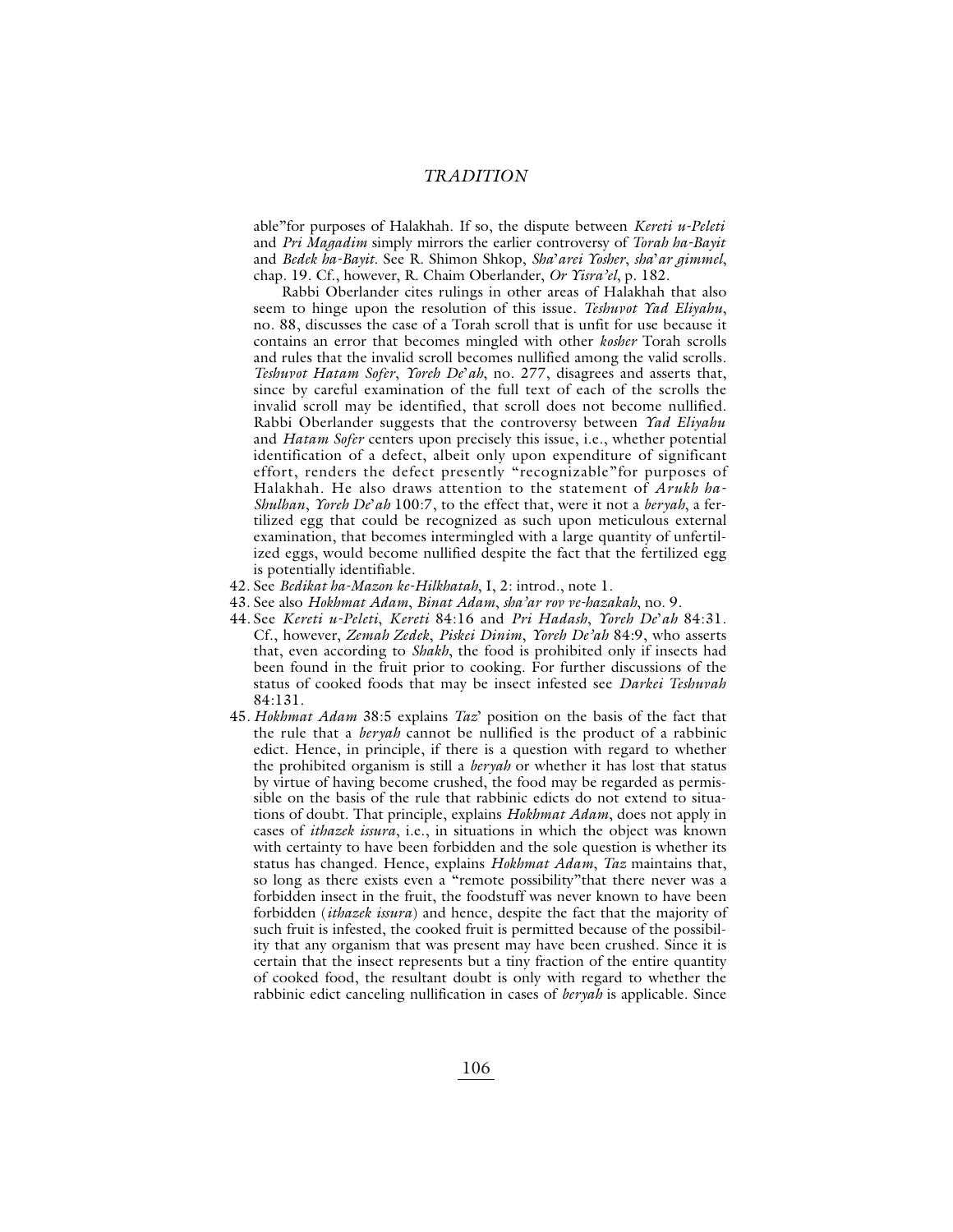able"for purposes of Halakhah. If so, the dispute between *Kereti u-Peleti* and *Pri Magadim* simply mirrors the earlier controversy of *Torah ha-Bayit* and *Bedek ha-Bayit*. See R. Shimon Shkop, *Sha'arei Yosher*, *sha'ar gimmel*, chap. 19. Cf., however, R. Chaim Oberlander, *Or Yisra'el*, p. 182.

Rabbi Oberlander cites rulings in other areas of Halakhah that also seem to hinge upon the resolution of this issue. *Teshuvot Yad Eliyahu*, no. 88, discusses the case of a Torah scroll that is unfit for use because it contains an error that becomes mingled with other *kosher* Torah scrolls and rules that the invalid scroll becomes nullified among the valid scrolls. *Teshuvot Hatam Sofer*, *Yoreh De'ah*, no. 277, disagrees and asserts that, since by careful examination of the full text of each of the scrolls the invalid scroll may be identified, that scroll does not become nullified. Rabbi Oberlander suggests that the controversy between *Yad Eliyahu* and *Hatam Sofer* centers upon precisely this issue, i.e., whether potential identification of a defect, albeit only upon expenditure of significant effort, renders the defect presently "recognizable"for purposes of Halakhah. He also draws attention to the statement of *Arukh ha-Shulhan*, *Yoreh De'ah* 100:7, to the effect that, were it not a *beryah*, a fertilized egg that could be recognized as such upon meticulous external examination, that becomes intermingled with a large quantity of unfertilized eggs, would become nullified despite the fact that the fertilized egg is potentially identifiable.

42. See *Bedikat ha-Mazon ke-Hilkhatah*, I, 2: introd., note 1.

43. See also *Hokhmat Adam*, *Binat Adam*, *sha'ar rov ve-hazakah*, no. 9.

44. See *Kereti u-Peleti*, *Kereti* 84:16 and *Pri Hadash*, *Yoreh De'ah* 84:31. Cf., however, *Zemah Zedek*, *Piskei Dinim*, *Yoreh De'ah* 84:9, who asserts that, even according to *Shakh*, the food is prohibited only if insects had been found in the fruit prior to cooking. For further discussions of the status of cooked foods that may be insect infested see *Darkei Teshuvah* 84:131.

45. *Hokhmat Adam* 38:5 explains *Taz*' position on the basis of the fact that the rule that a *beryah* cannot be nullified is the product of a rabbinic edict. Hence, in principle, if there is a question with regard to whether the prohibited organism is still a *beryah* or whether it has lost that status by virtue of having become crushed, the food may be regarded as permissible on the basis of the rule that rabbinic edicts do not extend to situations of doubt. That principle, explains *Hokhmat Adam*, does not apply in cases of *ithazek issura*, i.e., in situations in which the object was known with certainty to have been forbidden and the sole question is whether its status has changed. Hence, explains *Hokhmat Adam*, *Taz* maintains that, so long as there exists even a "remote possibility"that there never was a forbidden insect in the fruit, the foodstuff was never known to have been forbidden (*ithazek issura*) and hence, despite the fact that the majority of such fruit is infested, the cooked fruit is permitted because of the possibility that any organism that was present may have been crushed. Since it is certain that the insect represents but a tiny fraction of the entire quantity of cooked food, the resultant doubt is only with regard to whether the rabbinic edict canceling nullification in cases of *beryah* is applicable. Since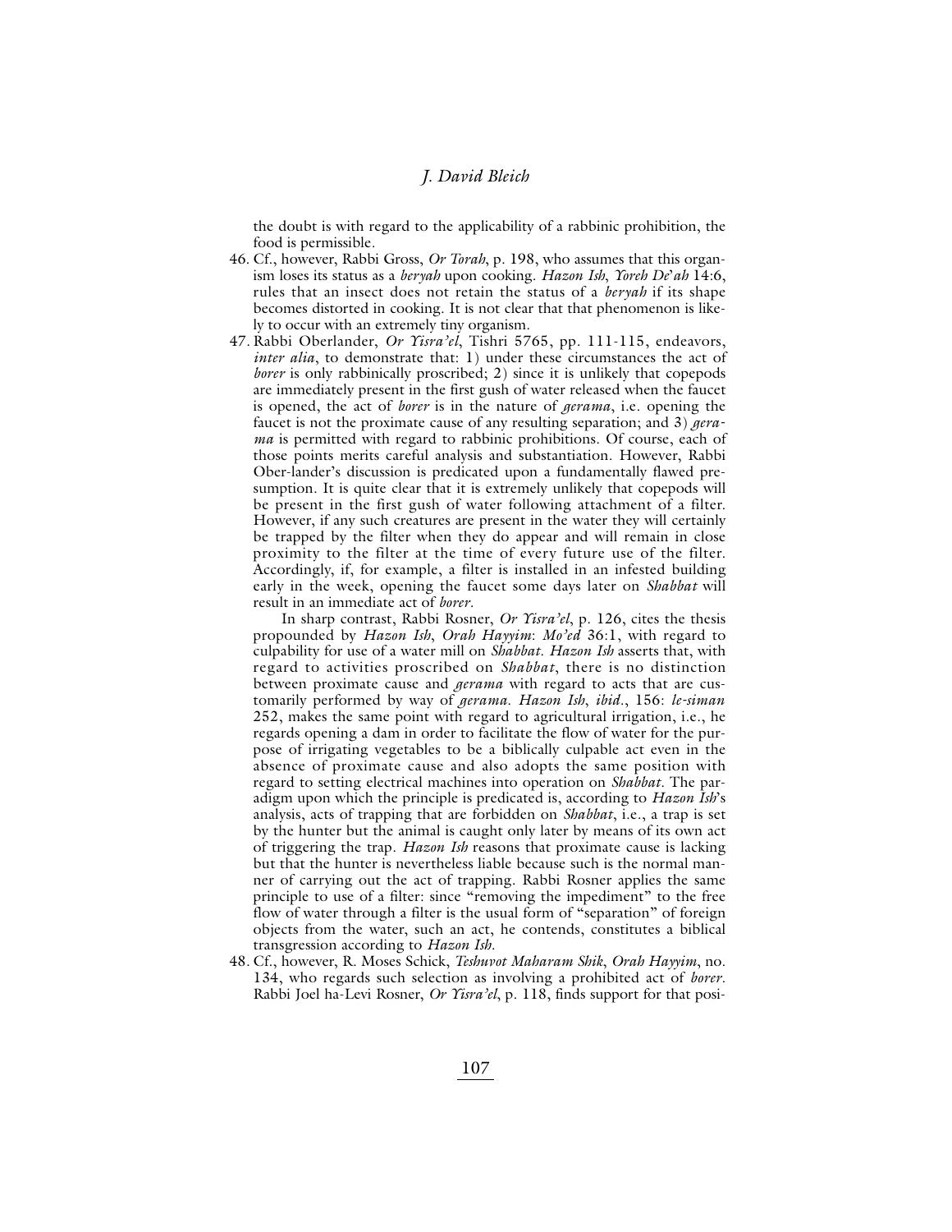the doubt is with regard to the applicability of a rabbinic prohibition, the food is permissible.

46. Cf., however, Rabbi Gross, *Or Torah*, p. 198, who assumes that this organism loses its status as a *beryah* upon cooking. *Hazon Ish*, *Yoreh De'ah* 14:6, rules that an insect does not retain the status of a *beryah* if its shape becomes distorted in cooking. It is not clear that that phenomenon is likely to occur with an extremely tiny organism.

47. Rabbi Oberlander, *Or Yisra'el*, Tishri 5765, pp. 111-115, endeavors, *inter alia*, to demonstrate that: 1) under these circumstances the act of *borer* is only rabbinically proscribed; 2) since it is unlikely that copepods are immediately present in the first gush of water released when the faucet is opened, the act of *borer* is in the nature of *gerama*, i.e. opening the faucet is not the proximate cause of any resulting separation; and 3) *gerama* is permitted with regard to rabbinic prohibitions. Of course, each of those points merits careful analysis and substantiation. However, Rabbi Ober-lander's discussion is predicated upon a fundamentally flawed presumption. It is quite clear that it is extremely unlikely that copepods will be present in the first gush of water following attachment of a filter. However, if any such creatures are present in the water they will certainly be trapped by the filter when they do appear and will remain in close proximity to the filter at the time of every future use of the filter. Accordingly, if, for example, a filter is installed in an infested building early in the week, opening the faucet some days later on *Shabbat* will result in an immediate act of *borer*.

    In sharp contrast, Rabbi Rosner, *Or Yisra'el*, p. 126, cites the thesis propounded by *Hazon Ish*, *Orah Hayyim*: *Mo'ed* 36:1, with regard to culpability for use of a water mill on *Shabbat*. *Hazon Ish* asserts that, with regard to activities proscribed on *Shabbat*, there is no distinction between proximate cause and *gerama* with regard to acts that are customarily performed by way of *gerama*. *Hazon Ish*, *ibid*., 156: *le-siman* 252, makes the same point with regard to agricultural irrigation, i.e., he regards opening a dam in order to facilitate the flow of water for the purpose of irrigating vegetables to be a biblically culpable act even in the absence of proximate cause and also adopts the same position with regard to setting electrical machines into operation on *Shabbat*. The paradigm upon which the principle is predicated is, according to *Hazon Ish*'s analysis, acts of trapping that are forbidden on *Shabbat*, i.e., a trap is set by the hunter but the animal is caught only later by means of its own act of triggering the trap. *Hazon Ish* reasons that proximate cause is lacking but that the hunter is nevertheless liable because such is the normal manner of carrying out the act of trapping. Rabbi Rosner applies the same principle to use of a filter: since "removing the impediment" to the free flow of water through a filter is the usual form of "separation" of foreign objects from the water, such an act, he contends, constitutes a biblical transgression according to *Hazon Ish*.

48. Cf., however, R. Moses Schick, *Teshuvot Maharam Shik*, *Orah Hayyim*, no. 134, who regards such selection as involving a prohibited act of *borer*. Rabbi Joel ha-Levi Rosner, *Or Yisra'el*, p. 118, finds support for that posi-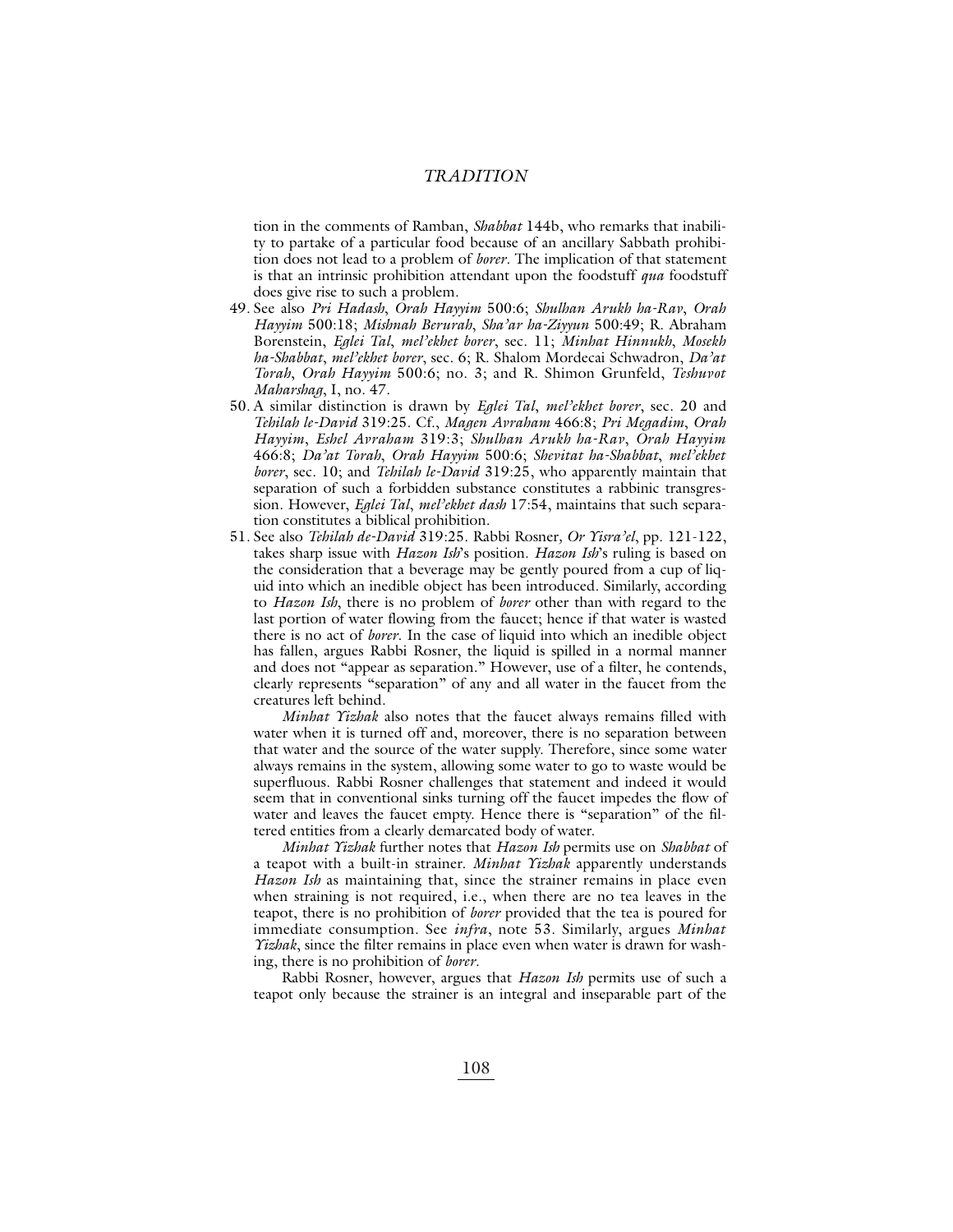tion in the comments of Ramban, *Shabbat* 144b, who remarks that inability to partake of a particular food because of an ancillary Sabbath prohibition does not lead to a problem of *borer*. The implication of that statement is that an intrinsic prohibition attendant upon the foodstuff *qua* foodstuff does give rise to such a problem.

49. See also *Pri Hadash*, *Orah Hayyim* 500:6; *Shulhan Arukh ha-Rav*, *Orah Hayyim* 500:18; *Mishnah Berurah*, *Sha'ar ha-Ziyyun* 500:49; R. Abraham Borenstein, *Eglei Tal*, *mel'ekhet borer*, sec. 11; *Minhat Hinnukh*, *Mosekh ha-Shabbat*, *mel'ekhet borer*, sec. 6; R. Shalom Mordecai Schwadron, *Da'at Torah*, *Orah Hayyim* 500:6; no. 3; and R. Shimon Grunfeld, *Teshuvot Maharshag*, I, no. 47.

50. A similar distinction is drawn by *Eglei Tal*, *mel'ekhet borer*, sec. 20 and *Tehilah le-David* 319:25. Cf., *Magen Avraham* 466:8; *Pri Megadim*, *Orah Hayyim*, *Eshel Avraham* 319:3; *Shulhan Arukh ha-Rav*, *Orah Hayyim* 466:8; *Da'at Torah*, *Orah Hayyim* 500:6; *Shevitat ha-Shabbat*, *mel'ekhet borer*, sec. 10; and *Tehilah le-David* 319:25, who apparently maintain that separation of such a forbidden substance constitutes a rabbinic transgression. However, *Eglei Tal*, *mel'ekhet dash* 17:54, maintains that such separation constitutes a biblical prohibition.

51. See also *Tehilah de-David* 319:25. Rabbi Rosner, *Or Yisra'el*, pp. 121-122, takes sharp issue with *Hazon Ish*'s position. *Hazon Ish*'s ruling is based on the consideration that a beverage may be gently poured from a cup of liquid into which an inedible object has been introduced. Similarly, according to *Hazon Ish*, there is no problem of *borer* other than with regard to the last portion of water flowing from the faucet; hence if that water is wasted there is no act of *borer*. In the case of liquid into which an inedible object has fallen, argues Rabbi Rosner, the liquid is spilled in a normal manner and does not "appear as separation." However, use of a filter, he contends, clearly represents "separation" of any and all water in the faucet from the creatures left behind.

    *Minhat Yizhak* also notes that the faucet always remains filled with water when it is turned off and, moreover, there is no separation between that water and the source of the water supply. Therefore, since some water always remains in the system, allowing some water to go to waste would be superfluous. Rabbi Rosner challenges that statement and indeed it would seem that in conventional sinks turning off the faucet impedes the flow of water and leaves the faucet empty. Hence there is "separation" of the filtered entities from a clearly demarcated body of water.

    *Minhat Yizhak* further notes that *Hazon Ish* permits use on *Shabbat* of a teapot with a built-in strainer. *Minhat Yizhak* apparently understands *Hazon Ish* as maintaining that, since the strainer remains in place even when straining is not required, i.e., when there are no tea leaves in the teapot, there is no prohibition of *borer* provided that the tea is poured for immediate consumption. See *infra*, note 53. Similarly, argues *Minhat Yizhak*, since the filter remains in place even when water is drawn for washing, there is no prohibition of *borer*.

    Rabbi Rosner, however, argues that *Hazon Ish* permits use of such a teapot only because the strainer is an integral and inseparable part of the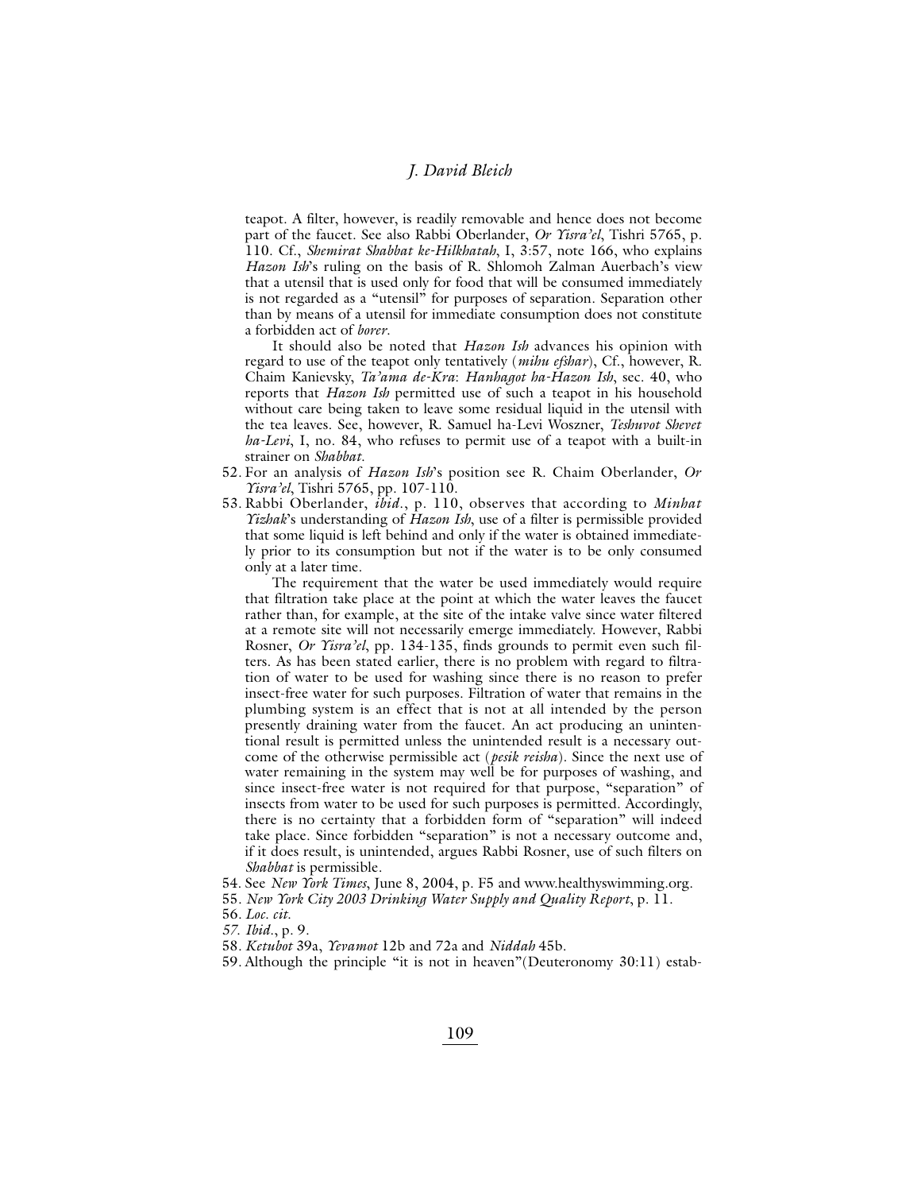teapot. A filter, however, is readily removable and hence does not become part of the faucet. See also Rabbi Oberlander, *Or Yisra'el*, Tishri 5765, p. 110. Cf., *Shemirat Shabbat ke-Hilkhatah*, I, 3:57, note 166, who explains *Hazon Ish*'s ruling on the basis of R. Shlomoh Zalman Auerbach's view that a utensil that is used only for food that will be consumed immediately is not regarded as a "utensil" for purposes of separation. Separation other than by means of a utensil for immediate consumption does not constitute a forbidden act of *borer*.

It should also be noted that *Hazon Ish* advances his opinion with regard to use of the teapot only tentatively (*mihu efshar*), Cf., however, R. Chaim Kanievsky, *Ta'ama de-Kra*: *Hanhagot ha-Hazon Ish*, sec. 40, who reports that *Hazon Ish* permitted use of such a teapot in his household without care being taken to leave some residual liquid in the utensil with the tea leaves. See, however, R. Samuel ha-Levi Woszner, *Teshuvot Shevet ha-Levi*, I, no. 84, who refuses to permit use of a teapot with a built-in strainer on *Shabbat*.

52. For an analysis of *Hazon Ish*'s position see R. Chaim Oberlander, *Or Yisra'el*, Tishri 5765, pp. 107-110.

53. Rabbi Oberlander, *ibid*., p. 110, observes that according to *Minhat Yizhak*'s understanding of *Hazon Ish*, use of a filter is permissible provided that some liquid is left behind and only if the water is obtained immediately prior to its consumption but not if the water is to be only consumed only at a later time.

    The requirement that the water be used immediately would require that filtration take place at the point at which the water leaves the faucet rather than, for example, at the site of the intake valve since water filtered at a remote site will not necessarily emerge immediately. However, Rabbi Rosner, *Or Yisra'el*, pp. 134-135, finds grounds to permit even such filters. As has been stated earlier, there is no problem with regard to filtration of water to be used for washing since there is no reason to prefer insect-free water for such purposes. Filtration of water that remains in the plumbing system is an effect that is not at all intended by the person presently draining water from the faucet. An act producing an unintentional result is permitted unless the unintended result is a necessary outcome of the otherwise permissible act (*pesik reisha*). Since the next use of water remaining in the system may well be for purposes of washing, and since insect-free water is not required for that purpose, "separation" of insects from water to be used for such purposes is permitted. Accordingly, there is no certainty that a forbidden form of "separation" will indeed take place. Since forbidden "separation" is not a necessary outcome and, if it does result, is unintended, argues Rabbi Rosner, use of such filters on *Shabbat* is permissible.

54. See *New York Times*, June 8, 2004, p. F5 and www.healthyswimming.org.

55. *New York City 2003 Drinking Water Supply and Quality Report*, p. 11.

56. *Loc. cit.*

57. *Ibid*., p. 9.

58. *Ketubot* 39a, *Yevamot* 12b and 72a and *Niddah* 45b.

59. Although the principle "it is not in heaven"(Deuteronomy 30:11) estab-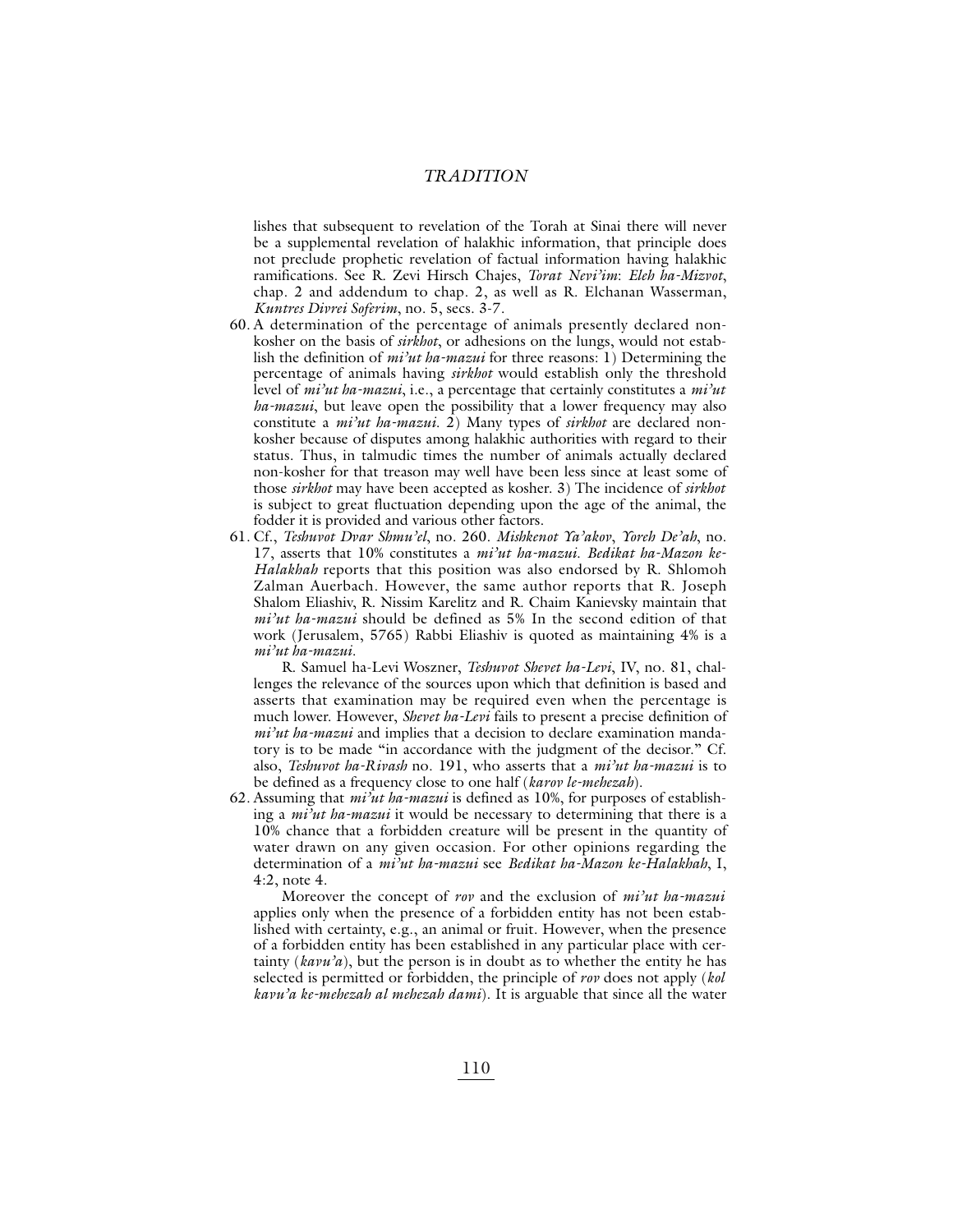lishes that subsequent to revelation of the Torah at Sinai there will never be a supplemental revelation of halakhic information, that principle does not preclude prophetic revelation of factual information having halakhic ramifications. See R. Zevi Hirsch Chajes, *Torat Nevi'im*: *Eleh ha-Mizvot*, chap. 2 and addendum to chap. 2, as well as R. Elchanan Wasserman, *Kuntres Divrei Soferim*, no. 5, secs. 3-7.

60. A determination of the percentage of animals presently declared non-kosher on the basis of *sirkhot*, or adhesions on the lungs, would not establish the definition of *mi'ut ha-mazui* for three reasons: 1) Determining the percentage of animals having *sirkhot* would establish only the threshold level of *mi'ut ha-mazui*, i.e., a percentage that certainly constitutes a *mi'ut ha-mazui*, but leave open the possibility that a lower frequency may also constitute a *mi'ut ha-mazui*. 2) Many types of *sirkhot* are declared non-kosher because of disputes among halakhic authorities with regard to their status. Thus, in talmudic times the number of animals actually declared non-kosher for that treason may well have been less since at least some of those *sirkhot* may have been accepted as kosher. 3) The incidence of *sirkhot* is subject to great fluctuation depending upon the age of the animal, the fodder it is provided and various other factors.

61. Cf., *Teshuvot Dvar Shmu'el*, no. 260. *Mishkenot Ya'akov*, *Yoreh De'ah*, no. 17, asserts that 10% constitutes a *mi'ut ha-mazui*. *Bedikat ha-Mazon ke-Halakhah* reports that this position was also endorsed by R. Shlomoh Zalman Auerbach. However, the same author reports that R. Joseph Shalom Eliashiv, R. Nissim Karelitz and R. Chaim Kanievsky maintain that *mi'ut ha-mazui* should be defined as 5% In the second edition of that work (Jerusalem, 5765) Rabbi Eliashiv is quoted as maintaining 4% is a *mi'ut ha-mazui*.

    R. Samuel ha-Levi Woszner, *Teshuvot Shevet ha-Levi*, IV, no. 81, challenges the relevance of the sources upon which that definition is based and asserts that examination may be required even when the percentage is much lower. However, *Shevet ha-Levi* fails to present a precise definition of *mi'ut ha-mazui* and implies that a decision to declare examination mandatory is to be made "in accordance with the judgment of the decisor." Cf. also, *Teshuvot ha-Rivash* no. 191, who asserts that a *mi'ut ha-mazui* is to be defined as a frequency close to one half (*karov le-mehezah*).

62. Assuming that *mi'ut ha-mazui* is defined as 10%, for purposes of establishing a *mi'ut ha-mazui* it would be necessary to determining that there is a 10% chance that a forbidden creature will be present in the quantity of water drawn on any given occasion. For other opinions regarding the determination of a *mi'ut ha-mazui* see *Bedikat ha-Mazon ke-Halakhah*, I, 4:2, note 4.

    Moreover the concept of *rov* and the exclusion of *mi'ut ha-mazui* applies only when the presence of a forbidden entity has not been established with certainty, e.g., an animal or fruit. However, when the presence of a forbidden entity has been established in any particular place with certainty (*kavu'a*), but the person is in doubt as to whether the entity he has selected is permitted or forbidden, the principle of *rov* does not apply (*kol kavu'a ke-mehezah al mehezah dami*). It is arguable that since all the water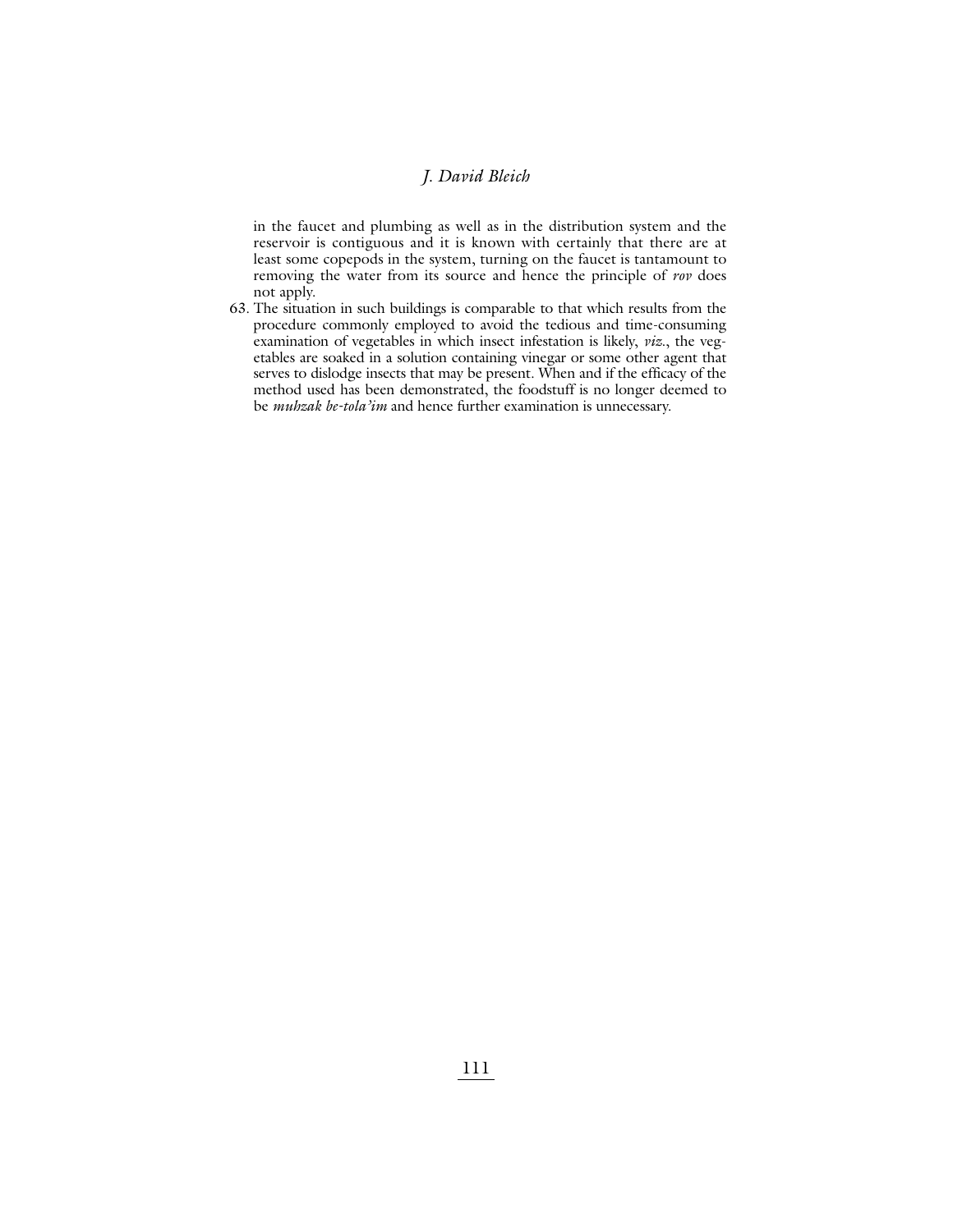in the faucet and plumbing as well as in the distribution system and the reservoir is contiguous and it is known with certainly that there are at least some copepods in the system, turning on the faucet is tantamount to removing the water from its source and hence the principle of *rov* does not apply.

63. The situation in such buildings is comparable to that which results from the procedure commonly employed to avoid the tedious and time-consuming examination of vegetables in which insect infestation is likely, *viz.*, the vegetables are soaked in a solution containing vinegar or some other agent that serves to dislodge insects that may be present. When and if the efficacy of the method used has been demonstrated, the foodstuff is no longer deemed to be *muhzak be-tola'im* and hence further examination is unnecessary.